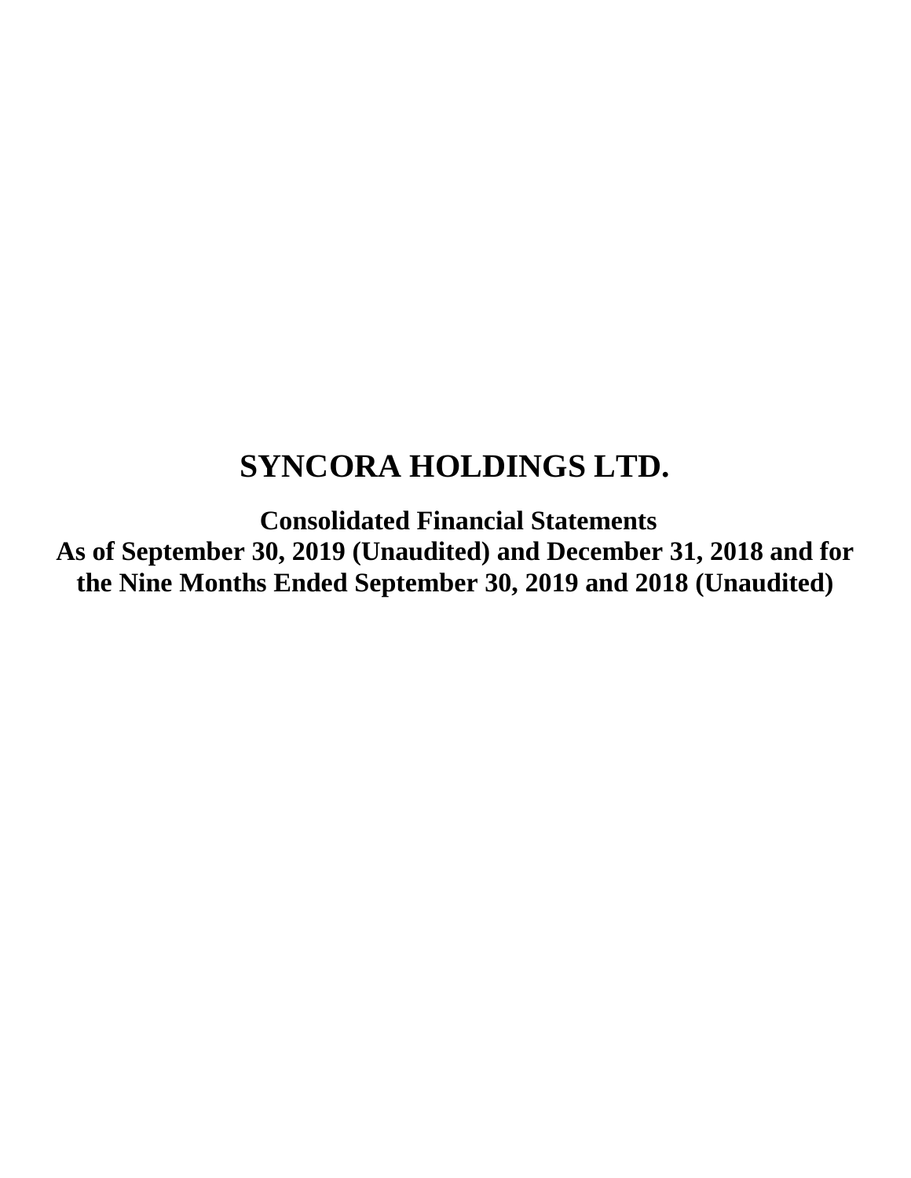# SYNCORA HOLDINGS LTD.

## Consolidated Financial Statements
## As of September 30, 2019 (Unaudited) and December 31, 2018 and for the Nine Months Ended September 30, 2019 and 2018 (Unaudited)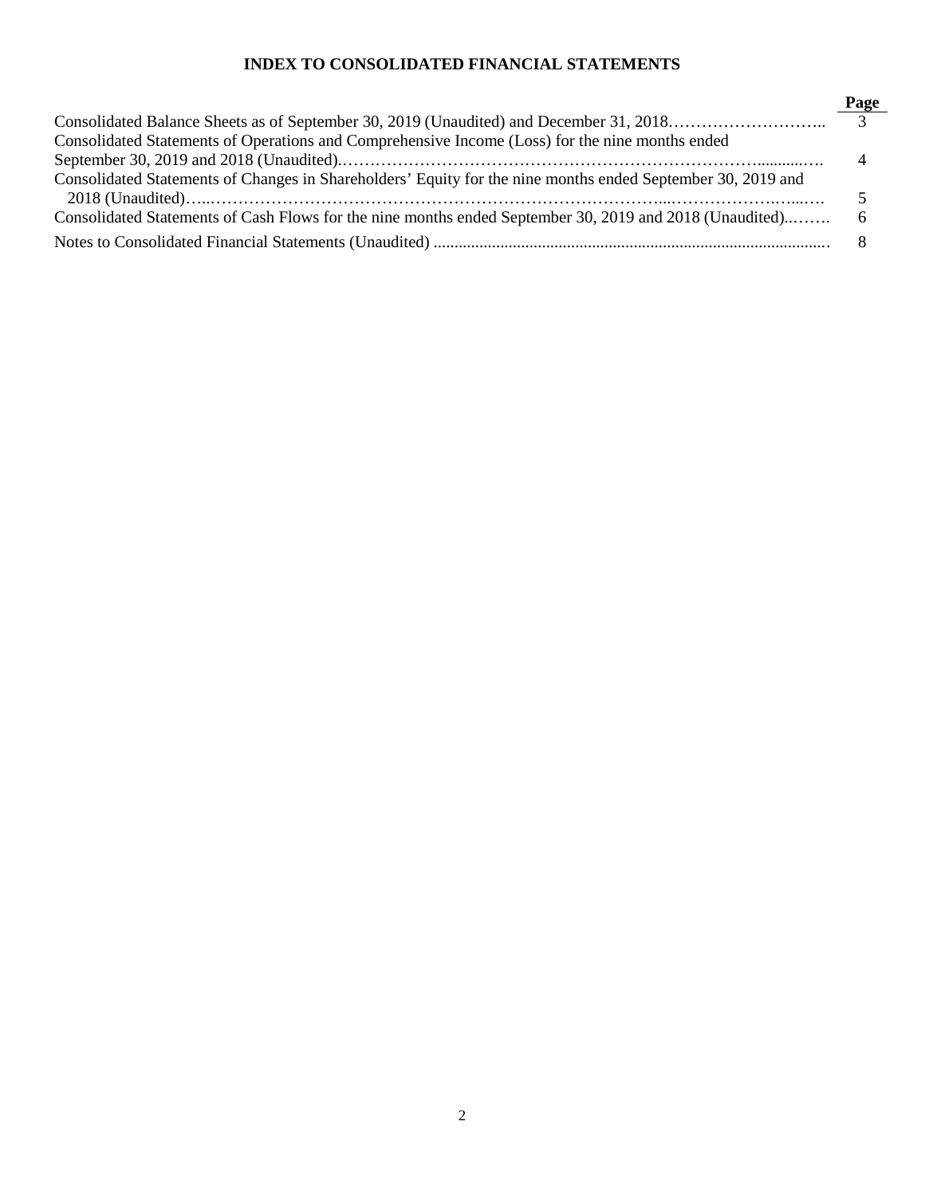# INDEX TO CONSOLIDATED FINANCIAL STATEMENTS

| | Page |
|---|---|
| Consolidated Balance Sheets as of September 30, 2019 (Unaudited) and December 31, 2018 | 3 |
| Consolidated Statements of Operations and Comprehensive Income (Loss) for the nine months ended September 30, 2019 and 2018 (Unaudited) | 4 |
| Consolidated Statements of Changes in Shareholders' Equity for the nine months ended September 30, 2019 and 2018 (Unaudited) | 5 |
| Consolidated Statements of Cash Flows for the nine months ended September 30, 2019 and 2018 (Unaudited) | 6 |
| Notes to Consolidated Financial Statements (Unaudited) | 8 |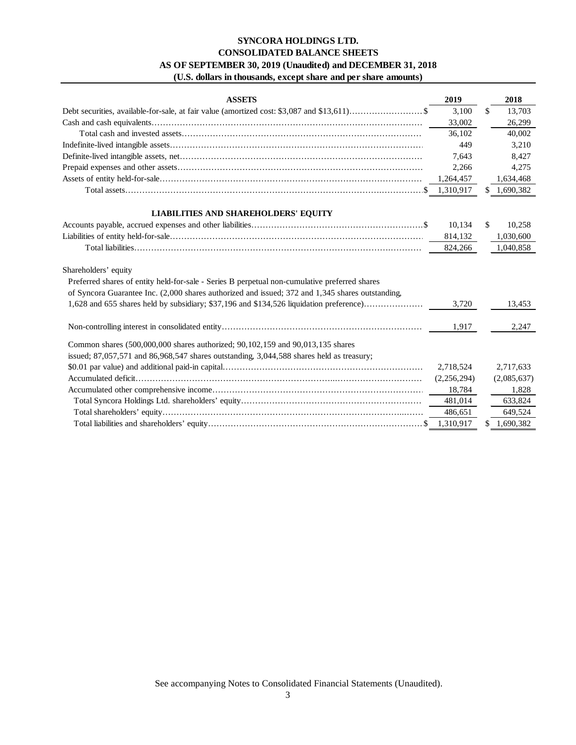# SYNCORA HOLDINGS LTD.
## CONSOLIDATED BALANCE SHEETS
### AS OF SEPTEMBER 30, 2019 (Unaudited) and DECEMBER 31, 2018
### (U.S. dollars in thousands, except share and per share amounts)

| ASSETS | 2019 | 2018 |
|---|---|---|
| Debt securities, available-for-sale, at fair value (amortized cost: $3,087 and $13,611) | $ 3,100 | $ 13,703 |
| Cash and cash equivalents | 33,002 | 26,299 |
| Total cash and invested assets | 36,102 | 40,002 |
| Indefinite-lived intangible assets | 449 | 3,210 |
| Definite-lived intangible assets, net | 7,643 | 8,427 |
| Prepaid expenses and other assets | 2,266 | 4,275 |
| Assets of entity held-for-sale | 1,264,457 | 1,634,468 |
| Total assets | $ 1,310,917 | $ 1,690,382 |
| **LIABILITIES AND SHAREHOLDERS' EQUITY** | | |
| Accounts payable, accrued expenses and other liabilities | $ 10,134 | $ 10,258 |
| Liabilities of entity held-for-sale | 814,132 | 1,030,600 |
| Total liabilities | 824,266 | 1,040,858 |
| Shareholders' equity | | |
| Preferred shares of entity held-for-sale - Series B perpetual non-cumulative preferred shares of Syncora Guarantee Inc. (2,000 shares authorized and issued; 372 and 1,345 shares outstanding, 1,628 and 655 shares held by subsidiary; $37,196 and $134,526 liquidation preference) | 3,720 | 13,453 |
| Non-controlling interest in consolidated entity | 1,917 | 2,247 |
| Common shares (500,000,000 shares authorized; 90,102,159 and 90,013,135 shares issued; 87,057,571 and 86,968,547 shares outstanding, 3,044,588 shares held as treasury; $0.01 par value) and additional paid-in capital | 2,718,524 | 2,717,633 |
| Accumulated deficit | (2,256,294) | (2,085,637) |
| Accumulated other comprehensive income | 18,784 | 1,828 |
| Total Syncora Holdings Ltd. shareholders' equity | 481,014 | 633,824 |
| Total shareholders' equity | 486,651 | 649,524 |
| Total liabilities and shareholders' equity | $ 1,310,917 | $ 1,690,382 |

See accompanying Notes to Consolidated Financial Statements (Unaudited).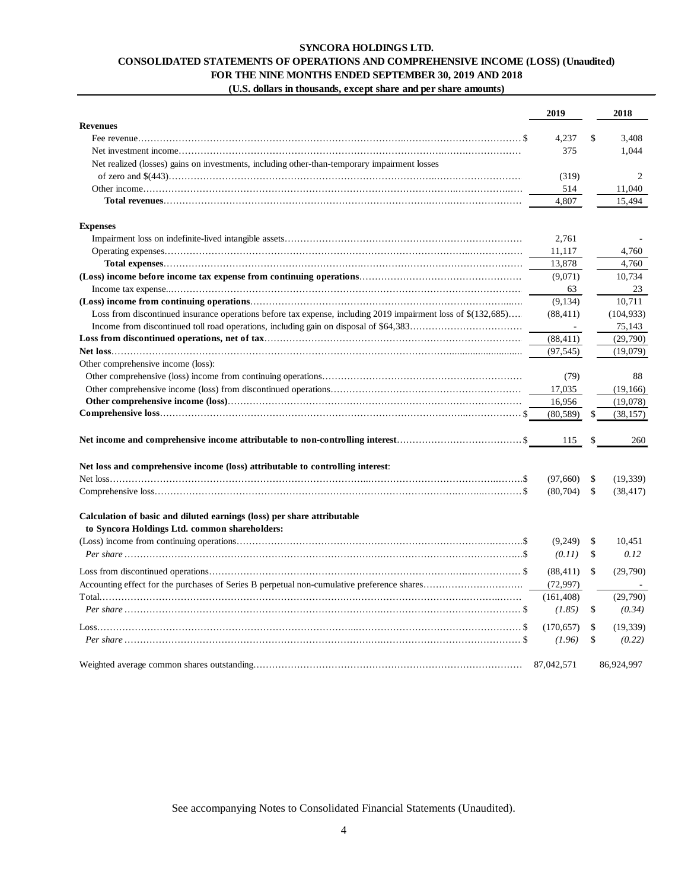**SYNCORA HOLDINGS LTD.**
**CONSOLIDATED STATEMENTS OF OPERATIONS AND COMPREHENSIVE INCOME (LOSS) (Unaudited)**
**FOR THE NINE MONTHS ENDED SEPTEMBER 30, 2019 AND 2018**
**(U.S. dollars in thousands, except share and per share amounts)**

| | 2019 | 2018 |
|---|---|---|
| **Revenues** | | |
| Fee revenue | $ 4,237 | $ 3,408 |
| Net investment income | 375 | 1,044 |
| Net realized (losses) gains on investments, including other-than-temporary impairment losses of zero and $(443) | (319) | 2 |
| Other income | 514 | 11,040 |
| **Total revenues** | 4,807 | 15,494 |
| **Expenses** | | |
| Impairment loss on indefinite-lived intangible assets | 2,761 | - |
| Operating expenses | 11,117 | 4,760 |
| **Total expenses** | 13,878 | 4,760 |
| **(Loss) income before income tax expense from continuing operations** | (9,071) | 10,734 |
| Income tax expense | 63 | 23 |
| **(Loss) income from continuing operations** | (9,134) | 10,711 |
| Loss from discontinued insurance operations before tax expense, including 2019 impairment loss of $(132,685) | (88,411) | (104,933) |
| Income from discontinued toll road operations, including gain on disposal of $64,383 | - | 75,143 |
| **Loss from discontinued operations, net of tax** | (88,411) | (29,790) |
| **Net loss** | (97,545) | (19,079) |
| Other comprehensive income (loss): | | |
| Other comprehensive (loss) income from continuing operations | (79) | 88 |
| Other comprehensive income (loss) from discontinued operations | 17,035 | (19,166) |
| **Other comprehensive income (loss)** | 16,956 | (19,078) |
| **Comprehensive loss** | $ (80,589) | $ (38,157) |
| **Net income and comprehensive income attributable to non-controlling interest** | $ 115 | $ 260 |
| **Net loss and comprehensive income (loss) attributable to controlling interest**: | | |
| Net loss | $ (97,660) | $ (19,339) |
| Comprehensive loss | $ (80,704) | $ (38,417) |
| **Calculation of basic and diluted earnings (loss) per share attributable to Syncora Holdings Ltd. common shareholders:** | | |
| (Loss) income from continuing operations | $ (9,249) | $ 10,451 |
| *Per share* | $ *(0.11)* | $ *0.12* |
| Loss from discontinued operations | $ (88,411) | $ (29,790) |
| Accounting effect for the purchases of Series B perpetual non-cumulative preference shares | (72,997) | - |
| Total | (161,408) | (29,790) |
| *Per share* | $ *(1.85)* | $ *(0.34)* |
| Loss | $ (170,657) | $ (19,339) |
| *Per share* | $ *(1.96)* | $ *(0.22)* |
| Weighted average common shares outstanding | 87,042,571 | 86,924,997 |

See accompanying Notes to Consolidated Financial Statements (Unaudited).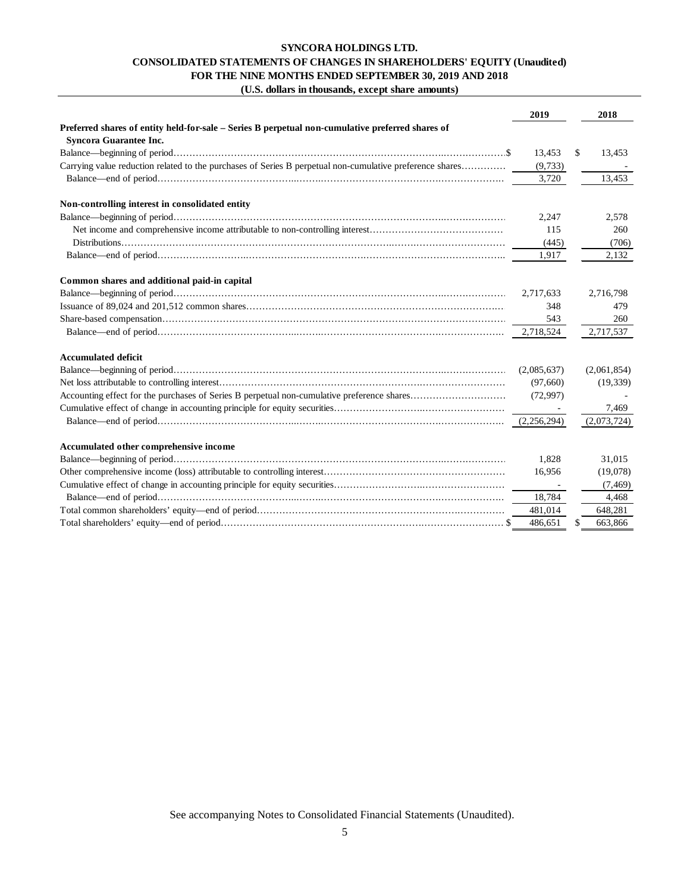**SYNCORA HOLDINGS LTD.**
**CONSOLIDATED STATEMENTS OF CHANGES IN SHAREHOLDERS' EQUITY (Unaudited)**
**FOR THE NINE MONTHS ENDED SEPTEMBER 30, 2019 AND 2018**
**(U.S. dollars in thousands, except share amounts)**

| | 2019 | 2018 |
|---|---|---|
| **Preferred shares of entity held-for-sale – Series B perpetual non-cumulative preferred shares of Syncora Guarantee Inc.** | | |
| Balance—beginning of period | $ 13,453 | $ 13,453 |
| Carrying value reduction related to the purchases of Series B perpetual non-cumulative preference shares | (9,733) | - |
| Balance—end of period | 3,720 | 13,453 |
| **Non-controlling interest in consolidated entity** | | |
| Balance—beginning of period | 2,247 | 2,578 |
| Net income and comprehensive income attributable to non-controlling interest | 115 | 260 |
| Distributions | (445) | (706) |
| Balance—end of period | 1,917 | 2,132 |
| **Common shares and additional paid-in capital** | | |
| Balance—beginning of period | 2,717,633 | 2,716,798 |
| Issuance of 89,024 and 201,512 common shares | 348 | 479 |
| Share-based compensation | 543 | 260 |
| Balance—end of period | 2,718,524 | 2,717,537 |
| **Accumulated deficit** | | |
| Balance—beginning of period | (2,085,637) | (2,061,854) |
| Net loss attributable to controlling interest | (97,660) | (19,339) |
| Accounting effect for the purchases of Series B perpetual non-cumulative preference shares | (72,997) | - |
| Cumulative effect of change in accounting principle for equity securities | - | 7,469 |
| Balance—end of period | (2,256,294) | (2,073,724) |
| **Accumulated other comprehensive income** | | |
| Balance—beginning of period | 1,828 | 31,015 |
| Other comprehensive income (loss) attributable to controlling interest | 16,956 | (19,078) |
| Cumulative effect of change in accounting principle for equity securities | - | (7,469) |
| Balance—end of period | 18,784 | 4,468 |
| Total common shareholders' equity—end of period | 481,014 | 648,281 |
| Total shareholders' equity—end of period | $ 486,651 | $ 663,866 |

See accompanying Notes to Consolidated Financial Statements (Unaudited).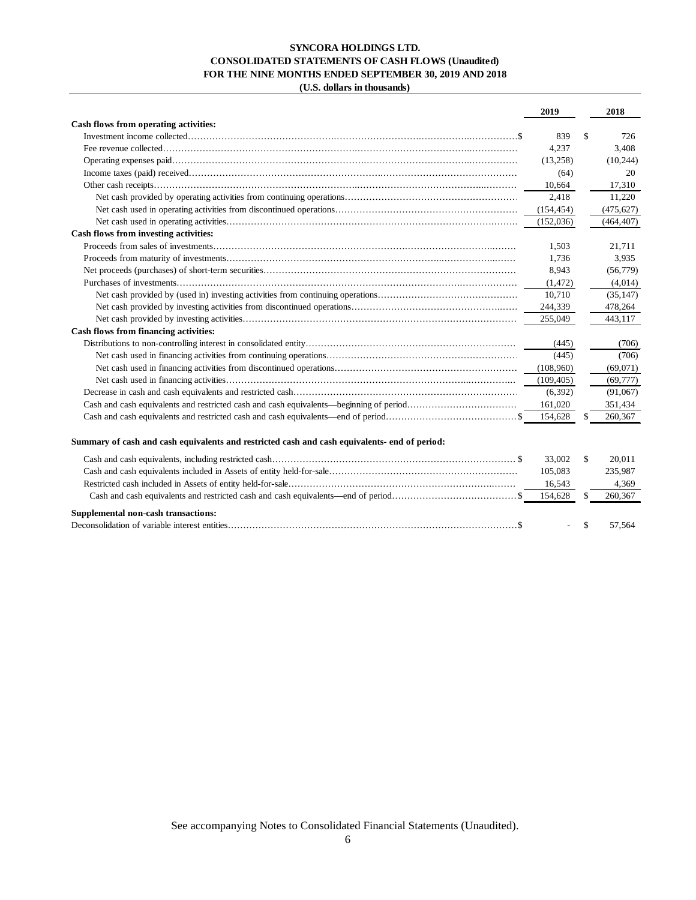**SYNCORA HOLDINGS LTD.**
**CONSOLIDATED STATEMENTS OF CASH FLOWS (Unaudited)**
**FOR THE NINE MONTHS ENDED SEPTEMBER 30, 2019 AND 2018**
**(U.S. dollars in thousands)**

| | 2019 | 2018 |
|---|---|---|
| **Cash flows from operating activities:** | | |
| Investment income collected | $ 839 | $ 726 |
| Fee revenue collected | 4,237 | 3,408 |
| Operating expenses paid | (13,258) | (10,244) |
| Income taxes (paid) received | (64) | 20 |
| Other cash receipts | 10,664 | 17,310 |
| Net cash provided by operating activities from continuing operations | 2,418 | 11,220 |
| Net cash used in operating activities from discontinued operations | (154,454) | (475,627) |
| Net cash used in operating activities | (152,036) | (464,407) |
| **Cash flows from investing activities:** | | |
| Proceeds from sales of investments | 1,503 | 21,711 |
| Proceeds from maturity of investments | 1,736 | 3,935 |
| Net proceeds (purchases) of short-term securities | 8,943 | (56,779) |
| Purchases of investments | (1,472) | (4,014) |
| Net cash provided by (used in) investing activities from continuing operations | 10,710 | (35,147) |
| Net cash provided by investing activities from discontinued operations | 244,339 | 478,264 |
| Net cash provided by investing activities | 255,049 | 443,117 |
| **Cash flows from financing activities:** | | |
| Distributions to non-controlling interest in consolidated entity | (445) | (706) |
| Net cash used in financing activities from continuing operations | (445) | (706) |
| Net cash used in financing activities from discontinued operations | (108,960) | (69,071) |
| Net cash used in financing activities | (109,405) | (69,777) |
| Decrease in cash and cash equivalents and restricted cash | (6,392) | (91,067) |
| Cash and cash equivalents and restricted cash and cash equivalents—beginning of period | 161,020 | 351,434 |
| Cash and cash equivalents and restricted cash and cash equivalents—end of period | $ 154,628 | $ 260,367 |

**Summary of cash and cash equivalents and restricted cash and cash equivalents- end of period:**

| | 2019 | 2018 |
|---|---|---|
| Cash and cash equivalents, including restricted cash | $ 33,002 | $ 20,011 |
| Cash and cash equivalents included in Assets of entity held-for-sale | 105,083 | 235,987 |
| Restricted cash included in Assets of entity held-for-sale | 16,543 | 4,369 |
| Cash and cash equivalents and restricted cash and cash equivalents—end of period | $ 154,628 | $ 260,367 |

**Supplemental non-cash transactions:**

| | 2019 | 2018 |
|---|---|---|
| Deconsolidation of variable interest entities | $ - | $ 57,564 |

See accompanying Notes to Consolidated Financial Statements (Unaudited).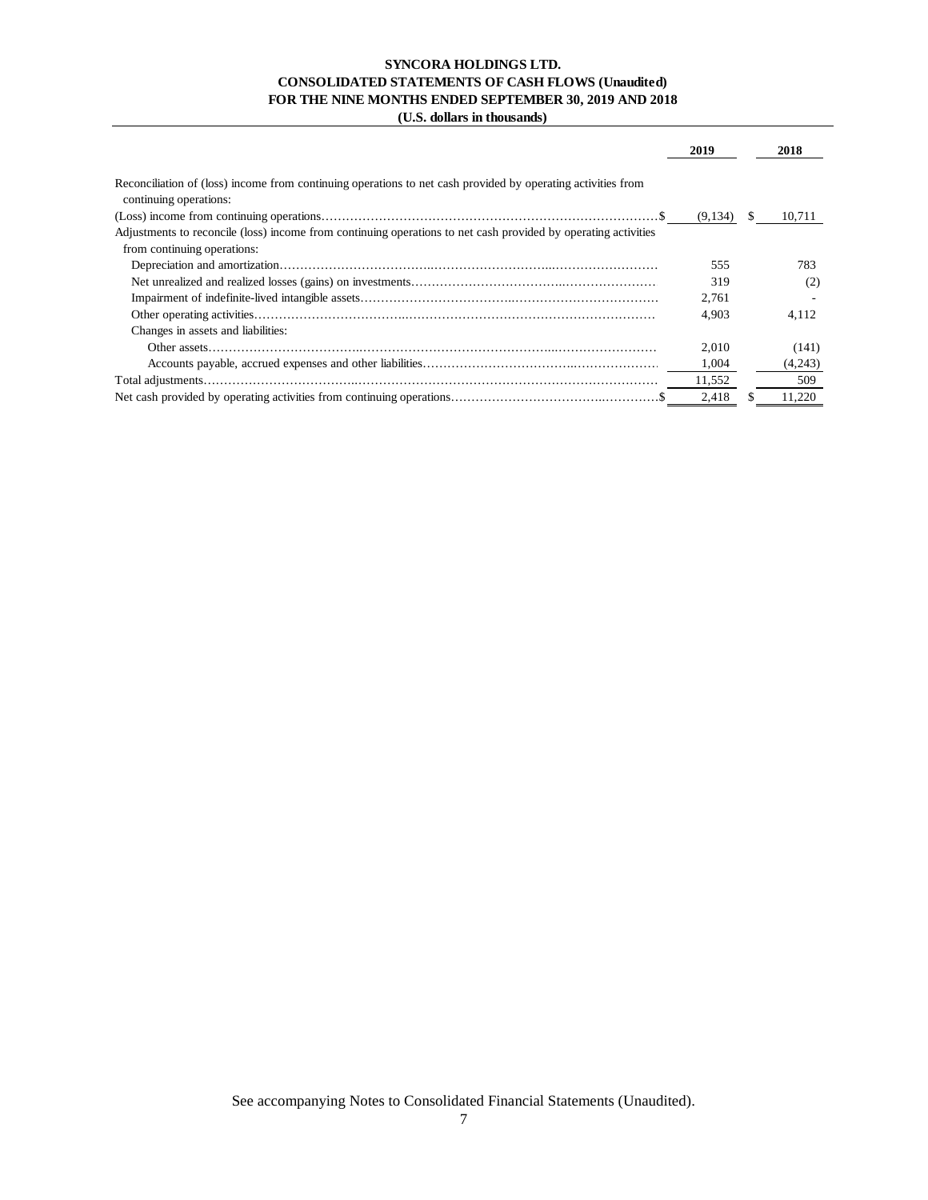**SYNCORA HOLDINGS LTD.**
**CONSOLIDATED STATEMENTS OF CASH FLOWS (Unaudited)**
**FOR THE NINE MONTHS ENDED SEPTEMBER 30, 2019 AND 2018**
**(U.S. dollars in thousands)**

| | 2019 | 2018 |
|---|---|---|
| Reconciliation of (loss) income from continuing operations to net cash provided by operating activities from continuing operations: | | |
| (Loss) income from continuing operations $ | (9,134) | $ 10,711 |
| Adjustments to reconcile (loss) income from continuing operations to net cash provided by operating activities from continuing operations: | | |
| Depreciation and amortization | 555 | 783 |
| Net unrealized and realized losses (gains) on investments | 319 | (2) |
| Impairment of indefinite-lived intangible assets | 2,761 | - |
| Other operating activities | 4,903 | 4,112 |
| Changes in assets and liabilities: | | |
| Other assets | 2,010 | (141) |
| Accounts payable, accrued expenses and other liabilities | 1,004 | (4,243) |
| Total adjustments | 11,552 | 509 |
| Net cash provided by operating activities from continuing operations $ | 2,418 | $ 11,220 |

See accompanying Notes to Consolidated Financial Statements (Unaudited).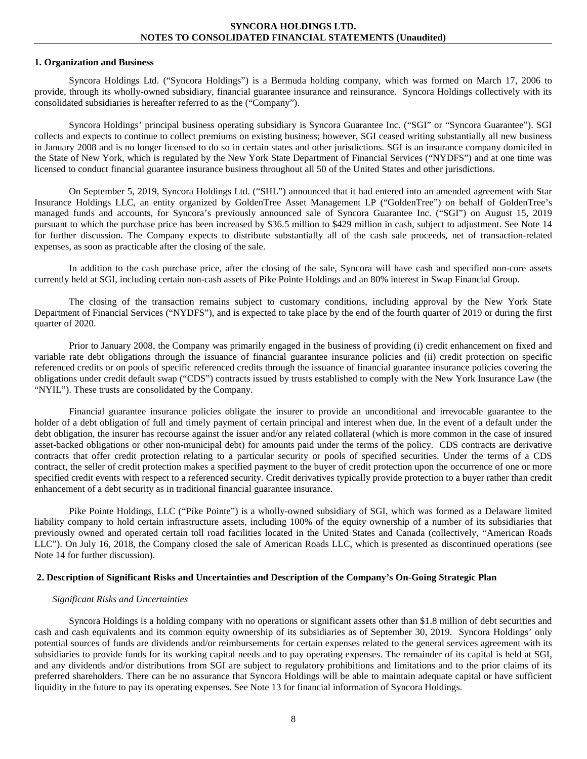## 1. Organization and Business

Syncora Holdings Ltd. ("Syncora Holdings") is a Bermuda holding company, which was formed on March 17, 2006 to provide, through its wholly-owned subsidiary, financial guarantee insurance and reinsurance. Syncora Holdings collectively with its consolidated subsidiaries is hereafter referred to as the ("Company").

Syncora Holdings' principal business operating subsidiary is Syncora Guarantee Inc. ("SGI" or "Syncora Guarantee"). SGI collects and expects to continue to collect premiums on existing business; however, SGI ceased writing substantially all new business in January 2008 and is no longer licensed to do so in certain states and other jurisdictions. SGI is an insurance company domiciled in the State of New York, which is regulated by the New York State Department of Financial Services ("NYDFS") and at one time was licensed to conduct financial guarantee insurance business throughout all 50 of the United States and other jurisdictions.

On September 5, 2019, Syncora Holdings Ltd. ("SHL") announced that it had entered into an amended agreement with Star Insurance Holdings LLC, an entity organized by GoldenTree Asset Management LP ("GoldenTree") on behalf of GoldenTree's managed funds and accounts, for Syncora's previously announced sale of Syncora Guarantee Inc. ("SGI") on August 15, 2019 pursuant to which the purchase price has been increased by $36.5 million to $429 million in cash, subject to adjustment. See Note 14 for further discussion. The Company expects to distribute substantially all of the cash sale proceeds, net of transaction-related expenses, as soon as practicable after the closing of the sale.

In addition to the cash purchase price, after the closing of the sale, Syncora will have cash and specified non-core assets currently held at SGI, including certain non-cash assets of Pike Pointe Holdings and an 80% interest in Swap Financial Group.

The closing of the transaction remains subject to customary conditions, including approval by the New York State Department of Financial Services ("NYDFS"), and is expected to take place by the end of the fourth quarter of 2019 or during the first quarter of 2020.

Prior to January 2008, the Company was primarily engaged in the business of providing (i) credit enhancement on fixed and variable rate debt obligations through the issuance of financial guarantee insurance policies and (ii) credit protection on specific referenced credits or on pools of specific referenced credits through the issuance of financial guarantee insurance policies covering the obligations under credit default swap ("CDS") contracts issued by trusts established to comply with the New York Insurance Law (the "NYIL"). These trusts are consolidated by the Company.

Financial guarantee insurance policies obligate the insurer to provide an unconditional and irrevocable guarantee to the holder of a debt obligation of full and timely payment of certain principal and interest when due. In the event of a default under the debt obligation, the insurer has recourse against the issuer and/or any related collateral (which is more common in the case of insured asset-backed obligations or other non-municipal debt) for amounts paid under the terms of the policy. CDS contracts are derivative contracts that offer credit protection relating to a particular security or pools of specified securities. Under the terms of a CDS contract, the seller of credit protection makes a specified payment to the buyer of credit protection upon the occurrence of one or more specified credit events with respect to a referenced security. Credit derivatives typically provide protection to a buyer rather than credit enhancement of a debt security as in traditional financial guarantee insurance.

Pike Pointe Holdings, LLC ("Pike Pointe") is a wholly-owned subsidiary of SGI, which was formed as a Delaware limited liability company to hold certain infrastructure assets, including 100% of the equity ownership of a number of its subsidiaries that previously owned and operated certain toll road facilities located in the United States and Canada (collectively, "American Roads LLC"). On July 16, 2018, the Company closed the sale of American Roads LLC, which is presented as discontinued operations (see Note 14 for further discussion).

## 2. Description of Significant Risks and Uncertainties and Description of the Company's On-Going Strategic Plan

*Significant Risks and Uncertainties*

Syncora Holdings is a holding company with no operations or significant assets other than $1.8 million of debt securities and cash and cash equivalents and its common equity ownership of its subsidiaries as of September 30, 2019. Syncora Holdings' only potential sources of funds are dividends and/or reimbursements for certain expenses related to the general services agreement with its subsidiaries to provide funds for its working capital needs and to pay operating expenses. The remainder of its capital is held at SGI, and any dividends and/or distributions from SGI are subject to regulatory prohibitions and limitations and to the prior claims of its preferred shareholders. There can be no assurance that Syncora Holdings will be able to maintain adequate capital or have sufficient liquidity in the future to pay its operating expenses. See Note 13 for financial information of Syncora Holdings.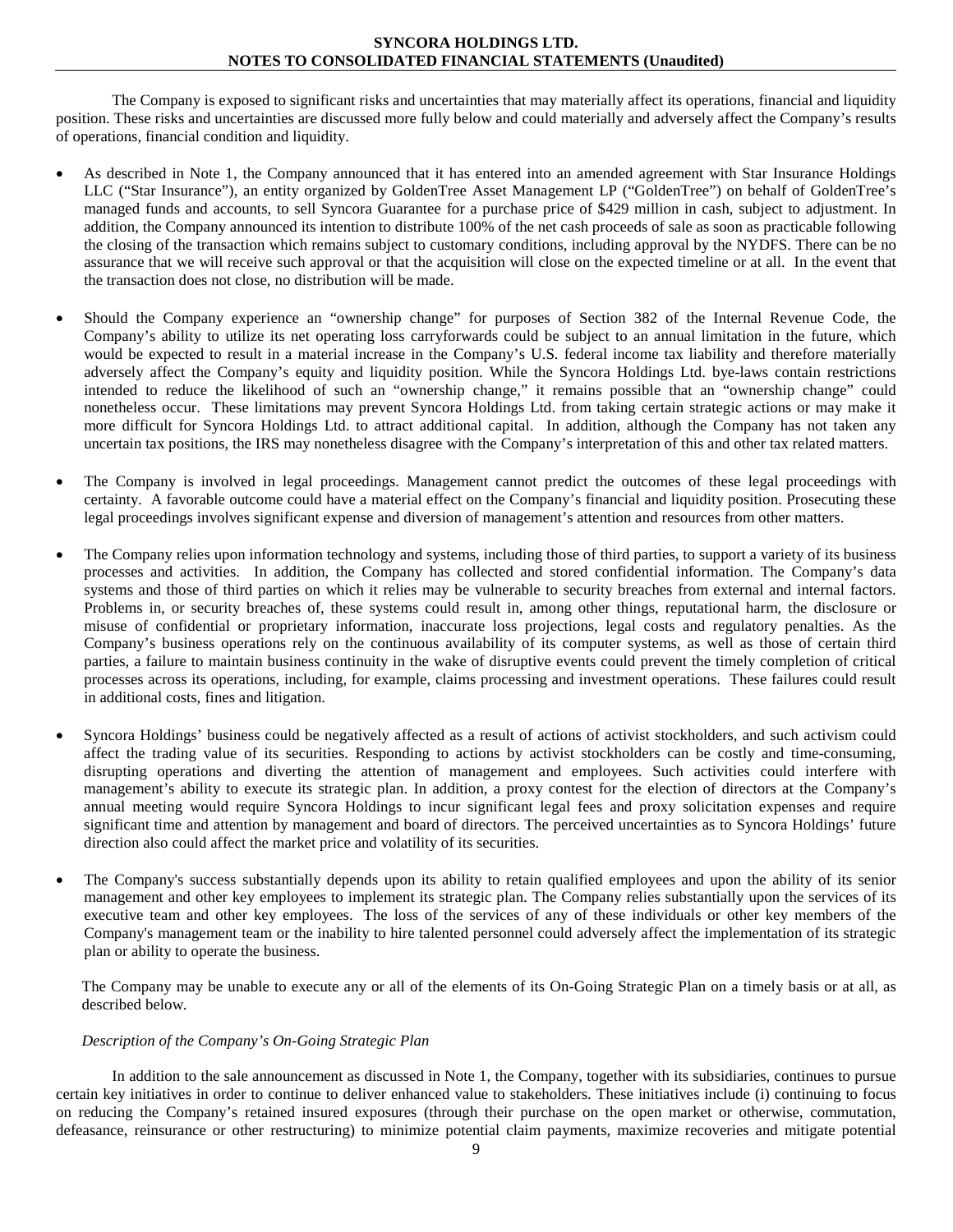The Company is exposed to significant risks and uncertainties that may materially affect its operations, financial and liquidity position. These risks and uncertainties are discussed more fully below and could materially and adversely affect the Company's results of operations, financial condition and liquidity.

- As described in Note 1, the Company announced that it has entered into an amended agreement with Star Insurance Holdings LLC ("Star Insurance"), an entity organized by GoldenTree Asset Management LP ("GoldenTree") on behalf of GoldenTree's managed funds and accounts, to sell Syncora Guarantee for a purchase price of $429 million in cash, subject to adjustment. In addition, the Company announced its intention to distribute 100% of the net cash proceeds of sale as soon as practicable following the closing of the transaction which remains subject to customary conditions, including approval by the NYDFS. There can be no assurance that we will receive such approval or that the acquisition will close on the expected timeline or at all. In the event that the transaction does not close, no distribution will be made.

- Should the Company experience an "ownership change" for purposes of Section 382 of the Internal Revenue Code, the Company's ability to utilize its net operating loss carryforwards could be subject to an annual limitation in the future, which would be expected to result in a material increase in the Company's U.S. federal income tax liability and therefore materially adversely affect the Company's equity and liquidity position. While the Syncora Holdings Ltd. bye-laws contain restrictions intended to reduce the likelihood of such an "ownership change," it remains possible that an "ownership change" could nonetheless occur. These limitations may prevent Syncora Holdings Ltd. from taking certain strategic actions or may make it more difficult for Syncora Holdings Ltd. to attract additional capital. In addition, although the Company has not taken any uncertain tax positions, the IRS may nonetheless disagree with the Company's interpretation of this and other tax related matters.

- The Company is involved in legal proceedings. Management cannot predict the outcomes of these legal proceedings with certainty. A favorable outcome could have a material effect on the Company's financial and liquidity position. Prosecuting these legal proceedings involves significant expense and diversion of management's attention and resources from other matters.

- The Company relies upon information technology and systems, including those of third parties, to support a variety of its business processes and activities. In addition, the Company has collected and stored confidential information. The Company's data systems and those of third parties on which it relies may be vulnerable to security breaches from external and internal factors. Problems in, or security breaches of, these systems could result in, among other things, reputational harm, the disclosure or misuse of confidential or proprietary information, inaccurate loss projections, legal costs and regulatory penalties. As the Company's business operations rely on the continuous availability of its computer systems, as well as those of certain third parties, a failure to maintain business continuity in the wake of disruptive events could prevent the timely completion of critical processes across its operations, including, for example, claims processing and investment operations. These failures could result in additional costs, fines and litigation.

- Syncora Holdings' business could be negatively affected as a result of actions of activist stockholders, and such activism could affect the trading value of its securities. Responding to actions by activist stockholders can be costly and time-consuming, disrupting operations and diverting the attention of management and employees. Such activities could interfere with management's ability to execute its strategic plan. In addition, a proxy contest for the election of directors at the Company's annual meeting would require Syncora Holdings to incur significant legal fees and proxy solicitation expenses and require significant time and attention by management and board of directors. The perceived uncertainties as to Syncora Holdings' future direction also could affect the market price and volatility of its securities.

- The Company's success substantially depends upon its ability to retain qualified employees and upon the ability of its senior management and other key employees to implement its strategic plan. The Company relies substantially upon the services of its executive team and other key employees. The loss of the services of any of these individuals or other key members of the Company's management team or the inability to hire talented personnel could adversely affect the implementation of its strategic plan or ability to operate the business.

The Company may be unable to execute any or all of the elements of its On-Going Strategic Plan on a timely basis or at all, as described below.

*Description of the Company's On-Going Strategic Plan*

In addition to the sale announcement as discussed in Note 1, the Company, together with its subsidiaries, continues to pursue certain key initiatives in order to continue to deliver enhanced value to stakeholders. These initiatives include (i) continuing to focus on reducing the Company's retained insured exposures (through their purchase on the open market or otherwise, commutation, defeasance, reinsurance or other restructuring) to minimize potential claim payments, maximize recoveries and mitigate potential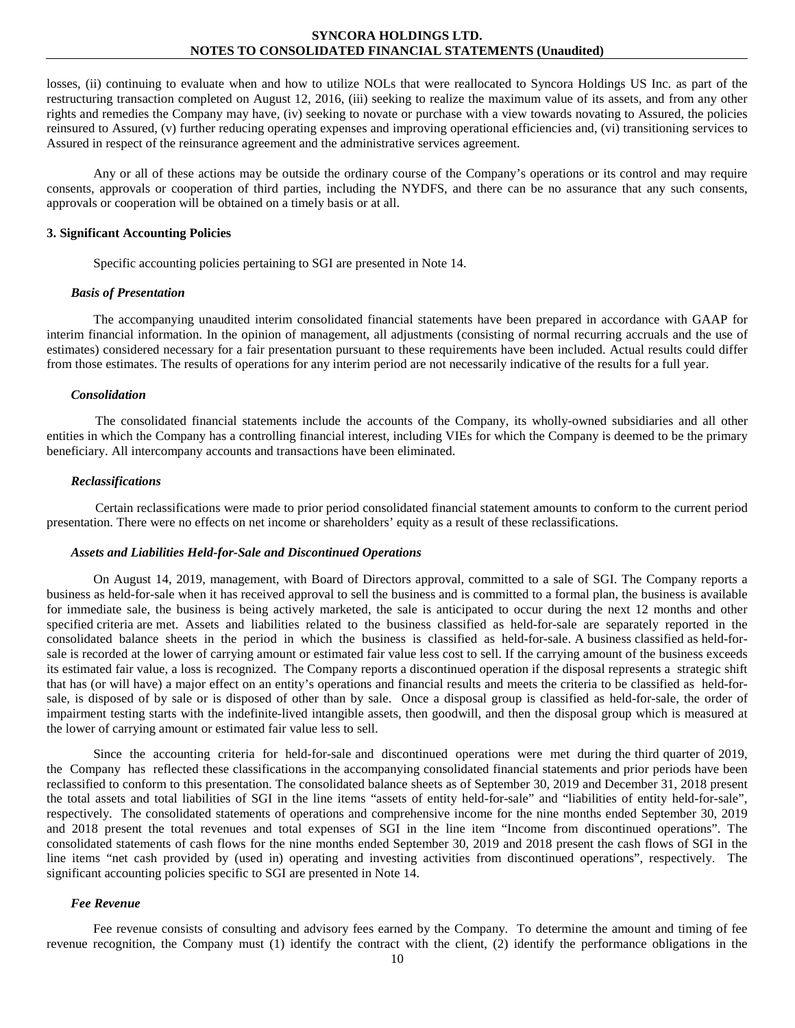losses, (ii) continuing to evaluate when and how to utilize NOLs that were reallocated to Syncora Holdings US Inc. as part of the restructuring transaction completed on August 12, 2016, (iii) seeking to realize the maximum value of its assets, and from any other rights and remedies the Company may have, (iv) seeking to novate or purchase with a view towards novating to Assured, the policies reinsured to Assured, (v) further reducing operating expenses and improving operational efficiencies and, (vi) transitioning services to Assured in respect of the reinsurance agreement and the administrative services agreement.

Any or all of these actions may be outside the ordinary course of the Company's operations or its control and may require consents, approvals or cooperation of third parties, including the NYDFS, and there can be no assurance that any such consents, approvals or cooperation will be obtained on a timely basis or at all.

**3. Significant Accounting Policies**

Specific accounting policies pertaining to SGI are presented in Note 14.

***Basis of Presentation***

The accompanying unaudited interim consolidated financial statements have been prepared in accordance with GAAP for interim financial information. In the opinion of management, all adjustments (consisting of normal recurring accruals and the use of estimates) considered necessary for a fair presentation pursuant to these requirements have been included. Actual results could differ from those estimates. The results of operations for any interim period are not necessarily indicative of the results for a full year.

***Consolidation***

The consolidated financial statements include the accounts of the Company, its wholly-owned subsidiaries and all other entities in which the Company has a controlling financial interest, including VIEs for which the Company is deemed to be the primary beneficiary. All intercompany accounts and transactions have been eliminated.

***Reclassifications***

Certain reclassifications were made to prior period consolidated financial statement amounts to conform to the current period presentation. There were no effects on net income or shareholders' equity as a result of these reclassifications.

***Assets and Liabilities Held-for-Sale and Discontinued Operations***

On August 14, 2019, management, with Board of Directors approval, committed to a sale of SGI. The Company reports a business as held-for-sale when it has received approval to sell the business and is committed to a formal plan, the business is available for immediate sale, the business is being actively marketed, the sale is anticipated to occur during the next 12 months and other specified criteria are met. Assets and liabilities related to the business classified as held-for-sale are separately reported in the consolidated balance sheets in the period in which the business is classified as held-for-sale. A business classified as held-for-sale is recorded at the lower of carrying amount or estimated fair value less cost to sell. If the carrying amount of the business exceeds its estimated fair value, a loss is recognized. The Company reports a discontinued operation if the disposal represents a strategic shift that has (or will have) a major effect on an entity's operations and financial results and meets the criteria to be classified as held-for-sale, is disposed of by sale or is disposed of other than by sale. Once a disposal group is classified as held-for-sale, the order of impairment testing starts with the indefinite-lived intangible assets, then goodwill, and then the disposal group which is measured at the lower of carrying amount or estimated fair value less to sell.

Since the accounting criteria for held-for-sale and discontinued operations were met during the third quarter of 2019, the Company has reflected these classifications in the accompanying consolidated financial statements and prior periods have been reclassified to conform to this presentation. The consolidated balance sheets as of September 30, 2019 and December 31, 2018 present the total assets and total liabilities of SGI in the line items "assets of entity held-for-sale" and "liabilities of entity held-for-sale", respectively. The consolidated statements of operations and comprehensive income for the nine months ended September 30, 2019 and 2018 present the total revenues and total expenses of SGI in the line item "Income from discontinued operations". The consolidated statements of cash flows for the nine months ended September 30, 2019 and 2018 present the cash flows of SGI in the line items "net cash provided by (used in) operating and investing activities from discontinued operations", respectively. The significant accounting policies specific to SGI are presented in Note 14.

***Fee Revenue***

Fee revenue consists of consulting and advisory fees earned by the Company. To determine the amount and timing of fee revenue recognition, the Company must (1) identify the contract with the client, (2) identify the performance obligations in the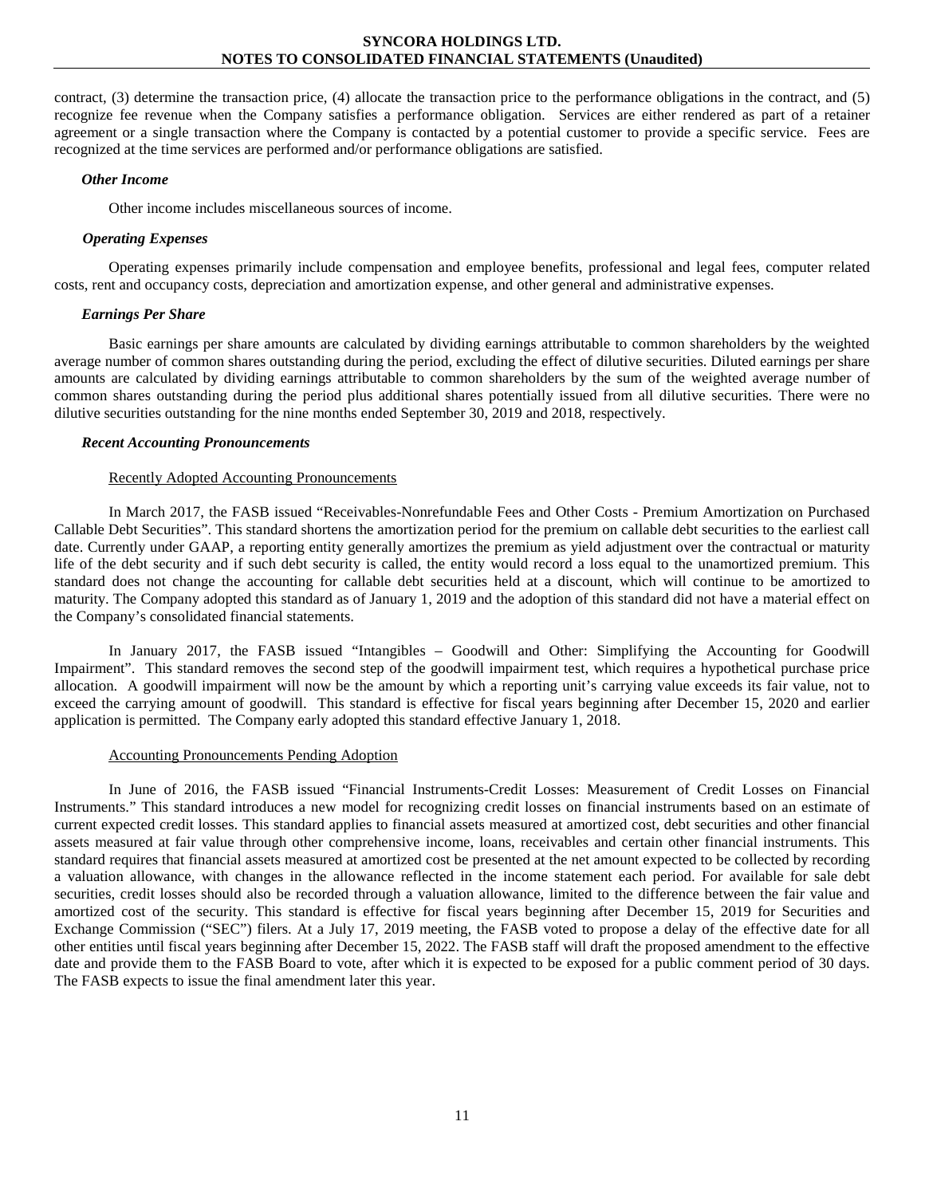contract, (3) determine the transaction price, (4) allocate the transaction price to the performance obligations in the contract, and (5) recognize fee revenue when the Company satisfies a performance obligation. Services are either rendered as part of a retainer agreement or a single transaction where the Company is contacted by a potential customer to provide a specific service. Fees are recognized at the time services are performed and/or performance obligations are satisfied.

***Other Income***

Other income includes miscellaneous sources of income.

***Operating Expenses***

Operating expenses primarily include compensation and employee benefits, professional and legal fees, computer related costs, rent and occupancy costs, depreciation and amortization expense, and other general and administrative expenses.

***Earnings Per Share***

Basic earnings per share amounts are calculated by dividing earnings attributable to common shareholders by the weighted average number of common shares outstanding during the period, excluding the effect of dilutive securities. Diluted earnings per share amounts are calculated by dividing earnings attributable to common shareholders by the sum of the weighted average number of common shares outstanding during the period plus additional shares potentially issued from all dilutive securities. There were no dilutive securities outstanding for the nine months ended September 30, 2019 and 2018, respectively.

***Recent Accounting Pronouncements***

Recently Adopted Accounting Pronouncements

In March 2017, the FASB issued "Receivables-Nonrefundable Fees and Other Costs - Premium Amortization on Purchased Callable Debt Securities". This standard shortens the amortization period for the premium on callable debt securities to the earliest call date. Currently under GAAP, a reporting entity generally amortizes the premium as yield adjustment over the contractual or maturity life of the debt security and if such debt security is called, the entity would record a loss equal to the unamortized premium. This standard does not change the accounting for callable debt securities held at a discount, which will continue to be amortized to maturity. The Company adopted this standard as of January 1, 2019 and the adoption of this standard did not have a material effect on the Company's consolidated financial statements.

In January 2017, the FASB issued "Intangibles – Goodwill and Other: Simplifying the Accounting for Goodwill Impairment". This standard removes the second step of the goodwill impairment test, which requires a hypothetical purchase price allocation. A goodwill impairment will now be the amount by which a reporting unit's carrying value exceeds its fair value, not to exceed the carrying amount of goodwill. This standard is effective for fiscal years beginning after December 15, 2020 and earlier application is permitted. The Company early adopted this standard effective January 1, 2018.

Accounting Pronouncements Pending Adoption

In June of 2016, the FASB issued "Financial Instruments-Credit Losses: Measurement of Credit Losses on Financial Instruments." This standard introduces a new model for recognizing credit losses on financial instruments based on an estimate of current expected credit losses. This standard applies to financial assets measured at amortized cost, debt securities and other financial assets measured at fair value through other comprehensive income, loans, receivables and certain other financial instruments. This standard requires that financial assets measured at amortized cost be presented at the net amount expected to be collected by recording a valuation allowance, with changes in the allowance reflected in the income statement each period. For available for sale debt securities, credit losses should also be recorded through a valuation allowance, limited to the difference between the fair value and amortized cost of the security. This standard is effective for fiscal years beginning after December 15, 2019 for Securities and Exchange Commission ("SEC") filers. At a July 17, 2019 meeting, the FASB voted to propose a delay of the effective date for all other entities until fiscal years beginning after December 15, 2022. The FASB staff will draft the proposed amendment to the effective date and provide them to the FASB Board to vote, after which it is expected to be exposed for a public comment period of 30 days. The FASB expects to issue the final amendment later this year.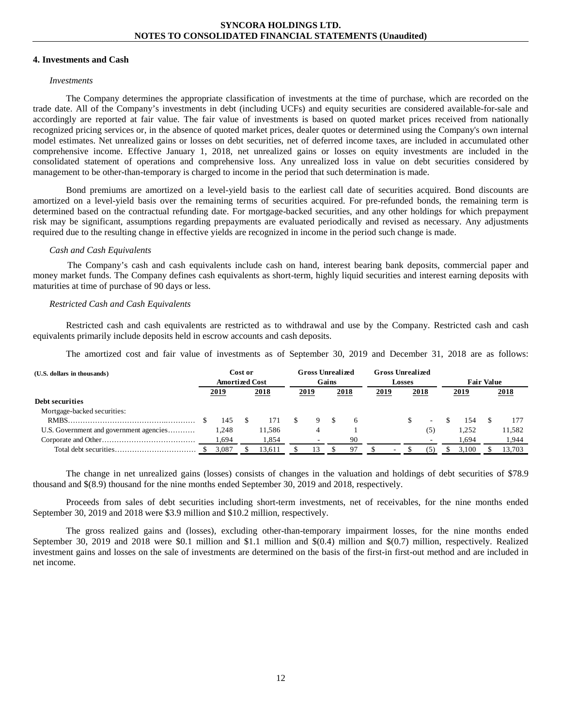## 4. Investments and Cash

### *Investments*

The Company determines the appropriate classification of investments at the time of purchase, which are recorded on the trade date. All of the Company's investments in debt (including UCFs) and equity securities are considered available-for-sale and accordingly are reported at fair value. The fair value of investments is based on quoted market prices received from nationally recognized pricing services or, in the absence of quoted market prices, dealer quotes or determined using the Company's own internal model estimates. Net unrealized gains or losses on debt securities, net of deferred income taxes, are included in accumulated other comprehensive income. Effective January 1, 2018, net unrealized gains or losses on equity investments are included in the consolidated statement of operations and comprehensive loss. Any unrealized loss in value on debt securities considered by management to be other-than-temporary is charged to income in the period that such determination is made.

Bond premiums are amortized on a level-yield basis to the earliest call date of securities acquired. Bond discounts are amortized on a level-yield basis over the remaining terms of securities acquired. For pre-refunded bonds, the remaining term is determined based on the contractual refunding date. For mortgage-backed securities, and any other holdings for which prepayment risk may be significant, assumptions regarding prepayments are evaluated periodically and revised as necessary. Any adjustments required due to the resulting change in effective yields are recognized in income in the period such change is made.

### *Cash and Cash Equivalents*

The Company's cash and cash equivalents include cash on hand, interest bearing bank deposits, commercial paper and money market funds. The Company defines cash equivalents as short-term, highly liquid securities and interest earning deposits with maturities at time of purchase of 90 days or less.

### *Restricted Cash and Cash Equivalents*

Restricted cash and cash equivalents are restricted as to withdrawal and use by the Company. Restricted cash and cash equivalents primarily include deposits held in escrow accounts and cash deposits.

The amortized cost and fair value of investments as of September 30, 2019 and December 31, 2018 are as follows:

| (U.S. dollars in thousands) | Cost or Amortized Cost | | Gross Unrealized Gains | | Gross Unrealized Losses | | Fair Value | |
|---|---|---|---|---|---|---|---|---|
| | 2019 | 2018 | 2019 | 2018 | 2019 | 2018 | 2019 | 2018 |
| **Debt securities** | | | | | | | | |
| Mortgage-backed securities: | | | | | | | | |
| RMBS | $ 145 | $ 171 | $ 9 | $ 6 | | $ - | $ 154 | $ 177 |
| U.S. Government and government agencies | 1,248 | 11,586 | 4 | 1 | | (5) | 1,252 | 11,582 |
| Corporate and Other | 1,694 | 1,854 | - | 90 | | - | 1,694 | 1,944 |
| Total debt securities | $ 3,087 | $ 13,611 | $ 13 | $ 97 | $ - | $ (5) | $ 3,100 | $ 13,703 |

The change in net unrealized gains (losses) consists of changes in the valuation and holdings of debt securities of $78.9 thousand and $(8.9) thousand for the nine months ended September 30, 2019 and 2018, respectively.

Proceeds from sales of debt securities including short-term investments, net of receivables, for the nine months ended September 30, 2019 and 2018 were $3.9 million and $10.2 million, respectively.

The gross realized gains and (losses), excluding other-than-temporary impairment losses, for the nine months ended September 30, 2019 and 2018 were $0.1 million and $1.1 million and $(0.4) million and $(0.7) million, respectively. Realized investment gains and losses on the sale of investments are determined on the basis of the first-in first-out method and are included in net income.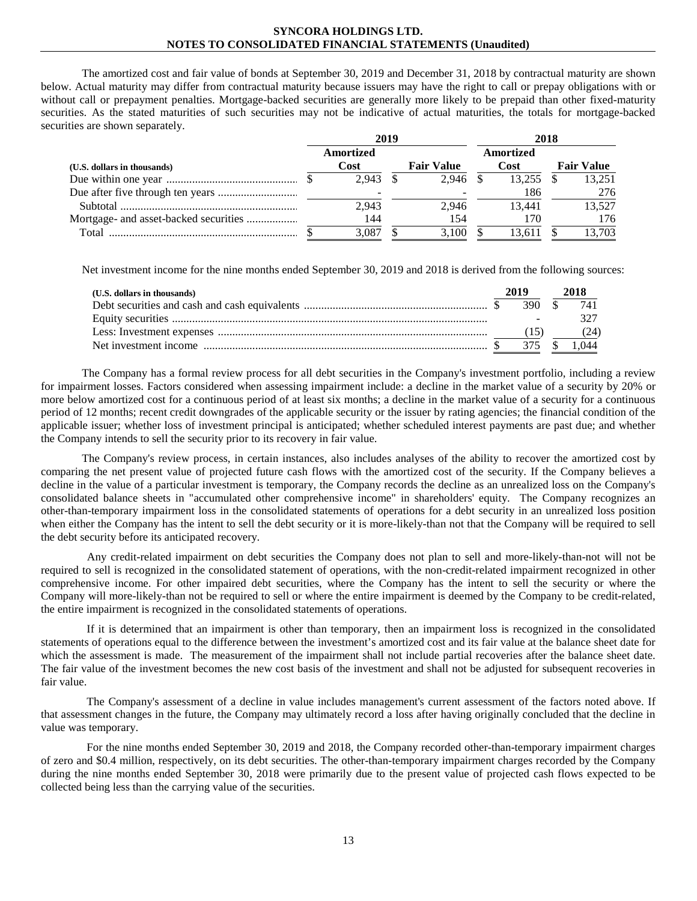The amortized cost and fair value of bonds at September 30, 2019 and December 31, 2018 by contractual maturity are shown below. Actual maturity may differ from contractual maturity because issuers may have the right to call or prepay obligations with or without call or prepayment penalties. Mortgage-backed securities are generally more likely to be prepaid than other fixed-maturity securities. As the stated maturities of such securities may not be indicative of actual maturities, the totals for mortgage-backed securities are shown separately.

| | 2019 | | 2018 | |
|---|---|---|---|---|
| (U.S. dollars in thousands) | Amortized Cost | Fair Value | Amortized Cost | Fair Value |
| Due within one year | $ 2,943 | $ 2,946 | $ 13,255 | $ 13,251 |
| Due after five through ten years | - | - | 186 | 276 |
| Subtotal | 2,943 | 2,946 | 13,441 | 13,527 |
| Mortgage- and asset-backed securities | 144 | 154 | 170 | 176 |
| Total | $ 3,087 | $ 3,100 | $ 13,611 | $ 13,703 |

Net investment income for the nine months ended September 30, 2019 and 2018 is derived from the following sources:

| (U.S. dollars in thousands) | 2019 | 2018 |
|---|---|---|
| Debt securities and cash and cash equivalents | $ 390 | $ 741 |
| Equity securities | - | 327 |
| Less: Investment expenses | (15) | (24) |
| Net investment income | $ 375 | $ 1,044 |

The Company has a formal review process for all debt securities in the Company's investment portfolio, including a review for impairment losses. Factors considered when assessing impairment include: a decline in the market value of a security by 20% or more below amortized cost for a continuous period of at least six months; a decline in the market value of a security for a continuous period of 12 months; recent credit downgrades of the applicable security or the issuer by rating agencies; the financial condition of the applicable issuer; whether loss of investment principal is anticipated; whether scheduled interest payments are past due; and whether the Company intends to sell the security prior to its recovery in fair value.

The Company's review process, in certain instances, also includes analyses of the ability to recover the amortized cost by comparing the net present value of projected future cash flows with the amortized cost of the security. If the Company believes a decline in the value of a particular investment is temporary, the Company records the decline as an unrealized loss on the Company's consolidated balance sheets in "accumulated other comprehensive income" in shareholders' equity. The Company recognizes an other-than-temporary impairment loss in the consolidated statements of operations for a debt security in an unrealized loss position when either the Company has the intent to sell the debt security or it is more-likely-than not that the Company will be required to sell the debt security before its anticipated recovery.

Any credit-related impairment on debt securities the Company does not plan to sell and more-likely-than-not will not be required to sell is recognized in the consolidated statement of operations, with the non-credit-related impairment recognized in other comprehensive income. For other impaired debt securities, where the Company has the intent to sell the security or where the Company will more-likely-than not be required to sell or where the entire impairment is deemed by the Company to be credit-related, the entire impairment is recognized in the consolidated statements of operations.

If it is determined that an impairment is other than temporary, then an impairment loss is recognized in the consolidated statements of operations equal to the difference between the investment's amortized cost and its fair value at the balance sheet date for which the assessment is made. The measurement of the impairment shall not include partial recoveries after the balance sheet date. The fair value of the investment becomes the new cost basis of the investment and shall not be adjusted for subsequent recoveries in fair value.

The Company's assessment of a decline in value includes management's current assessment of the factors noted above. If that assessment changes in the future, the Company may ultimately record a loss after having originally concluded that the decline in value was temporary.

For the nine months ended September 30, 2019 and 2018, the Company recorded other-than-temporary impairment charges of zero and $0.4 million, respectively, on its debt securities. The other-than-temporary impairment charges recorded by the Company during the nine months ended September 30, 2018 were primarily due to the present value of projected cash flows expected to be collected being less than the carrying value of the securities.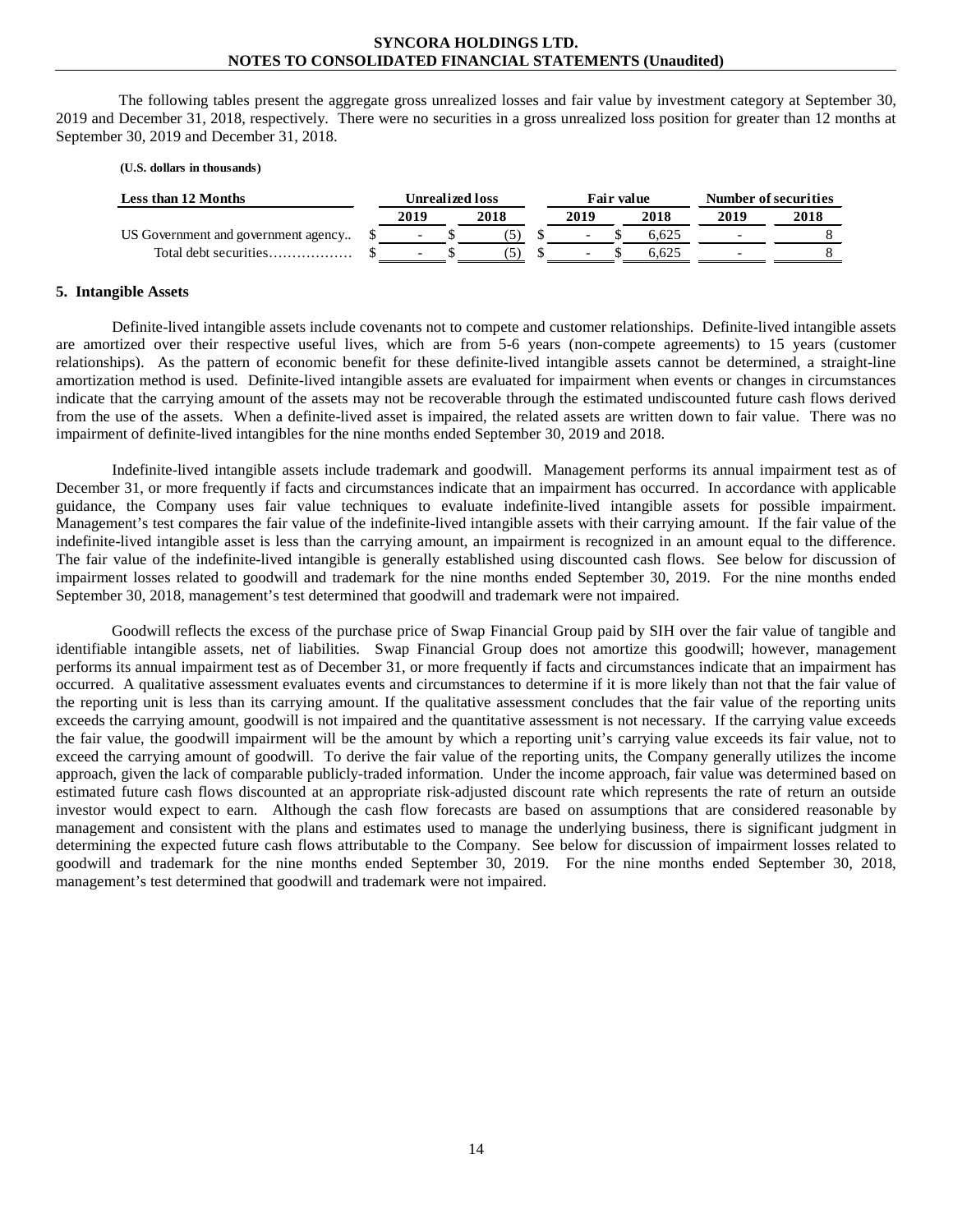The following tables present the aggregate gross unrealized losses and fair value by investment category at September 30, 2019 and December 31, 2018, respectively. There were no securities in a gross unrealized loss position for greater than 12 months at September 30, 2019 and December 31, 2018.

**(U.S. dollars in thousands)**

| Less than 12 Months | Unrealized loss | | Fair value | | Number of securities | |
|---|---|---|---|---|---|---|
| | 2019 | 2018 | 2019 | 2018 | 2019 | 2018 |
| US Government and government agency.. | $ - | $ (5) | $ - | $ 6,625 | - | 8 |
| Total debt securities……………… | $ - | $ (5) | $ - | $ 6,625 | - | 8 |

## 5. Intangible Assets

Definite-lived intangible assets include covenants not to compete and customer relationships. Definite-lived intangible assets are amortized over their respective useful lives, which are from 5-6 years (non-compete agreements) to 15 years (customer relationships). As the pattern of economic benefit for these definite-lived intangible assets cannot be determined, a straight-line amortization method is used. Definite-lived intangible assets are evaluated for impairment when events or changes in circumstances indicate that the carrying amount of the assets may not be recoverable through the estimated undiscounted future cash flows derived from the use of the assets. When a definite-lived asset is impaired, the related assets are written down to fair value. There was no impairment of definite-lived intangibles for the nine months ended September 30, 2019 and 2018.

Indefinite-lived intangible assets include trademark and goodwill. Management performs its annual impairment test as of December 31, or more frequently if facts and circumstances indicate that an impairment has occurred. In accordance with applicable guidance, the Company uses fair value techniques to evaluate indefinite-lived intangible assets for possible impairment. Management's test compares the fair value of the indefinite-lived intangible assets with their carrying amount. If the fair value of the indefinite-lived intangible asset is less than the carrying amount, an impairment is recognized in an amount equal to the difference. The fair value of the indefinite-lived intangible is generally established using discounted cash flows. See below for discussion of impairment losses related to goodwill and trademark for the nine months ended September 30, 2019. For the nine months ended September 30, 2018, management's test determined that goodwill and trademark were not impaired.

Goodwill reflects the excess of the purchase price of Swap Financial Group paid by SIH over the fair value of tangible and identifiable intangible assets, net of liabilities. Swap Financial Group does not amortize this goodwill; however, management performs its annual impairment test as of December 31, or more frequently if facts and circumstances indicate that an impairment has occurred. A qualitative assessment evaluates events and circumstances to determine if it is more likely than not that the fair value of the reporting unit is less than its carrying amount. If the qualitative assessment concludes that the fair value of the reporting units exceeds the carrying amount, goodwill is not impaired and the quantitative assessment is not necessary. If the carrying value exceeds the fair value, the goodwill impairment will be the amount by which a reporting unit's carrying value exceeds its fair value, not to exceed the carrying amount of goodwill. To derive the fair value of the reporting units, the Company generally utilizes the income approach, given the lack of comparable publicly-traded information. Under the income approach, fair value was determined based on estimated future cash flows discounted at an appropriate risk-adjusted discount rate which represents the rate of return an outside investor would expect to earn. Although the cash flow forecasts are based on assumptions that are considered reasonable by management and consistent with the plans and estimates used to manage the underlying business, there is significant judgment in determining the expected future cash flows attributable to the Company. See below for discussion of impairment losses related to goodwill and trademark for the nine months ended September 30, 2019. For the nine months ended September 30, 2018, management's test determined that goodwill and trademark were not impaired.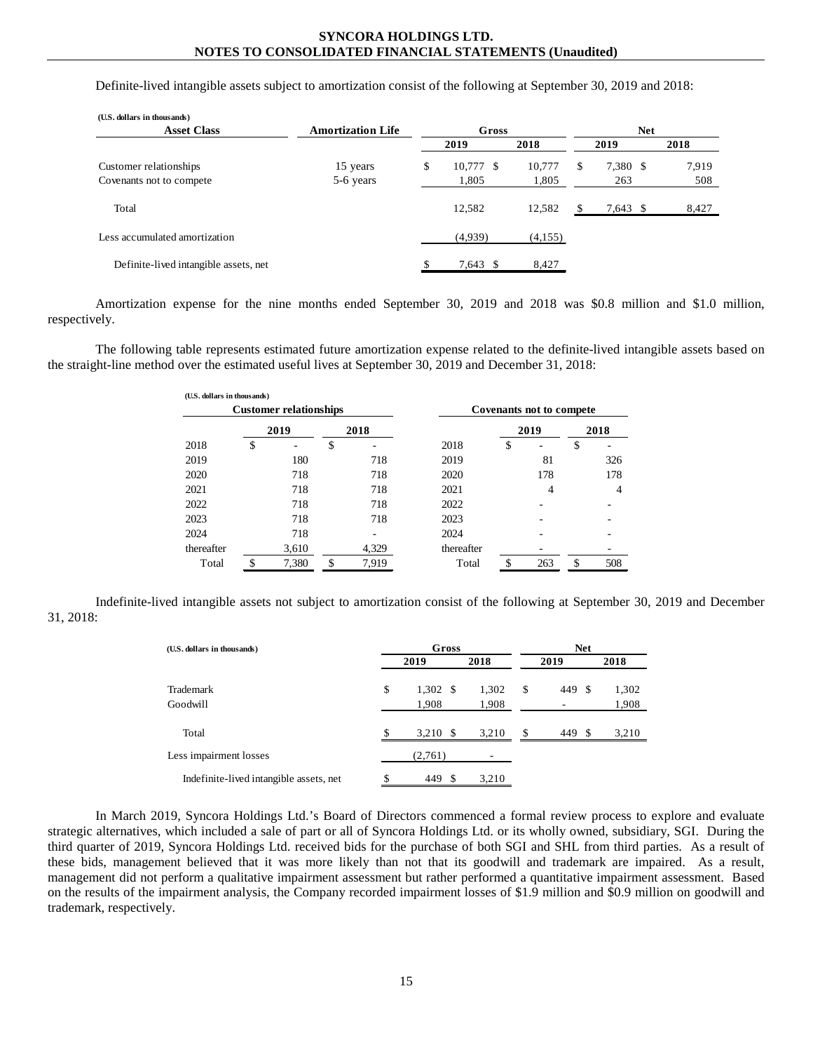Definite-lived intangible assets subject to amortization consist of the following at September 30, 2019 and 2018:

(U.S. dollars in thousands)

| Asset Class | Amortization Life | Gross 2019 | Gross 2018 | Net 2019 | Net 2018 |
|---|---|---|---|---|---|
| Customer relationships | 15 years | $ 10,777 | $ 10,777 | $ 7,380 | $ 7,919 |
| Covenants not to compete | 5-6 years | 1,805 | 1,805 | 263 | 508 |
| Total | | 12,582 | 12,582 | $ 7,643 | $ 8,427 |
| Less accumulated amortization | | (4,939) | (4,155) | | |
| Definite-lived intangible assets, net | | $ 7,643 | $ 8,427 | | |

Amortization expense for the nine months ended September 30, 2019 and 2018 was $0.8 million and $1.0 million, respectively.

The following table represents estimated future amortization expense related to the definite-lived intangible assets based on the straight-line method over the estimated useful lives at September 30, 2019 and December 31, 2018:

(U.S. dollars in thousands)

| | Customer relationships | | Covenants not to compete | |
|---|---|---|---|---|
| | 2019 | 2018 | 2019 | 2018 |
| 2018 | $ - | $ - | $ - | $ - |
| 2019 | 180 | 718 | 81 | 326 |
| 2020 | 718 | 718 | 178 | 178 |
| 2021 | 718 | 718 | 4 | 4 |
| 2022 | 718 | 718 | - | - |
| 2023 | 718 | 718 | - | - |
| 2024 | 718 | - | - | - |
| thereafter | 3,610 | 4,329 | - | - |
| Total | $ 7,380 | $ 7,919 | $ 263 | $ 508 |

Indefinite-lived intangible assets not subject to amortization consist of the following at September 30, 2019 and December 31, 2018:

| (U.S. dollars in thousands) | Gross 2019 | Gross 2018 | Net 2019 | Net 2018 |
|---|---|---|---|---|
| Trademark | $ 1,302 | $ 1,302 | $ 449 | $ 1,302 |
| Goodwill | 1,908 | 1,908 | - | 1,908 |
| Total | $ 3,210 | $ 3,210 | $ 449 | $ 3,210 |
| Less impairment losses | (2,761) | - | | |
| Indefinite-lived intangible assets, net | $ 449 | $ 3,210 | | |

In March 2019, Syncora Holdings Ltd.'s Board of Directors commenced a formal review process to explore and evaluate strategic alternatives, which included a sale of part or all of Syncora Holdings Ltd. or its wholly owned, subsidiary, SGI. During the third quarter of 2019, Syncora Holdings Ltd. received bids for the purchase of both SGI and SHL from third parties. As a result of these bids, management believed that it was more likely than not that its goodwill and trademark are impaired. As a result, management did not perform a qualitative impairment assessment but rather performed a quantitative impairment assessment. Based on the results of the impairment analysis, the Company recorded impairment losses of $1.9 million and $0.9 million on goodwill and trademark, respectively.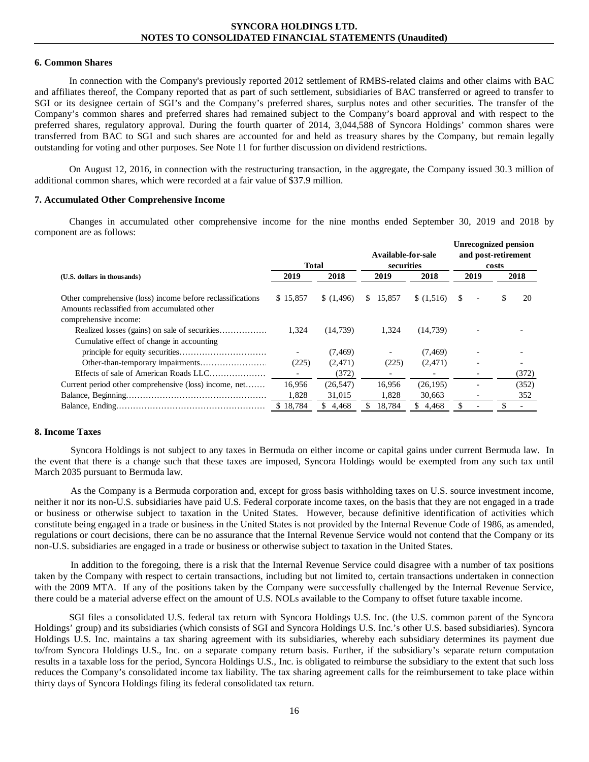## 6. Common Shares

In connection with the Company's previously reported 2012 settlement of RMBS-related claims and other claims with BAC and affiliates thereof, the Company reported that as part of such settlement, subsidiaries of BAC transferred or agreed to transfer to SGI or its designee certain of SGI's and the Company's preferred shares, surplus notes and other securities. The transfer of the Company's common shares and preferred shares had remained subject to the Company's board approval and with respect to the preferred shares, regulatory approval. During the fourth quarter of 2014, 3,044,588 of Syncora Holdings' common shares were transferred from BAC to SGI and such shares are accounted for and held as treasury shares by the Company, but remain legally outstanding for voting and other purposes. See Note 11 for further discussion on dividend restrictions.

On August 12, 2016, in connection with the restructuring transaction, in the aggregate, the Company issued 30.3 million of additional common shares, which were recorded at a fair value of $37.9 million.

## 7. Accumulated Other Comprehensive Income

Changes in accumulated other comprehensive income for the nine months ended September 30, 2019 and 2018 by component are as follows:

| (U.S. dollars in thousands) | Total | | Available-for-sale securities | | Unrecognized pension and post-retirement costs | |
|---|---|---|---|---|---|---|
| | 2019 | 2018 | 2019 | 2018 | 2019 | 2018 |
| Other comprehensive (loss) income before reclassifications | $ 15,857 | $ (1,496) | $ 15,857 | $ (1,516) | $ - | $ 20 |
| Amounts reclassified from accumulated other comprehensive income: | | | | | | |
| Realized losses (gains) on sale of securities | 1,324 | (14,739) | 1,324 | (14,739) | - | - |
| Cumulative effect of change in accounting principle for equity securities | - | (7,469) | - | (7,469) | - | - |
| Other-than-temporary impairments | (225) | (2,471) | (225) | (2,471) | - | - |
| Effects of sale of American Roads LLC | - | (372) | - | - | - | (372) |
| Current period other comprehensive (loss) income, net | 16,956 | (26,547) | 16,956 | (26,195) | - | (352) |
| Balance, Beginning | 1,828 | 31,015 | 1,828 | 30,663 | - | 352 |
| Balance, Ending | $ 18,784 | $ 4,468 | $ 18,784 | $ 4,468 | $ - | $ - |

## 8. Income Taxes

Syncora Holdings is not subject to any taxes in Bermuda on either income or capital gains under current Bermuda law. In the event that there is a change such that these taxes are imposed, Syncora Holdings would be exempted from any such tax until March 2035 pursuant to Bermuda law.

As the Company is a Bermuda corporation and, except for gross basis withholding taxes on U.S. source investment income, neither it nor its non-U.S. subsidiaries have paid U.S. Federal corporate income taxes, on the basis that they are not engaged in a trade or business or otherwise subject to taxation in the United States. However, because definitive identification of activities which constitute being engaged in a trade or business in the United States is not provided by the Internal Revenue Code of 1986, as amended, regulations or court decisions, there can be no assurance that the Internal Revenue Service would not contend that the Company or its non-U.S. subsidiaries are engaged in a trade or business or otherwise subject to taxation in the United States.

In addition to the foregoing, there is a risk that the Internal Revenue Service could disagree with a number of tax positions taken by the Company with respect to certain transactions, including but not limited to, certain transactions undertaken in connection with the 2009 MTA. If any of the positions taken by the Company were successfully challenged by the Internal Revenue Service, there could be a material adverse effect on the amount of U.S. NOLs available to the Company to offset future taxable income.

SGI files a consolidated U.S. federal tax return with Syncora Holdings U.S. Inc. (the U.S. common parent of the Syncora Holdings' group) and its subsidiaries (which consists of SGI and Syncora Holdings U.S. Inc.'s other U.S. based subsidiaries). Syncora Holdings U.S. Inc. maintains a tax sharing agreement with its subsidiaries, whereby each subsidiary determines its payment due to/from Syncora Holdings U.S., Inc. on a separate company return basis. Further, if the subsidiary's separate return computation results in a taxable loss for the period, Syncora Holdings U.S., Inc. is obligated to reimburse the subsidiary to the extent that such loss reduces the Company's consolidated income tax liability. The tax sharing agreement calls for the reimbursement to take place within thirty days of Syncora Holdings filing its federal consolidated tax return.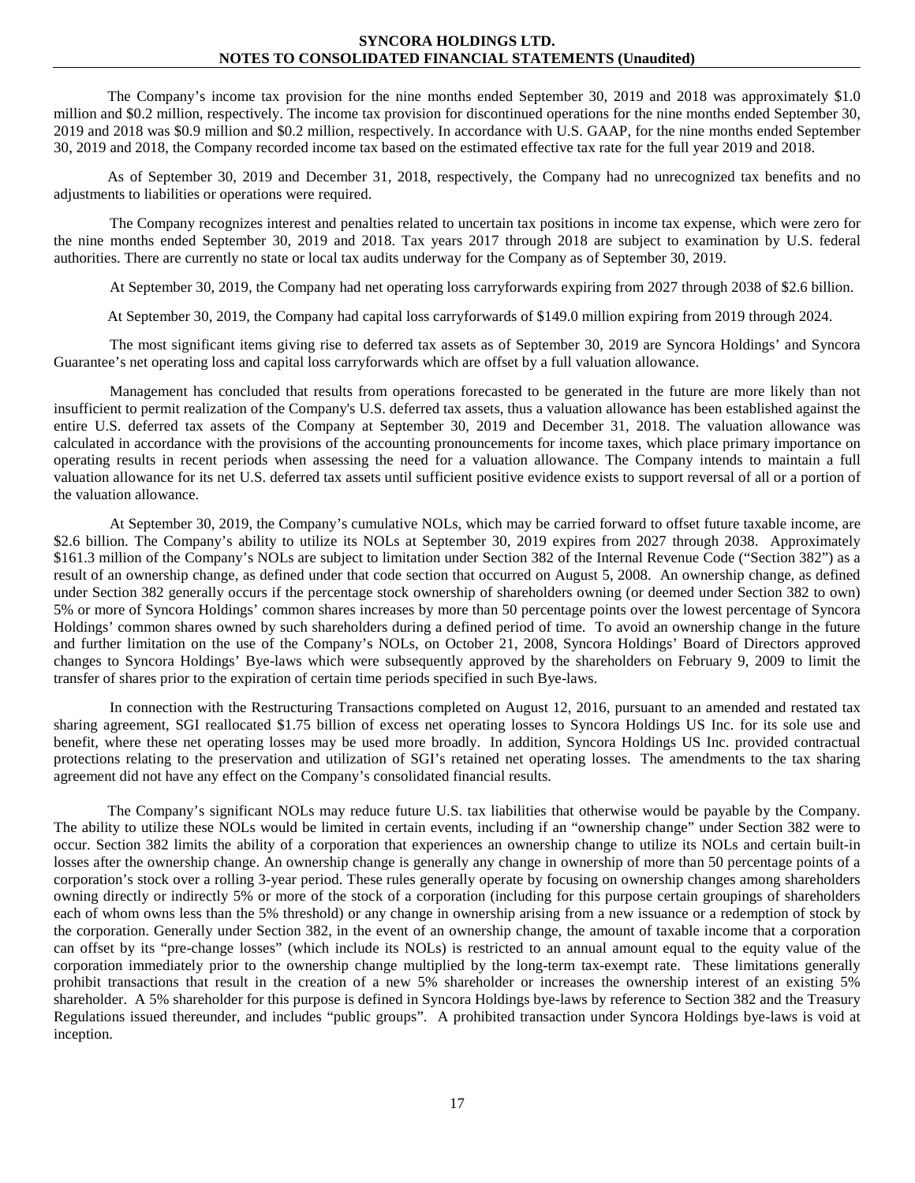The Company's income tax provision for the nine months ended September 30, 2019 and 2018 was approximately $1.0 million and $0.2 million, respectively. The income tax provision for discontinued operations for the nine months ended September 30, 2019 and 2018 was $0.9 million and $0.2 million, respectively. In accordance with U.S. GAAP, for the nine months ended September 30, 2019 and 2018, the Company recorded income tax based on the estimated effective tax rate for the full year 2019 and 2018.

As of September 30, 2019 and December 31, 2018, respectively, the Company had no unrecognized tax benefits and no adjustments to liabilities or operations were required.

The Company recognizes interest and penalties related to uncertain tax positions in income tax expense, which were zero for the nine months ended September 30, 2019 and 2018. Tax years 2017 through 2018 are subject to examination by U.S. federal authorities. There are currently no state or local tax audits underway for the Company as of September 30, 2019.

At September 30, 2019, the Company had net operating loss carryforwards expiring from 2027 through 2038 of $2.6 billion.

At September 30, 2019, the Company had capital loss carryforwards of $149.0 million expiring from 2019 through 2024.

The most significant items giving rise to deferred tax assets as of September 30, 2019 are Syncora Holdings' and Syncora Guarantee's net operating loss and capital loss carryforwards which are offset by a full valuation allowance.

Management has concluded that results from operations forecasted to be generated in the future are more likely than not insufficient to permit realization of the Company's U.S. deferred tax assets, thus a valuation allowance has been established against the entire U.S. deferred tax assets of the Company at September 30, 2019 and December 31, 2018. The valuation allowance was calculated in accordance with the provisions of the accounting pronouncements for income taxes, which place primary importance on operating results in recent periods when assessing the need for a valuation allowance. The Company intends to maintain a full valuation allowance for its net U.S. deferred tax assets until sufficient positive evidence exists to support reversal of all or a portion of the valuation allowance.

At September 30, 2019, the Company's cumulative NOLs, which may be carried forward to offset future taxable income, are $2.6 billion. The Company's ability to utilize its NOLs at September 30, 2019 expires from 2027 through 2038. Approximately $161.3 million of the Company's NOLs are subject to limitation under Section 382 of the Internal Revenue Code ("Section 382") as a result of an ownership change, as defined under that code section that occurred on August 5, 2008. An ownership change, as defined under Section 382 generally occurs if the percentage stock ownership of shareholders owning (or deemed under Section 382 to own) 5% or more of Syncora Holdings' common shares increases by more than 50 percentage points over the lowest percentage of Syncora Holdings' common shares owned by such shareholders during a defined period of time. To avoid an ownership change in the future and further limitation on the use of the Company's NOLs, on October 21, 2008, Syncora Holdings' Board of Directors approved changes to Syncora Holdings' Bye-laws which were subsequently approved by the shareholders on February 9, 2009 to limit the transfer of shares prior to the expiration of certain time periods specified in such Bye-laws.

In connection with the Restructuring Transactions completed on August 12, 2016, pursuant to an amended and restated tax sharing agreement, SGI reallocated $1.75 billion of excess net operating losses to Syncora Holdings US Inc. for its sole use and benefit, where these net operating losses may be used more broadly. In addition, Syncora Holdings US Inc. provided contractual protections relating to the preservation and utilization of SGI's retained net operating losses. The amendments to the tax sharing agreement did not have any effect on the Company's consolidated financial results.

The Company's significant NOLs may reduce future U.S. tax liabilities that otherwise would be payable by the Company. The ability to utilize these NOLs would be limited in certain events, including if an "ownership change" under Section 382 were to occur. Section 382 limits the ability of a corporation that experiences an ownership change to utilize its NOLs and certain built-in losses after the ownership change. An ownership change is generally any change in ownership of more than 50 percentage points of a corporation's stock over a rolling 3-year period. These rules generally operate by focusing on ownership changes among shareholders owning directly or indirectly 5% or more of the stock of a corporation (including for this purpose certain groupings of shareholders each of whom owns less than the 5% threshold) or any change in ownership arising from a new issuance or a redemption of stock by the corporation. Generally under Section 382, in the event of an ownership change, the amount of taxable income that a corporation can offset by its "pre-change losses" (which include its NOLs) is restricted to an annual amount equal to the equity value of the corporation immediately prior to the ownership change multiplied by the long-term tax-exempt rate. These limitations generally prohibit transactions that result in the creation of a new 5% shareholder or increases the ownership interest of an existing 5% shareholder. A 5% shareholder for this purpose is defined in Syncora Holdings bye-laws by reference to Section 382 and the Treasury Regulations issued thereunder, and includes "public groups". A prohibited transaction under Syncora Holdings bye-laws is void at inception.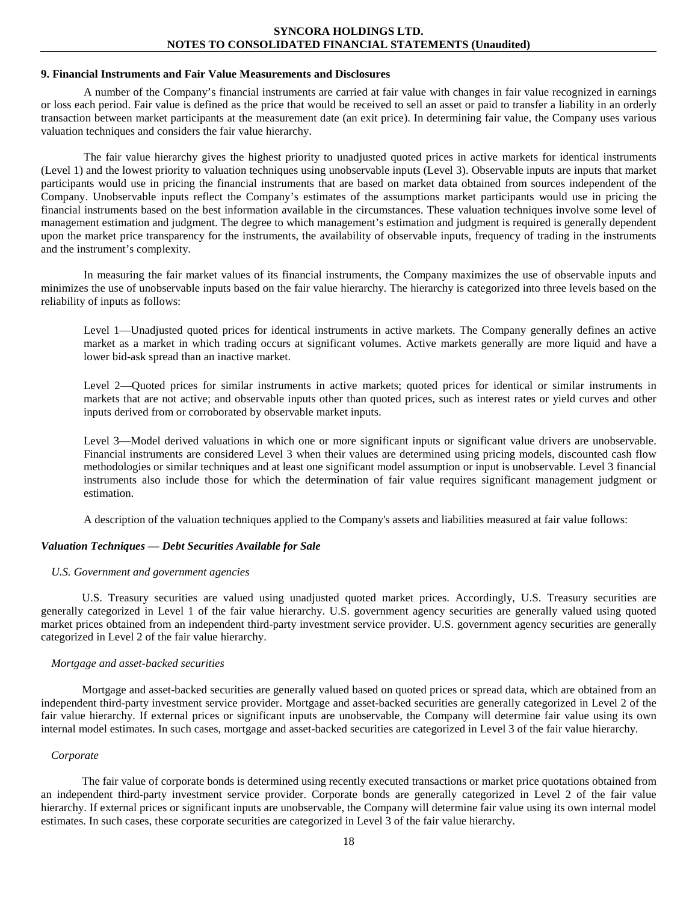## 9. Financial Instruments and Fair Value Measurements and Disclosures

A number of the Company's financial instruments are carried at fair value with changes in fair value recognized in earnings or loss each period. Fair value is defined as the price that would be received to sell an asset or paid to transfer a liability in an orderly transaction between market participants at the measurement date (an exit price). In determining fair value, the Company uses various valuation techniques and considers the fair value hierarchy.

The fair value hierarchy gives the highest priority to unadjusted quoted prices in active markets for identical instruments (Level 1) and the lowest priority to valuation techniques using unobservable inputs (Level 3). Observable inputs are inputs that market participants would use in pricing the financial instruments that are based on market data obtained from sources independent of the Company. Unobservable inputs reflect the Company's estimates of the assumptions market participants would use in pricing the financial instruments based on the best information available in the circumstances. These valuation techniques involve some level of management estimation and judgment. The degree to which management's estimation and judgment is required is generally dependent upon the market price transparency for the instruments, the availability of observable inputs, frequency of trading in the instruments and the instrument's complexity.

In measuring the fair market values of its financial instruments, the Company maximizes the use of observable inputs and minimizes the use of unobservable inputs based on the fair value hierarchy. The hierarchy is categorized into three levels based on the reliability of inputs as follows:

Level 1—Unadjusted quoted prices for identical instruments in active markets. The Company generally defines an active market as a market in which trading occurs at significant volumes. Active markets generally are more liquid and have a lower bid-ask spread than an inactive market.

Level 2—Quoted prices for similar instruments in active markets; quoted prices for identical or similar instruments in markets that are not active; and observable inputs other than quoted prices, such as interest rates or yield curves and other inputs derived from or corroborated by observable market inputs.

Level 3—Model derived valuations in which one or more significant inputs or significant value drivers are unobservable. Financial instruments are considered Level 3 when their values are determined using pricing models, discounted cash flow methodologies or similar techniques and at least one significant model assumption or input is unobservable. Level 3 financial instruments also include those for which the determination of fair value requires significant management judgment or estimation.

A description of the valuation techniques applied to the Company's assets and liabilities measured at fair value follows:

### *Valuation Techniques — Debt Securities Available for Sale*

*U.S. Government and government agencies*

U.S. Treasury securities are valued using unadjusted quoted market prices. Accordingly, U.S. Treasury securities are generally categorized in Level 1 of the fair value hierarchy. U.S. government agency securities are generally valued using quoted market prices obtained from an independent third-party investment service provider. U.S. government agency securities are generally categorized in Level 2 of the fair value hierarchy.

*Mortgage and asset-backed securities*

Mortgage and asset-backed securities are generally valued based on quoted prices or spread data, which are obtained from an independent third-party investment service provider. Mortgage and asset-backed securities are generally categorized in Level 2 of the fair value hierarchy. If external prices or significant inputs are unobservable, the Company will determine fair value using its own internal model estimates. In such cases, mortgage and asset-backed securities are categorized in Level 3 of the fair value hierarchy.

*Corporate*

The fair value of corporate bonds is determined using recently executed transactions or market price quotations obtained from an independent third-party investment service provider. Corporate bonds are generally categorized in Level 2 of the fair value hierarchy. If external prices or significant inputs are unobservable, the Company will determine fair value using its own internal model estimates. In such cases, these corporate securities are categorized in Level 3 of the fair value hierarchy.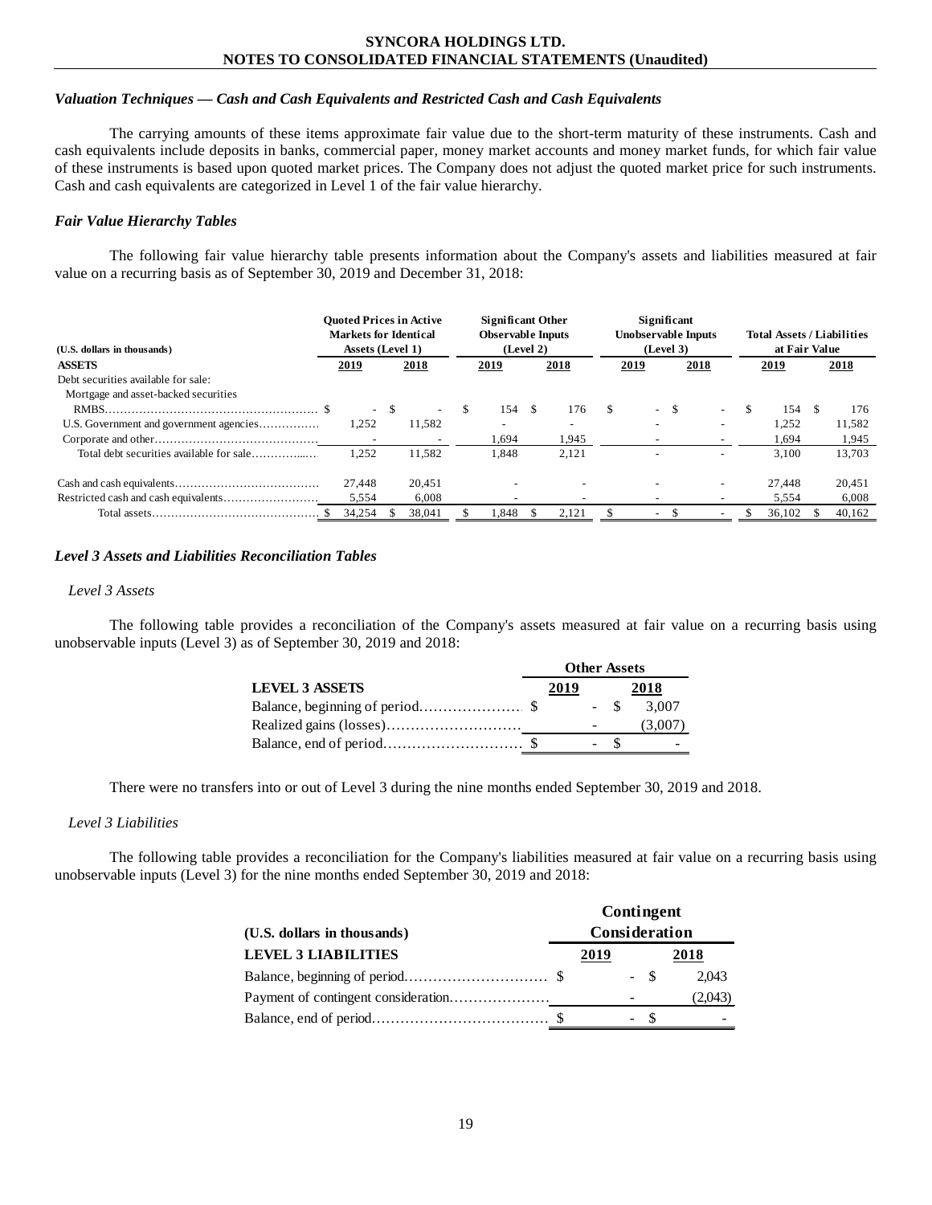### *Valuation Techniques — Cash and Cash Equivalents and Restricted Cash and Cash Equivalents*

The carrying amounts of these items approximate fair value due to the short-term maturity of these instruments. Cash and cash equivalents include deposits in banks, commercial paper, money market accounts and money market funds, for which fair value of these instruments is based upon quoted market prices. The Company does not adjust the quoted market price for such instruments. Cash and cash equivalents are categorized in Level 1 of the fair value hierarchy.

### *Fair Value Hierarchy Tables*

The following fair value hierarchy table presents information about the Company's assets and liabilities measured at fair value on a recurring basis as of September 30, 2019 and December 31, 2018:

| (U.S. dollars in thousands) | Quoted Prices in Active Markets for Identical Assets (Level 1) | | Significant Other Observable Inputs (Level 2) | | Significant Unobservable Inputs (Level 3) | | Total Assets / Liabilities at Fair Value | |
|---|---|---|---|---|---|---|---|---|
| **ASSETS** | **2019** | **2018** | **2019** | **2018** | **2019** | **2018** | **2019** | **2018** |
| Debt securities available for sale: | | | | | | | | |
| Mortgage and asset-backed securities | | | | | | | | |
| RMBS | $ - | $ - | $ 154 | $ 176 | $ - | $ - | $ 154 | $ 176 |
| U.S. Government and government agencies | 1,252 | 11,582 | - | - | - | - | 1,252 | 11,582 |
| Corporate and other | - | - | 1,694 | 1,945 | - | - | 1,694 | 1,945 |
| Total debt securities available for sale | 1,252 | 11,582 | 1,848 | 2,121 | - | - | 3,100 | 13,703 |
| Cash and cash equivalents | 27,448 | 20,451 | - | - | - | - | 27,448 | 20,451 |
| Restricted cash and cash equivalents | 5,554 | 6,008 | - | - | - | - | 5,554 | 6,008 |
| Total assets | $ 34,254 | $ 38,041 | $ 1,848 | $ 2,121 | $ - | $ - | $ 36,102 | $ 40,162 |

### *Level 3 Assets and Liabilities Reconciliation Tables*

*Level 3 Assets*

The following table provides a reconciliation of the Company's assets measured at fair value on a recurring basis using unobservable inputs (Level 3) as of September 30, 2019 and 2018:

| | Other Assets | |
|---|---|---|
| **LEVEL 3 ASSETS** | **2019** | **2018** |
| Balance, beginning of period | $ - | $ 3,007 |
| Realized gains (losses) | - | (3,007) |
| Balance, end of period | $ - | $ - |

There were no transfers into or out of Level 3 during the nine months ended September 30, 2019 and 2018.

*Level 3 Liabilities*

The following table provides a reconciliation for the Company's liabilities measured at fair value on a recurring basis using unobservable inputs (Level 3) for the nine months ended September 30, 2019 and 2018:

| (U.S. dollars in thousands) | Contingent Consideration | |
|---|---|---|
| **LEVEL 3 LIABILITIES** | **2019** | **2018** |
| Balance, beginning of period | $ - | $ 2,043 |
| Payment of contingent consideration | - | (2,043) |
| Balance, end of period | $ - | $ - |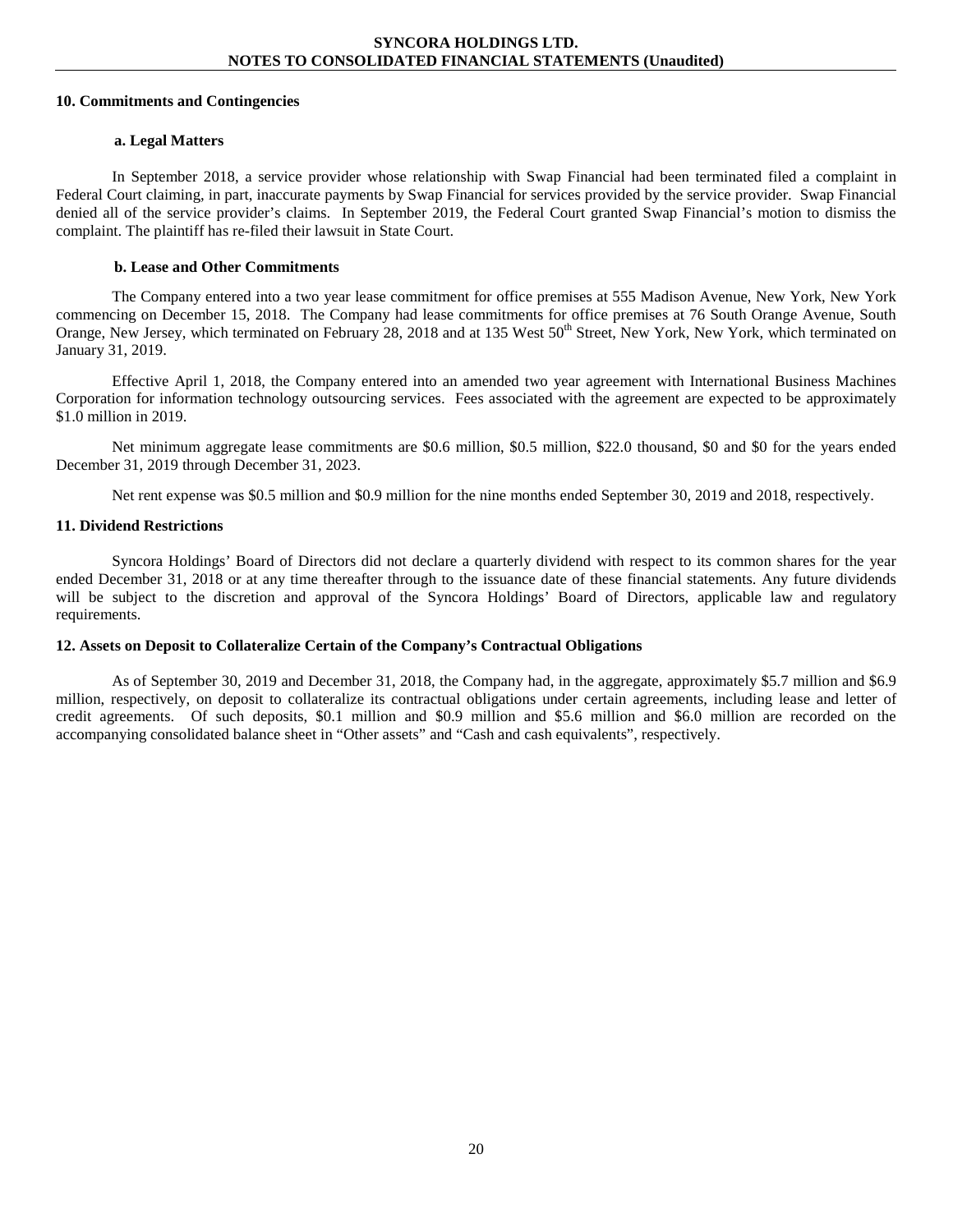## 10. Commitments and Contingencies

### a. Legal Matters

In September 2018, a service provider whose relationship with Swap Financial had been terminated filed a complaint in Federal Court claiming, in part, inaccurate payments by Swap Financial for services provided by the service provider. Swap Financial denied all of the service provider's claims. In September 2019, the Federal Court granted Swap Financial's motion to dismiss the complaint. The plaintiff has re-filed their lawsuit in State Court.

### b. Lease and Other Commitments

The Company entered into a two year lease commitment for office premises at 555 Madison Avenue, New York, New York commencing on December 15, 2018. The Company had lease commitments for office premises at 76 South Orange Avenue, South Orange, New Jersey, which terminated on February 28, 2018 and at 135 West 50th Street, New York, New York, which terminated on January 31, 2019.

Effective April 1, 2018, the Company entered into an amended two year agreement with International Business Machines Corporation for information technology outsourcing services. Fees associated with the agreement are expected to be approximately $1.0 million in 2019.

Net minimum aggregate lease commitments are $0.6 million, $0.5 million, $22.0 thousand, $0 and $0 for the years ended December 31, 2019 through December 31, 2023.

Net rent expense was $0.5 million and $0.9 million for the nine months ended September 30, 2019 and 2018, respectively.

## 11. Dividend Restrictions

Syncora Holdings' Board of Directors did not declare a quarterly dividend with respect to its common shares for the year ended December 31, 2018 or at any time thereafter through to the issuance date of these financial statements. Any future dividends will be subject to the discretion and approval of the Syncora Holdings' Board of Directors, applicable law and regulatory requirements.

## 12. Assets on Deposit to Collateralize Certain of the Company's Contractual Obligations

As of September 30, 2019 and December 31, 2018, the Company had, in the aggregate, approximately $5.7 million and $6.9 million, respectively, on deposit to collateralize its contractual obligations under certain agreements, including lease and letter of credit agreements. Of such deposits, $0.1 million and $0.9 million and $5.6 million and $6.0 million are recorded on the accompanying consolidated balance sheet in "Other assets" and "Cash and cash equivalents", respectively.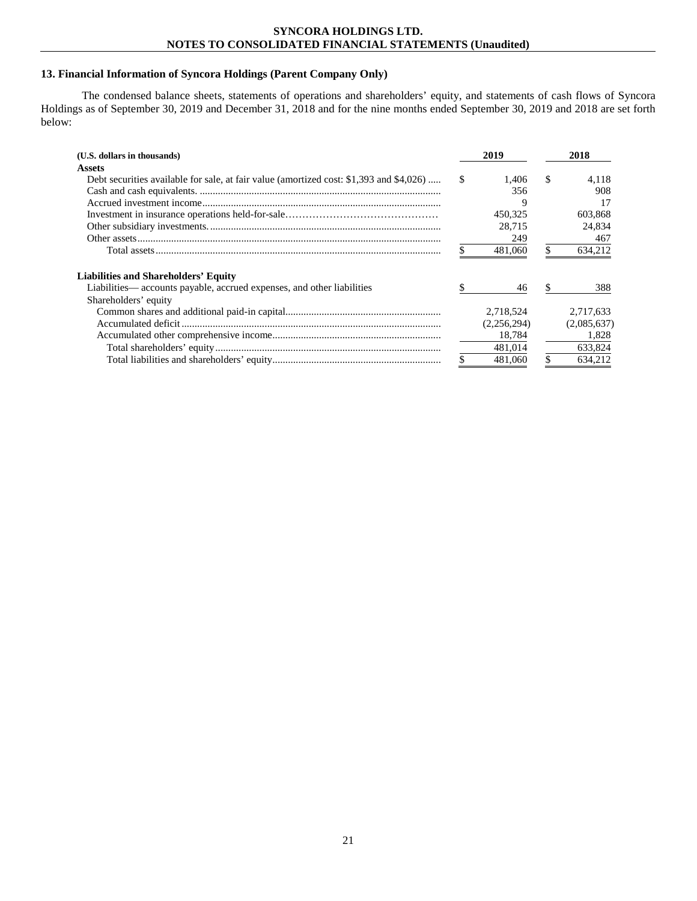## 13. Financial Information of Syncora Holdings (Parent Company Only)

The condensed balance sheets, statements of operations and shareholders' equity, and statements of cash flows of Syncora Holdings as of September 30, 2019 and December 31, 2018 and for the nine months ended September 30, 2019 and 2018 are set forth below:

| (U.S. dollars in thousands) | 2019 | 2018 |
|---|---|---|
| **Assets** | | |
| Debt securities available for sale, at fair value (amortized cost: $1,393 and $4,026) | $ 1,406 | $ 4,118 |
| Cash and cash equivalents. | 356 | 908 |
| Accrued investment income | 9 | 17 |
| Investment in insurance operations held-for-sale | 450,325 | 603,868 |
| Other subsidiary investments. | 28,715 | 24,834 |
| Other assets | 249 | 467 |
| Total assets | $ 481,060 | $ 634,212 |
| **Liabilities and Shareholders' Equity** | | |
| Liabilities— accounts payable, accrued expenses, and other liabilities | $ 46 | $ 388 |
| Shareholders' equity | | |
| Common shares and additional paid-in capital | 2,718,524 | 2,717,633 |
| Accumulated deficit | (2,256,294) | (2,085,637) |
| Accumulated other comprehensive income | 18,784 | 1,828 |
| Total shareholders' equity | 481,014 | 633,824 |
| Total liabilities and shareholders' equity | $ 481,060 | $ 634,212 |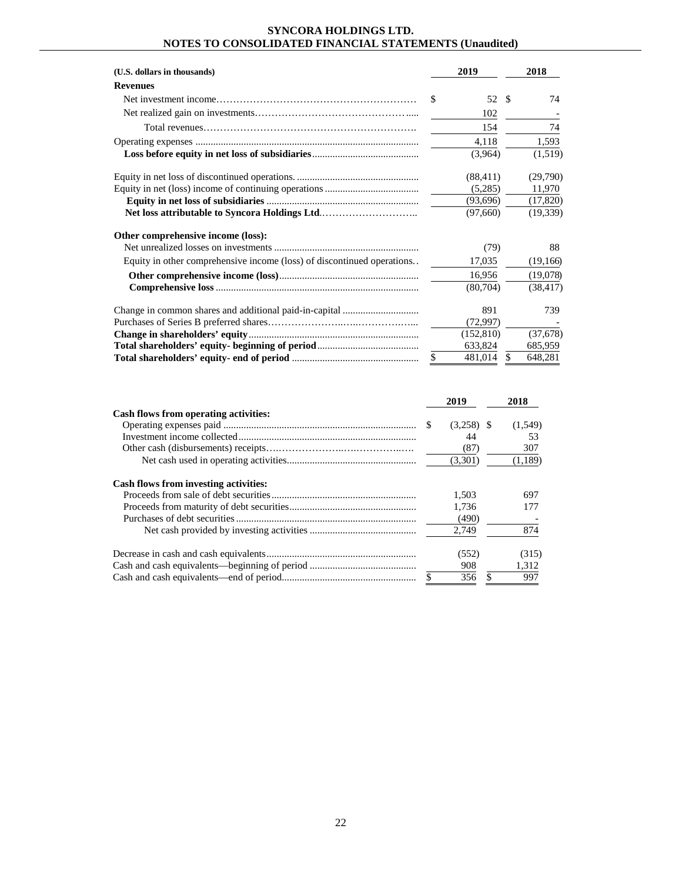# SYNCORA HOLDINGS LTD.
## NOTES TO CONSOLIDATED FINANCIAL STATEMENTS (Unaudited)

| (U.S. dollars in thousands) | 2019 | 2018 |
|---|---|---|
| **Revenues** | | |
| Net investment income | $ 52 | $ 74 |
| Net realized gain on investments | 102 | - |
| Total revenues | 154 | 74 |
| Operating expenses | 4,118 | 1,593 |
| **Loss before equity in net loss of subsidiaries** | (3,964) | (1,519) |
| Equity in net loss of discontinued operations | (88,411) | (29,790) |
| Equity in net (loss) income of continuing operations | (5,285) | 11,970 |
| **Equity in net loss of subsidiaries** | (93,696) | (17,820) |
| **Net loss attributable to Syncora Holdings Ltd.** | (97,660) | (19,339) |
| **Other comprehensive income (loss):** | | |
| Net unrealized losses on investments | (79) | 88 |
| Equity in other comprehensive income (loss) of discontinued operations | 17,035 | (19,166) |
| **Other comprehensive income (loss)** | 16,956 | (19,078) |
| **Comprehensive loss** | (80,704) | (38,417) |
| Change in common shares and additional paid-in-capital | 891 | 739 |
| Purchases of Series B preferred shares | (72,997) | - |
| **Change in shareholders' equity** | (152,810) | (37,678) |
| **Total shareholders' equity- beginning of period** | 633,824 | 685,959 |
| **Total shareholders' equity- end of period** | $ 481,014 | $ 648,281 |

| | 2019 | 2018 |
|---|---|---|
| **Cash flows from operating activities:** | | |
| Operating expenses paid | $ (3,258) | $ (1,549) |
| Investment income collected | 44 | 53 |
| Other cash (disbursements) receipts | (87) | 307 |
| Net cash used in operating activities | (3,301) | (1,189) |
| **Cash flows from investing activities:** | | |
| Proceeds from sale of debt securities | 1,503 | 697 |
| Proceeds from maturity of debt securities | 1,736 | 177 |
| Purchases of debt securities | (490) | - |
| Net cash provided by investing activities | 2,749 | 874 |
| Decrease in cash and cash equivalents | (552) | (315) |
| Cash and cash equivalents—beginning of period | 908 | 1,312 |
| Cash and cash equivalents—end of period | $ 356 | $ 997 |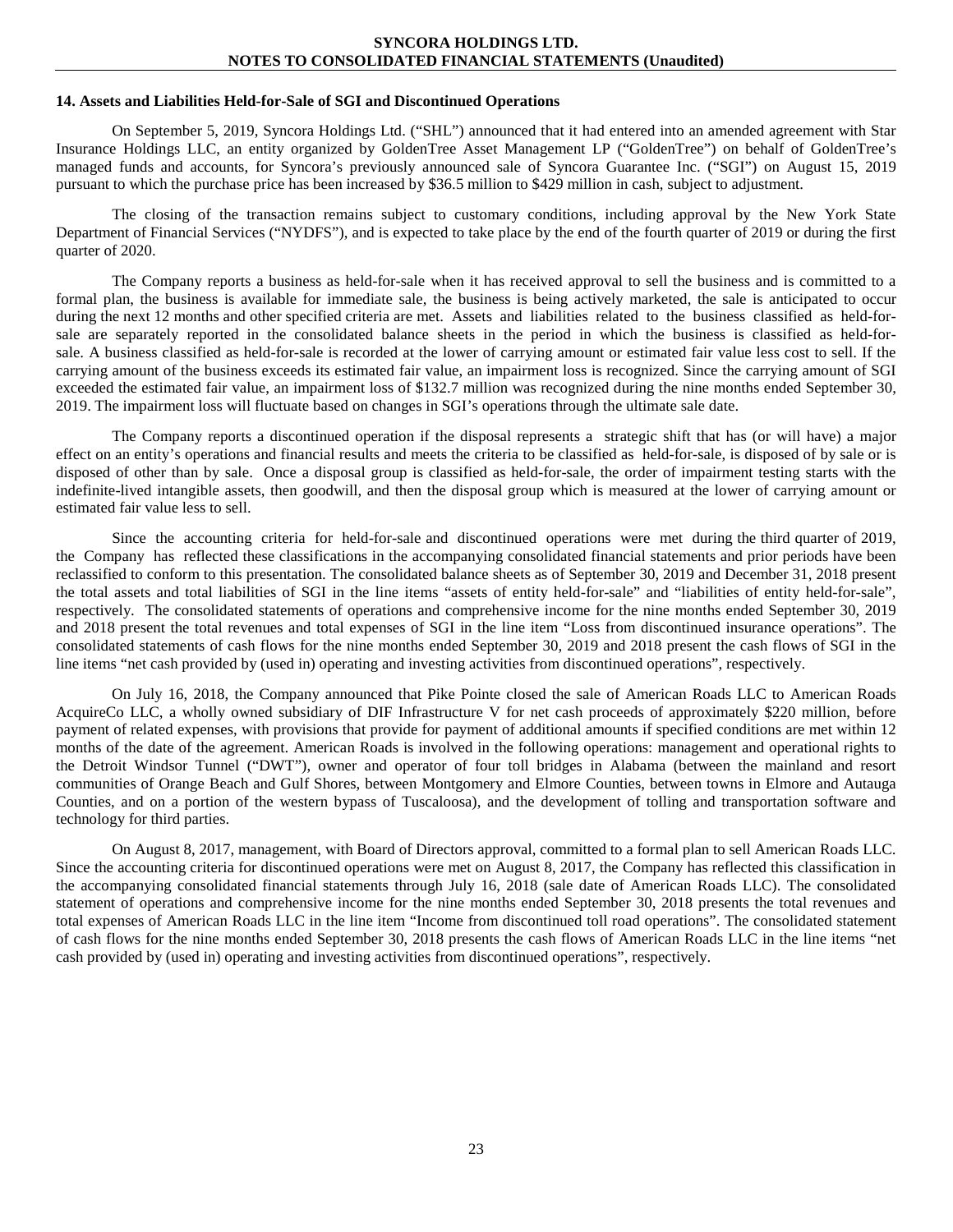### 14. Assets and Liabilities Held-for-Sale of SGI and Discontinued Operations

On September 5, 2019, Syncora Holdings Ltd. ("SHL") announced that it had entered into an amended agreement with Star Insurance Holdings LLC, an entity organized by GoldenTree Asset Management LP ("GoldenTree") on behalf of GoldenTree's managed funds and accounts, for Syncora's previously announced sale of Syncora Guarantee Inc. ("SGI") on August 15, 2019 pursuant to which the purchase price has been increased by \$36.5 million to \$429 million in cash, subject to adjustment.

The closing of the transaction remains subject to customary conditions, including approval by the New York State Department of Financial Services ("NYDFS"), and is expected to take place by the end of the fourth quarter of 2019 or during the first quarter of 2020.

The Company reports a business as held-for-sale when it has received approval to sell the business and is committed to a formal plan, the business is available for immediate sale, the business is being actively marketed, the sale is anticipated to occur during the next 12 months and other specified criteria are met. Assets and liabilities related to the business classified as held-for-sale are separately reported in the consolidated balance sheets in the period in which the business is classified as held-for-sale. A business classified as held-for-sale is recorded at the lower of carrying amount or estimated fair value less cost to sell. If the carrying amount of the business exceeds its estimated fair value, an impairment loss is recognized. Since the carrying amount of SGI exceeded the estimated fair value, an impairment loss of \$132.7 million was recognized during the nine months ended September 30, 2019. The impairment loss will fluctuate based on changes in SGI's operations through the ultimate sale date.

The Company reports a discontinued operation if the disposal represents a strategic shift that has (or will have) a major effect on an entity's operations and financial results and meets the criteria to be classified as held-for-sale, is disposed of by sale or is disposed of other than by sale. Once a disposal group is classified as held-for-sale, the order of impairment testing starts with the indefinite-lived intangible assets, then goodwill, and then the disposal group which is measured at the lower of carrying amount or estimated fair value less to sell.

Since the accounting criteria for held-for-sale and discontinued operations were met during the third quarter of 2019, the Company has reflected these classifications in the accompanying consolidated financial statements and prior periods have been reclassified to conform to this presentation. The consolidated balance sheets as of September 30, 2019 and December 31, 2018 present the total assets and total liabilities of SGI in the line items "assets of entity held-for-sale" and "liabilities of entity held-for-sale", respectively. The consolidated statements of operations and comprehensive income for the nine months ended September 30, 2019 and 2018 present the total revenues and total expenses of SGI in the line item "Loss from discontinued insurance operations". The consolidated statements of cash flows for the nine months ended September 30, 2019 and 2018 present the cash flows of SGI in the line items "net cash provided by (used in) operating and investing activities from discontinued operations", respectively.

On July 16, 2018, the Company announced that Pike Pointe closed the sale of American Roads LLC to American Roads AcquireCo LLC, a wholly owned subsidiary of DIF Infrastructure V for net cash proceeds of approximately \$220 million, before payment of related expenses, with provisions that provide for payment of additional amounts if specified conditions are met within 12 months of the date of the agreement. American Roads is involved in the following operations: management and operational rights to the Detroit Windsor Tunnel ("DWT"), owner and operator of four toll bridges in Alabama (between the mainland and resort communities of Orange Beach and Gulf Shores, between Montgomery and Elmore Counties, between towns in Elmore and Autauga Counties, and on a portion of the western bypass of Tuscaloosa), and the development of tolling and transportation software and technology for third parties.

On August 8, 2017, management, with Board of Directors approval, committed to a formal plan to sell American Roads LLC. Since the accounting criteria for discontinued operations were met on August 8, 2017, the Company has reflected this classification in the accompanying consolidated financial statements through July 16, 2018 (sale date of American Roads LLC). The consolidated statement of operations and comprehensive income for the nine months ended September 30, 2018 presents the total revenues and total expenses of American Roads LLC in the line item "Income from discontinued toll road operations". The consolidated statement of cash flows for the nine months ended September 30, 2018 presents the cash flows of American Roads LLC in the line items "net cash provided by (used in) operating and investing activities from discontinued operations", respectively.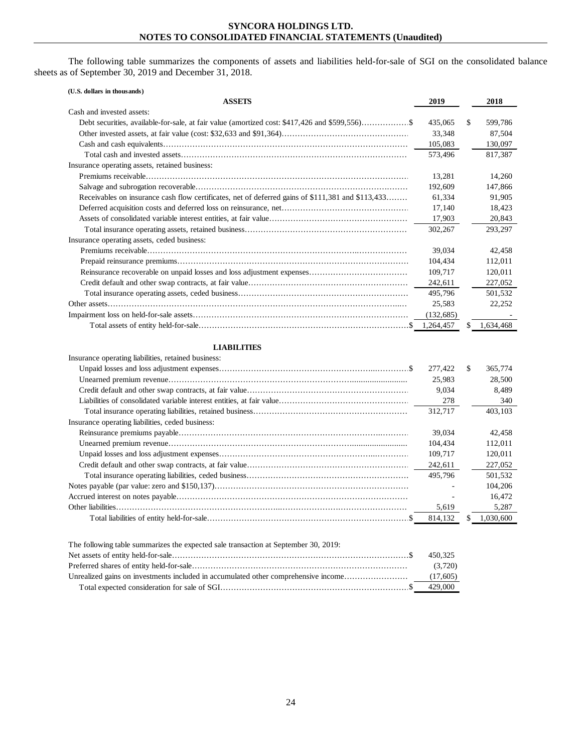The following table summarizes the components of assets and liabilities held-for-sale of SGI on the consolidated balance sheets as of September 30, 2019 and December 31, 2018.

**(U.S. dollars in thousands)**

| ASSETS | 2019 | 2018 |
|---|---|---|
| Cash and invested assets: | | |
| Debt securities, available-for-sale, at fair value (amortized cost: $417,426 and $599,556) | $ 435,065 | $ 599,786 |
| Other invested assets, at fair value (cost: $32,633 and $91,364) | 33,348 | 87,504 |
| Cash and cash equivalents | 105,083 | 130,097 |
| Total cash and invested assets | 573,496 | 817,387 |
| Insurance operating assets, retained business: | | |
| Premiums receivable | 13,281 | 14,260 |
| Salvage and subrogation recoverable | 192,609 | 147,866 |
| Receivables on insurance cash flow certificates, net of deferred gains of $111,381 and $113,433 | 61,334 | 91,905 |
| Deferred acquisition costs and deferred loss on reinsurance, net | 17,140 | 18,423 |
| Assets of consolidated variable interest entities, at fair value | 17,903 | 20,843 |
| Total insurance operating assets, retained business | 302,267 | 293,297 |
| Insurance operating assets, ceded business: | | |
| Premiums receivable | 39,034 | 42,458 |
| Prepaid reinsurance premiums | 104,434 | 112,011 |
| Reinsurance recoverable on unpaid losses and loss adjustment expenses | 109,717 | 120,011 |
| Credit default and other swap contracts, at fair value | 242,611 | 227,052 |
| Total insurance operating assets, ceded business | 495,796 | 501,532 |
| Other assets | 25,583 | 22,252 |
| Impairment loss on held-for-sale assets | (132,685) | - |
| Total assets of entity held-for-sale | $ 1,264,457 | $ 1,634,468 |
| **LIABILITIES** | | |
| Insurance operating liabilities, retained business: | | |
| Unpaid losses and loss adjustment expenses | $ 277,422 | $ 365,774 |
| Unearned premium revenue | 25,983 | 28,500 |
| Credit default and other swap contracts, at fair value | 9,034 | 8,489 |
| Liabilities of consolidated variable interest entities, at fair value | 278 | 340 |
| Total insurance operating liabilities, retained business | 312,717 | 403,103 |
| Insurance operating liabilities, ceded business: | | |
| Reinsurance premiums payable | 39,034 | 42,458 |
| Unearned premium revenue | 104,434 | 112,011 |
| Unpaid losses and loss adjustment expenses | 109,717 | 120,011 |
| Credit default and other swap contracts, at fair value | 242,611 | 227,052 |
| Total insurance operating liabilities, ceded business | 495,796 | 501,532 |
| Notes payable (par value: zero and $150,137) | - | 104,206 |
| Accrued interest on notes payable | - | 16,472 |
| Other liabilities | 5,619 | 5,287 |
| Total liabilities of entity held-for-sale | $ 814,132 | $ 1,030,600 |

The following table summarizes the expected sale transaction at September 30, 2019:

| | |
|---|---|
| Net assets of entity held-for-sale | $ 450,325 |
| Preferred shares of entity held-for-sale | (3,720) |
| Unrealized gains on investments included in accumulated other comprehensive income | (17,605) |
| Total expected consideration for sale of SGI | $ 429,000 |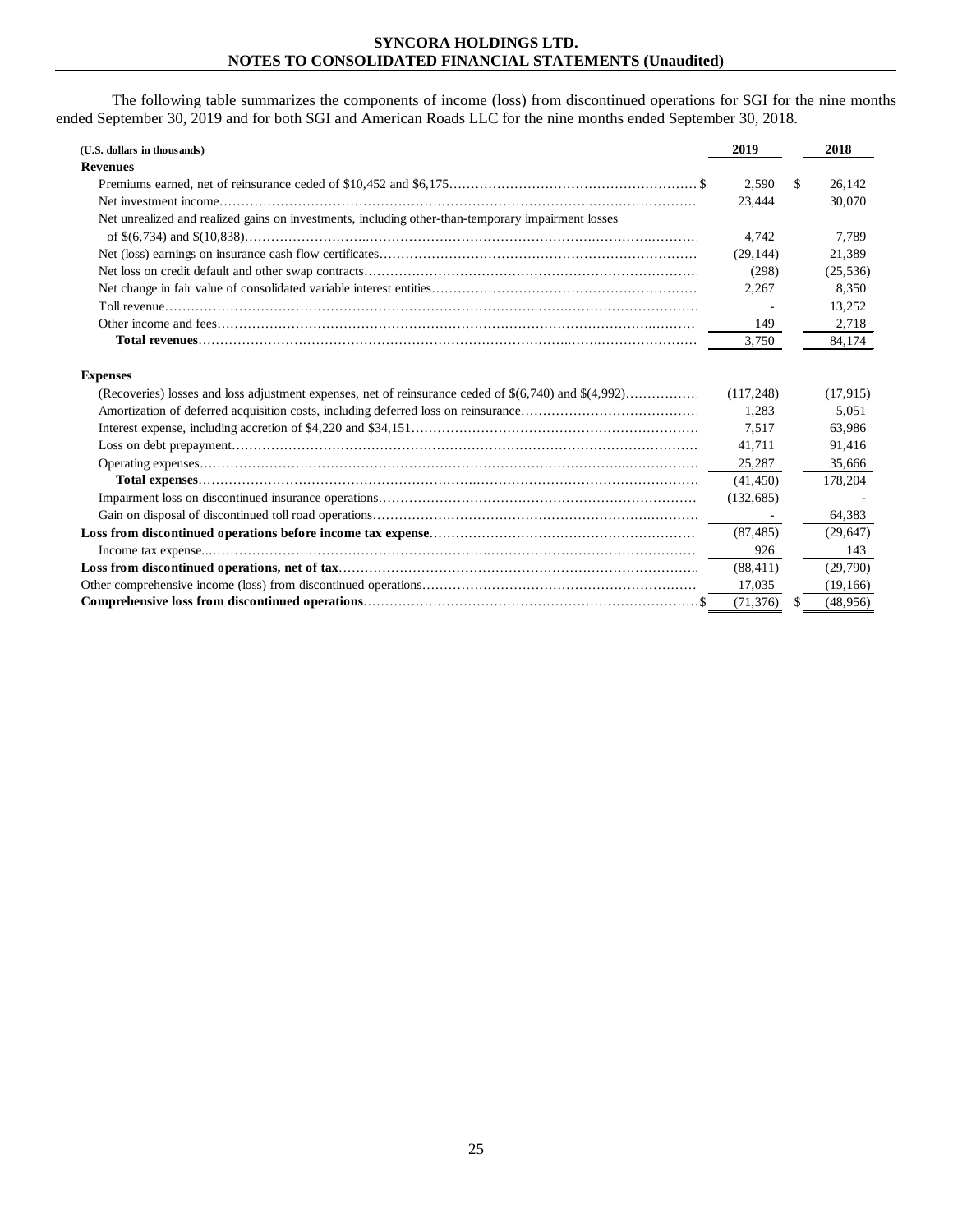The following table summarizes the components of income (loss) from discontinued operations for SGI for the nine months ended September 30, 2019 and for both SGI and American Roads LLC for the nine months ended September 30, 2018.

| (U.S. dollars in thousands) | 2019 | 2018 |
|---|---|---|
| **Revenues** | | |
| Premiums earned, net of reinsurance ceded of $10,452 and $6,175 | $ 2,590 | $ 26,142 |
| Net investment income | 23,444 | 30,070 |
| Net unrealized and realized gains on investments, including other-than-temporary impairment losses of $(6,734) and $(10,838) | 4,742 | 7,789 |
| Net (loss) earnings on insurance cash flow certificates | (29,144) | 21,389 |
| Net loss on credit default and other swap contracts | (298) | (25,536) |
| Net change in fair value of consolidated variable interest entities | 2,267 | 8,350 |
| Toll revenue | - | 13,252 |
| Other income and fees | 149 | 2,718 |
| **Total revenues** | 3,750 | 84,174 |
| **Expenses** | | |
| (Recoveries) losses and loss adjustment expenses, net of reinsurance ceded of $(6,740) and $(4,992) | (117,248) | (17,915) |
| Amortization of deferred acquisition costs, including deferred loss on reinsurance | 1,283 | 5,051 |
| Interest expense, including accretion of $4,220 and $34,151 | 7,517 | 63,986 |
| Loss on debt prepayment | 41,711 | 91,416 |
| Operating expenses | 25,287 | 35,666 |
| **Total expenses** | (41,450) | 178,204 |
| Impairment loss on discontinued insurance operations | (132,685) | - |
| Gain on disposal of discontinued toll road operations | - | 64,383 |
| **Loss from discontinued operations before income tax expense** | (87,485) | (29,647) |
| Income tax expense | 926 | 143 |
| **Loss from discontinued operations, net of tax** | (88,411) | (29,790) |
| Other comprehensive income (loss) from discontinued operations | 17,035 | (19,166) |
| **Comprehensive loss from discontinued operations** | $ (71,376) | $ (48,956) |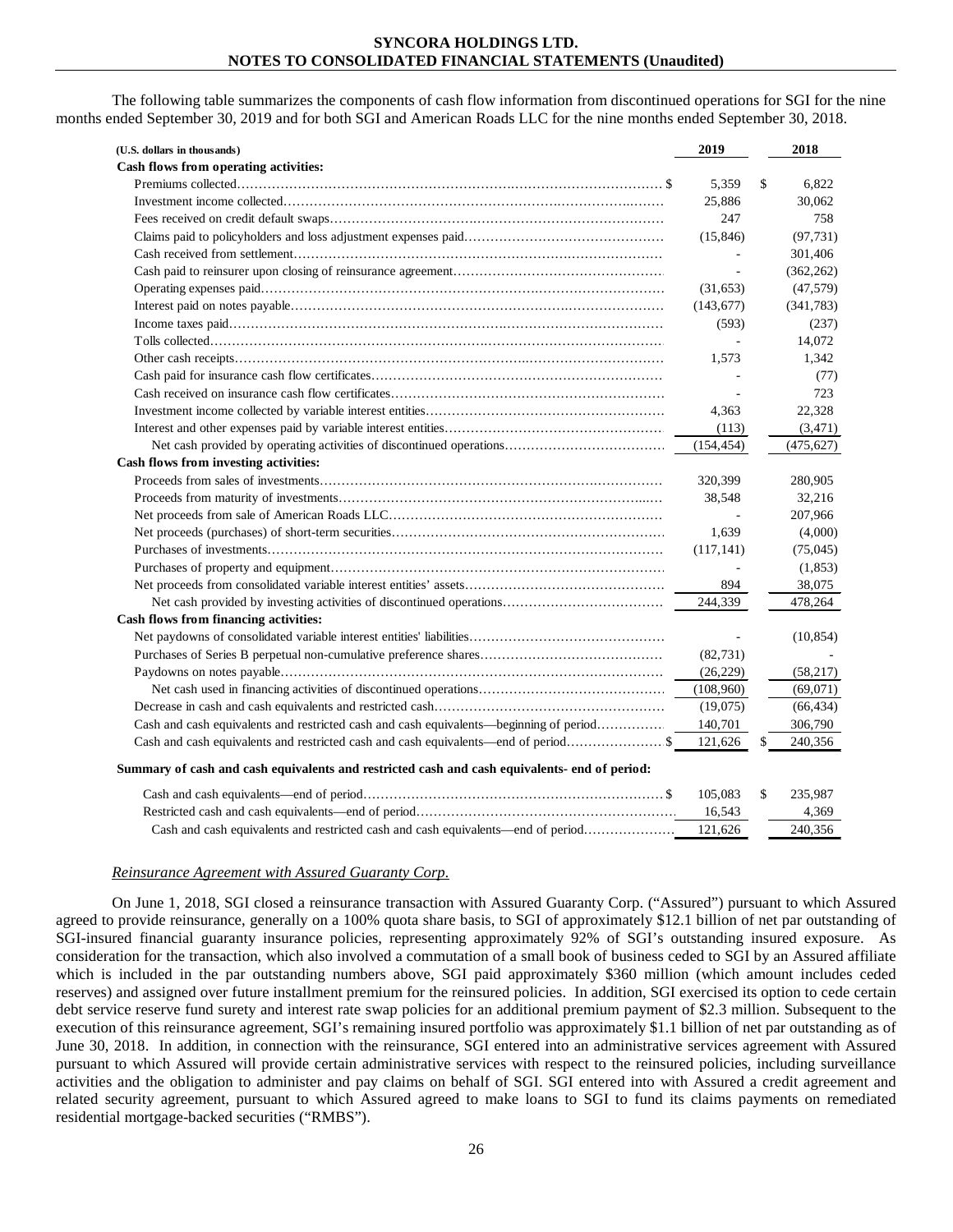The following table summarizes the components of cash flow information from discontinued operations for SGI for the nine months ended September 30, 2019 and for both SGI and American Roads LLC for the nine months ended September 30, 2018.

| (U.S. dollars in thousands) | 2019 | 2018 |
|---|---|---|
| **Cash flows from operating activities:** | | |
| Premiums collected | $ 5,359 | $ 6,822 |
| Investment income collected | 25,886 | 30,062 |
| Fees received on credit default swaps | 247 | 758 |
| Claims paid to policyholders and loss adjustment expenses paid | (15,846) | (97,731) |
| Cash received from settlement | - | 301,406 |
| Cash paid to reinsurer upon closing of reinsurance agreement | - | (362,262) |
| Operating expenses paid | (31,653) | (47,579) |
| Interest paid on notes payable | (143,677) | (341,783) |
| Income taxes paid | (593) | (237) |
| Tolls collected | - | 14,072 |
| Other cash receipts | 1,573 | 1,342 |
| Cash paid for insurance cash flow certificates | - | (77) |
| Cash received on insurance cash flow certificates | - | 723 |
| Investment income collected by variable interest entities | 4,363 | 22,328 |
| Interest and other expenses paid by variable interest entities | (113) | (3,471) |
| Net cash provided by operating activities of discontinued operations | (154,454) | (475,627) |
| **Cash flows from investing activities:** | | |
| Proceeds from sales of investments | 320,399 | 280,905 |
| Proceeds from maturity of investments | 38,548 | 32,216 |
| Net proceeds from sale of American Roads LLC | - | 207,966 |
| Net proceeds (purchases) of short-term securities | 1,639 | (4,000) |
| Purchases of investments | (117,141) | (75,045) |
| Purchases of property and equipment | - | (1,853) |
| Net proceeds from consolidated variable interest entities' assets | 894 | 38,075 |
| Net cash provided by investing activities of discontinued operations | 244,339 | 478,264 |
| **Cash flows from financing activities:** | | |
| Net paydowns of consolidated variable interest entities' liabilities | - | (10,854) |
| Purchases of Series B perpetual non-cumulative preference shares | (82,731) | - |
| Paydowns on notes payable | (26,229) | (58,217) |
| Net cash used in financing activities of discontinued operations | (108,960) | (69,071) |
| Decrease in cash and cash equivalents and restricted cash | (19,075) | (66,434) |
| Cash and cash equivalents and restricted cash and cash equivalents—beginning of period | 140,701 | 306,790 |
| Cash and cash equivalents and restricted cash and cash equivalents—end of period | $ 121,626 | $ 240,356 |
| **Summary of cash and cash equivalents and restricted cash and cash equivalents- end of period:** | | |
| Cash and cash equivalents—end of period | $ 105,083 | $ 235,987 |
| Restricted cash and cash equivalents—end of period | 16,543 | 4,369 |
| Cash and cash equivalents and restricted cash and cash equivalents—end of period | 121,626 | 240,356 |

*Reinsurance Agreement with Assured Guaranty Corp.*

On June 1, 2018, SGI closed a reinsurance transaction with Assured Guaranty Corp. ("Assured") pursuant to which Assured agreed to provide reinsurance, generally on a 100% quota share basis, to SGI of approximately $12.1 billion of net par outstanding of SGI-insured financial guaranty insurance policies, representing approximately 92% of SGI's outstanding insured exposure. As consideration for the transaction, which also involved a commutation of a small book of business ceded to SGI by an Assured affiliate which is included in the par outstanding numbers above, SGI paid approximately $360 million (which amount includes ceded reserves) and assigned over future installment premium for the reinsured policies. In addition, SGI exercised its option to cede certain debt service reserve fund surety and interest rate swap policies for an additional premium payment of $2.3 million. Subsequent to the execution of this reinsurance agreement, SGI's remaining insured portfolio was approximately $1.1 billion of net par outstanding as of June 30, 2018. In addition, in connection with the reinsurance, SGI entered into an administrative services agreement with Assured pursuant to which Assured will provide certain administrative services with respect to the reinsured policies, including surveillance activities and the obligation to administer and pay claims on behalf of SGI. SGI entered into with Assured a credit agreement and related security agreement, pursuant to which Assured agreed to make loans to SGI to fund its claims payments on remediated residential mortgage-backed securities ("RMBS").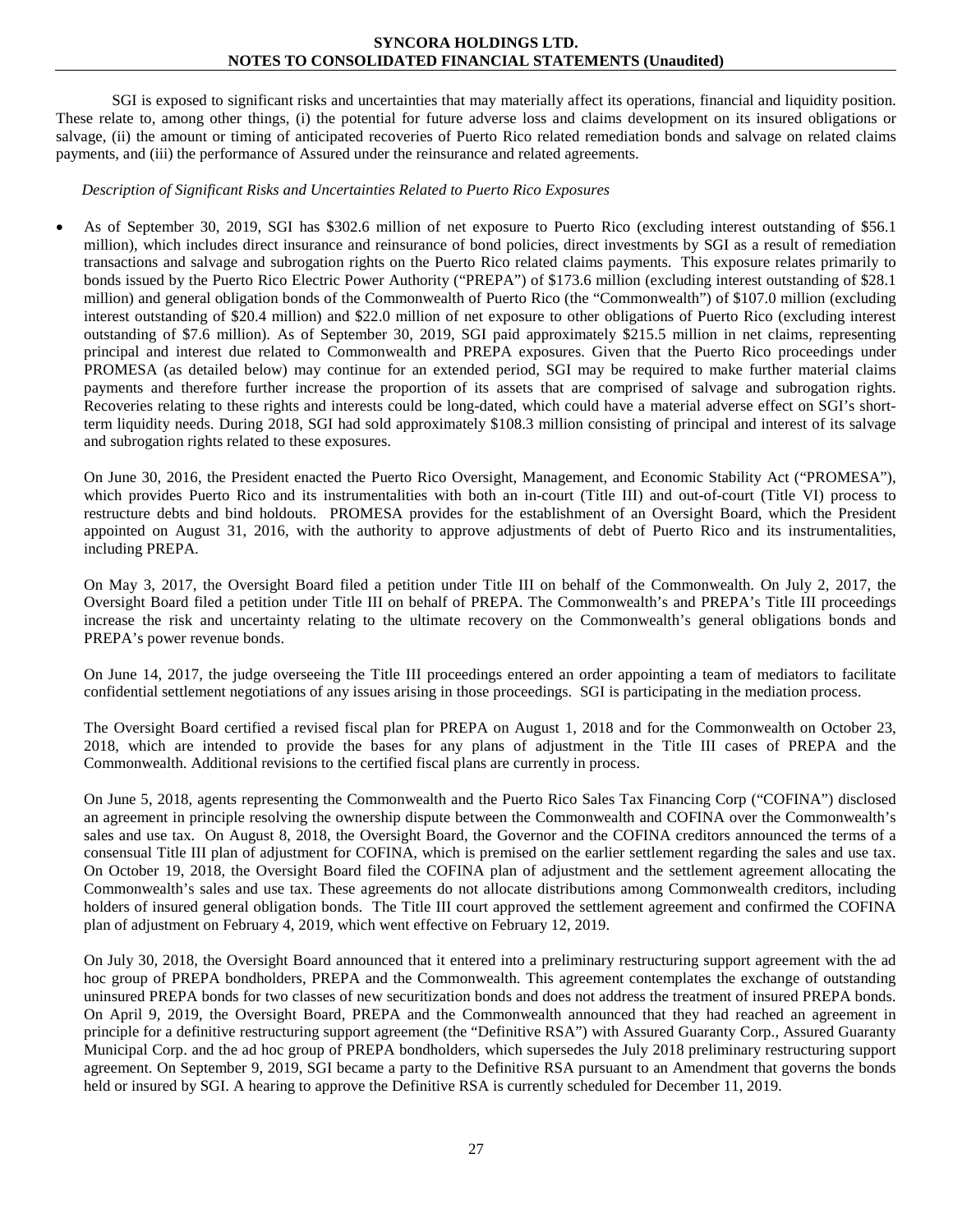SGI is exposed to significant risks and uncertainties that may materially affect its operations, financial and liquidity position. These relate to, among other things, (i) the potential for future adverse loss and claims development on its insured obligations or salvage, (ii) the amount or timing of anticipated recoveries of Puerto Rico related remediation bonds and salvage on related claims payments, and (iii) the performance of Assured under the reinsurance and related agreements.

*Description of Significant Risks and Uncertainties Related to Puerto Rico Exposures*

- As of September 30, 2019, SGI has $302.6 million of net exposure to Puerto Rico (excluding interest outstanding of $56.1 million), which includes direct insurance and reinsurance of bond policies, direct investments by SGI as a result of remediation transactions and salvage and subrogation rights on the Puerto Rico related claims payments. This exposure relates primarily to bonds issued by the Puerto Rico Electric Power Authority ("PREPA") of $173.6 million (excluding interest outstanding of $28.1 million) and general obligation bonds of the Commonwealth of Puerto Rico (the "Commonwealth") of $107.0 million (excluding interest outstanding of $20.4 million) and $22.0 million of net exposure to other obligations of Puerto Rico (excluding interest outstanding of $7.6 million). As of September 30, 2019, SGI paid approximately $215.5 million in net claims, representing principal and interest due related to Commonwealth and PREPA exposures. Given that the Puerto Rico proceedings under PROMESA (as detailed below) may continue for an extended period, SGI may be required to make further material claims payments and therefore further increase the proportion of its assets that are comprised of salvage and subrogation rights. Recoveries relating to these rights and interests could be long-dated, which could have a material adverse effect on SGI's short-term liquidity needs. During 2018, SGI had sold approximately $108.3 million consisting of principal and interest of its salvage and subrogation rights related to these exposures.

  On June 30, 2016, the President enacted the Puerto Rico Oversight, Management, and Economic Stability Act ("PROMESA"), which provides Puerto Rico and its instrumentalities with both an in-court (Title III) and out-of-court (Title VI) process to restructure debts and bind holdouts. PROMESA provides for the establishment of an Oversight Board, which the President appointed on August 31, 2016, with the authority to approve adjustments of debt of Puerto Rico and its instrumentalities, including PREPA.

  On May 3, 2017, the Oversight Board filed a petition under Title III on behalf of the Commonwealth. On July 2, 2017, the Oversight Board filed a petition under Title III on behalf of PREPA. The Commonwealth's and PREPA's Title III proceedings increase the risk and uncertainty relating to the ultimate recovery on the Commonwealth's general obligations bonds and PREPA's power revenue bonds.

  On June 14, 2017, the judge overseeing the Title III proceedings entered an order appointing a team of mediators to facilitate confidential settlement negotiations of any issues arising in those proceedings. SGI is participating in the mediation process.

  The Oversight Board certified a revised fiscal plan for PREPA on August 1, 2018 and for the Commonwealth on October 23, 2018, which are intended to provide the bases for any plans of adjustment in the Title III cases of PREPA and the Commonwealth. Additional revisions to the certified fiscal plans are currently in process.

  On June 5, 2018, agents representing the Commonwealth and the Puerto Rico Sales Tax Financing Corp ("COFINA") disclosed an agreement in principle resolving the ownership dispute between the Commonwealth and COFINA over the Commonwealth's sales and use tax. On August 8, 2018, the Oversight Board, the Governor and the COFINA creditors announced the terms of a consensual Title III plan of adjustment for COFINA, which is premised on the earlier settlement regarding the sales and use tax. On October 19, 2018, the Oversight Board filed the COFINA plan of adjustment and the settlement agreement allocating the Commonwealth's sales and use tax. These agreements do not allocate distributions among Commonwealth creditors, including holders of insured general obligation bonds. The Title III court approved the settlement agreement and confirmed the COFINA plan of adjustment on February 4, 2019, which went effective on February 12, 2019.

  On July 30, 2018, the Oversight Board announced that it entered into a preliminary restructuring support agreement with the ad hoc group of PREPA bondholders, PREPA and the Commonwealth. This agreement contemplates the exchange of outstanding uninsured PREPA bonds for two classes of new securitization bonds and does not address the treatment of insured PREPA bonds. On April 9, 2019, the Oversight Board, PREPA and the Commonwealth announced that they had reached an agreement in principle for a definitive restructuring support agreement (the "Definitive RSA") with Assured Guaranty Corp., Assured Guaranty Municipal Corp. and the ad hoc group of PREPA bondholders, which supersedes the July 2018 preliminary restructuring support agreement. On September 9, 2019, SGI became a party to the Definitive RSA pursuant to an Amendment that governs the bonds held or insured by SGI. A hearing to approve the Definitive RSA is currently scheduled for December 11, 2019.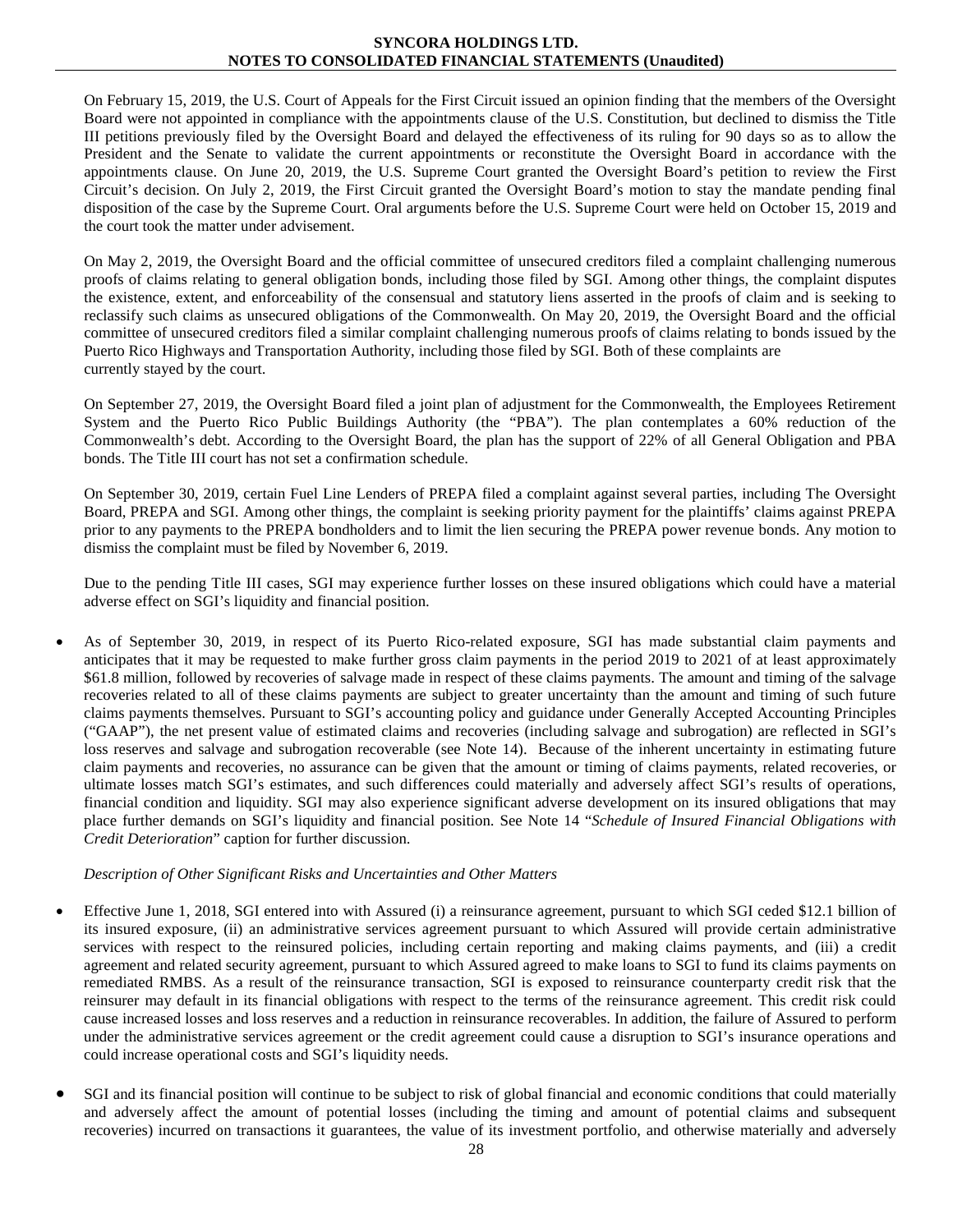On February 15, 2019, the U.S. Court of Appeals for the First Circuit issued an opinion finding that the members of the Oversight Board were not appointed in compliance with the appointments clause of the U.S. Constitution, but declined to dismiss the Title III petitions previously filed by the Oversight Board and delayed the effectiveness of its ruling for 90 days so as to allow the President and the Senate to validate the current appointments or reconstitute the Oversight Board in accordance with the appointments clause. On June 20, 2019, the U.S. Supreme Court granted the Oversight Board's petition to review the First Circuit's decision. On July 2, 2019, the First Circuit granted the Oversight Board's motion to stay the mandate pending final disposition of the case by the Supreme Court. Oral arguments before the U.S. Supreme Court were held on October 15, 2019 and the court took the matter under advisement.

On May 2, 2019, the Oversight Board and the official committee of unsecured creditors filed a complaint challenging numerous proofs of claims relating to general obligation bonds, including those filed by SGI. Among other things, the complaint disputes the existence, extent, and enforceability of the consensual and statutory liens asserted in the proofs of claim and is seeking to reclassify such claims as unsecured obligations of the Commonwealth. On May 20, 2019, the Oversight Board and the official committee of unsecured creditors filed a similar complaint challenging numerous proofs of claims relating to bonds issued by the Puerto Rico Highways and Transportation Authority, including those filed by SGI. Both of these complaints are currently stayed by the court.

On September 27, 2019, the Oversight Board filed a joint plan of adjustment for the Commonwealth, the Employees Retirement System and the Puerto Rico Public Buildings Authority (the "PBA"). The plan contemplates a 60% reduction of the Commonwealth's debt. According to the Oversight Board, the plan has the support of 22% of all General Obligation and PBA bonds. The Title III court has not set a confirmation schedule.

On September 30, 2019, certain Fuel Line Lenders of PREPA filed a complaint against several parties, including The Oversight Board, PREPA and SGI. Among other things, the complaint is seeking priority payment for the plaintiffs' claims against PREPA prior to any payments to the PREPA bondholders and to limit the lien securing the PREPA power revenue bonds. Any motion to dismiss the complaint must be filed by November 6, 2019.

Due to the pending Title III cases, SGI may experience further losses on these insured obligations which could have a material adverse effect on SGI's liquidity and financial position.

- As of September 30, 2019, in respect of its Puerto Rico-related exposure, SGI has made substantial claim payments and anticipates that it may be requested to make further gross claim payments in the period 2019 to 2021 of at least approximately $61.8 million, followed by recoveries of salvage made in respect of these claims payments. The amount and timing of the salvage recoveries related to all of these claims payments are subject to greater uncertainty than the amount and timing of such future claims payments themselves. Pursuant to SGI's accounting policy and guidance under Generally Accepted Accounting Principles ("GAAP"), the net present value of estimated claims and recoveries (including salvage and subrogation) are reflected in SGI's loss reserves and salvage and subrogation recoverable (see Note 14). Because of the inherent uncertainty in estimating future claim payments and recoveries, no assurance can be given that the amount or timing of claims payments, related recoveries, or ultimate losses match SGI's estimates, and such differences could materially and adversely affect SGI's results of operations, financial condition and liquidity. SGI may also experience significant adverse development on its insured obligations that may place further demands on SGI's liquidity and financial position. See Note 14 "*Schedule of Insured Financial Obligations with Credit Deterioration*" caption for further discussion.

*Description of Other Significant Risks and Uncertainties and Other Matters*

- Effective June 1, 2018, SGI entered into with Assured (i) a reinsurance agreement, pursuant to which SGI ceded $12.1 billion of its insured exposure, (ii) an administrative services agreement pursuant to which Assured will provide certain administrative services with respect to the reinsured policies, including certain reporting and making claims payments, and (iii) a credit agreement and related security agreement, pursuant to which Assured agreed to make loans to SGI to fund its claims payments on remediated RMBS. As a result of the reinsurance transaction, SGI is exposed to reinsurance counterparty credit risk that the reinsurer may default in its financial obligations with respect to the terms of the reinsurance agreement. This credit risk could cause increased losses and loss reserves and a reduction in reinsurance recoverables. In addition, the failure of Assured to perform under the administrative services agreement or the credit agreement could cause a disruption to SGI's insurance operations and could increase operational costs and SGI's liquidity needs.

- SGI and its financial position will continue to be subject to risk of global financial and economic conditions that could materially and adversely affect the amount of potential losses (including the timing and amount of potential claims and subsequent recoveries) incurred on transactions it guarantees, the value of its investment portfolio, and otherwise materially and adversely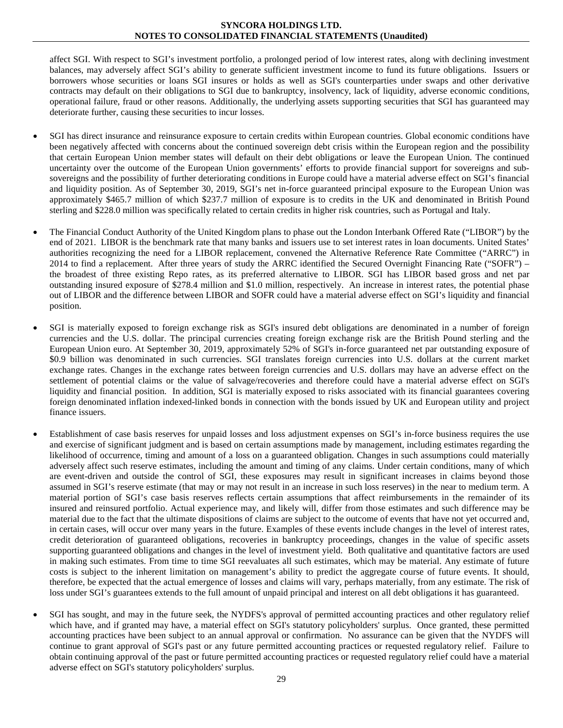affect SGI. With respect to SGI's investment portfolio, a prolonged period of low interest rates, along with declining investment balances, may adversely affect SGI's ability to generate sufficient investment income to fund its future obligations. Issuers or borrowers whose securities or loans SGI insures or holds as well as SGI's counterparties under swaps and other derivative contracts may default on their obligations to SGI due to bankruptcy, insolvency, lack of liquidity, adverse economic conditions, operational failure, fraud or other reasons. Additionally, the underlying assets supporting securities that SGI has guaranteed may deteriorate further, causing these securities to incur losses.

- SGI has direct insurance and reinsurance exposure to certain credits within European countries. Global economic conditions have been negatively affected with concerns about the continued sovereign debt crisis within the European region and the possibility that certain European Union member states will default on their debt obligations or leave the European Union. The continued uncertainty over the outcome of the European Union governments' efforts to provide financial support for sovereigns and sub-sovereigns and the possibility of further deteriorating conditions in Europe could have a material adverse effect on SGI's financial and liquidity position. As of September 30, 2019, SGI's net in-force guaranteed principal exposure to the European Union was approximately $465.7 million of which $237.7 million of exposure is to credits in the UK and denominated in British Pound sterling and $228.0 million was specifically related to certain credits in higher risk countries, such as Portugal and Italy.

- The Financial Conduct Authority of the United Kingdom plans to phase out the London Interbank Offered Rate ("LIBOR") by the end of 2021. LIBOR is the benchmark rate that many banks and issuers use to set interest rates in loan documents. United States' authorities recognizing the need for a LIBOR replacement, convened the Alternative Reference Rate Committee ("ARRC") in 2014 to find a replacement. After three years of study the ARRC identified the Secured Overnight Financing Rate ("SOFR") – the broadest of three existing Repo rates, as its preferred alternative to LIBOR. SGI has LIBOR based gross and net par outstanding insured exposure of $278.4 million and $1.0 million, respectively. An increase in interest rates, the potential phase out of LIBOR and the difference between LIBOR and SOFR could have a material adverse effect on SGI's liquidity and financial position.

- SGI is materially exposed to foreign exchange risk as SGI's insured debt obligations are denominated in a number of foreign currencies and the U.S. dollar. The principal currencies creating foreign exchange risk are the British Pound sterling and the European Union euro. At September 30, 2019, approximately 52% of SGI's in-force guaranteed net par outstanding exposure of $0.9 billion was denominated in such currencies. SGI translates foreign currencies into U.S. dollars at the current market exchange rates. Changes in the exchange rates between foreign currencies and U.S. dollars may have an adverse effect on the settlement of potential claims or the value of salvage/recoveries and therefore could have a material adverse effect on SGI's liquidity and financial position. In addition, SGI is materially exposed to risks associated with its financial guarantees covering foreign denominated inflation indexed-linked bonds in connection with the bonds issued by UK and European utility and project finance issuers.

- Establishment of case basis reserves for unpaid losses and loss adjustment expenses on SGI's in-force business requires the use and exercise of significant judgment and is based on certain assumptions made by management, including estimates regarding the likelihood of occurrence, timing and amount of a loss on a guaranteed obligation. Changes in such assumptions could materially adversely affect such reserve estimates, including the amount and timing of any claims. Under certain conditions, many of which are event-driven and outside the control of SGI, these exposures may result in significant increases in claims beyond those assumed in SGI's reserve estimate (that may or may not result in an increase in such loss reserves) in the near to medium term. A material portion of SGI's case basis reserves reflects certain assumptions that affect reimbursements in the remainder of its insured and reinsured portfolio. Actual experience may, and likely will, differ from those estimates and such difference may be material due to the fact that the ultimate dispositions of claims are subject to the outcome of events that have not yet occurred and, in certain cases, will occur over many years in the future. Examples of these events include changes in the level of interest rates, credit deterioration of guaranteed obligations, recoveries in bankruptcy proceedings, changes in the value of specific assets supporting guaranteed obligations and changes in the level of investment yield. Both qualitative and quantitative factors are used in making such estimates. From time to time SGI reevaluates all such estimates, which may be material. Any estimate of future costs is subject to the inherent limitation on management's ability to predict the aggregate course of future events. It should, therefore, be expected that the actual emergence of losses and claims will vary, perhaps materially, from any estimate. The risk of loss under SGI's guarantees extends to the full amount of unpaid principal and interest on all debt obligations it has guaranteed.

- SGI has sought, and may in the future seek, the NYDFS's approval of permitted accounting practices and other regulatory relief which have, and if granted may have, a material effect on SGI's statutory policyholders' surplus. Once granted, these permitted accounting practices have been subject to an annual approval or confirmation. No assurance can be given that the NYDFS will continue to grant approval of SGI's past or any future permitted accounting practices or requested regulatory relief. Failure to obtain continuing approval of the past or future permitted accounting practices or requested regulatory relief could have a material adverse effect on SGI's statutory policyholders' surplus.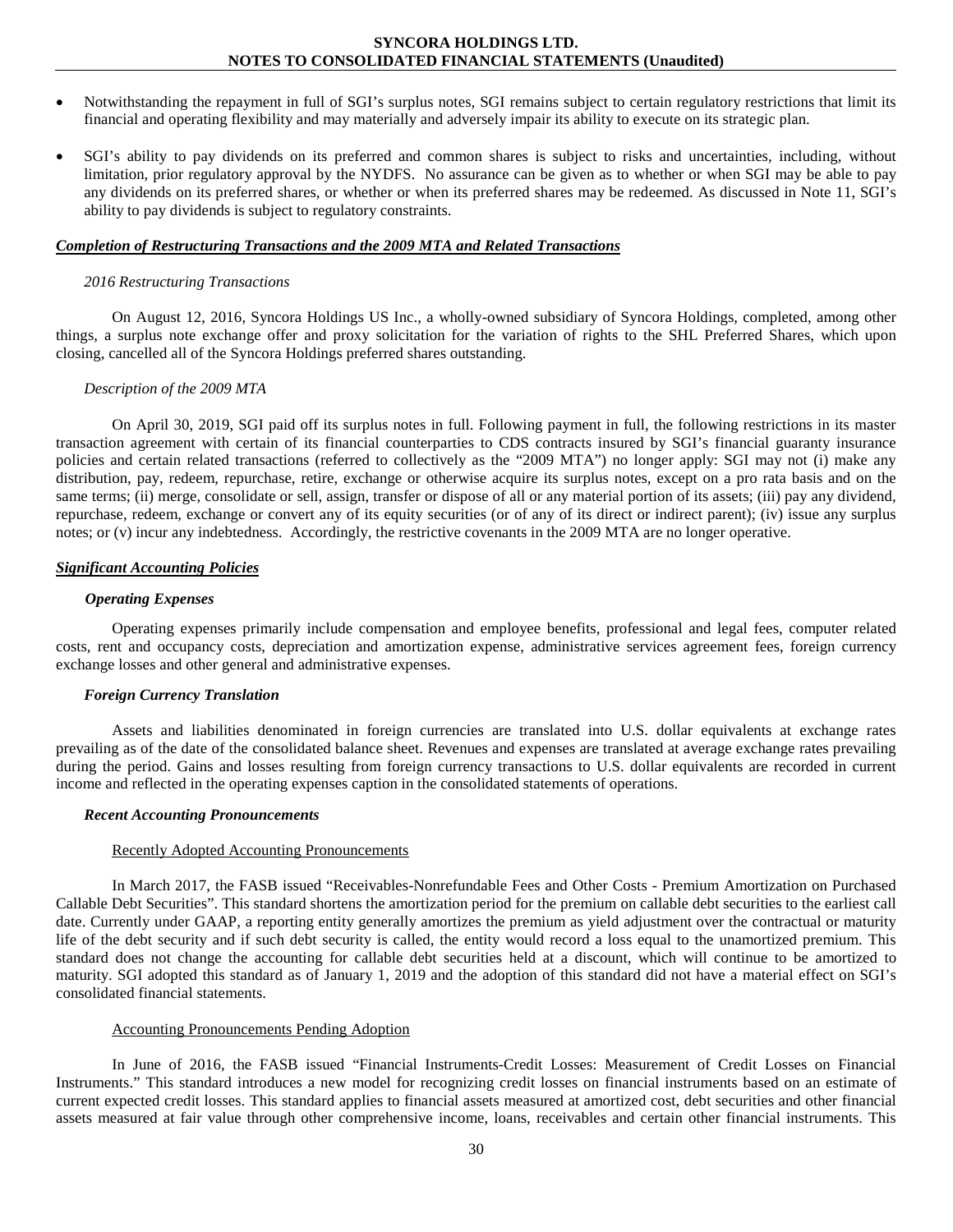- Notwithstanding the repayment in full of SGI's surplus notes, SGI remains subject to certain regulatory restrictions that limit its financial and operating flexibility and may materially and adversely impair its ability to execute on its strategic plan.

- SGI's ability to pay dividends on its preferred and common shares is subject to risks and uncertainties, including, without limitation, prior regulatory approval by the NYDFS. No assurance can be given as to whether or when SGI may be able to pay any dividends on its preferred shares, or whether or when its preferred shares may be redeemed. As discussed in Note 11, SGI's ability to pay dividends is subject to regulatory constraints.

***Completion of Restructuring Transactions and the 2009 MTA and Related Transactions***

*2016 Restructuring Transactions*

On August 12, 2016, Syncora Holdings US Inc., a wholly-owned subsidiary of Syncora Holdings, completed, among other things, a surplus note exchange offer and proxy solicitation for the variation of rights to the SHL Preferred Shares, which upon closing, cancelled all of the Syncora Holdings preferred shares outstanding.

*Description of the 2009 MTA*

On April 30, 2019, SGI paid off its surplus notes in full. Following payment in full, the following restrictions in its master transaction agreement with certain of its financial counterparties to CDS contracts insured by SGI's financial guaranty insurance policies and certain related transactions (referred to collectively as the "2009 MTA") no longer apply: SGI may not (i) make any distribution, pay, redeem, repurchase, retire, exchange or otherwise acquire its surplus notes, except on a pro rata basis and on the same terms; (ii) merge, consolidate or sell, assign, transfer or dispose of all or any material portion of its assets; (iii) pay any dividend, repurchase, redeem, exchange or convert any of its equity securities (or of any of its direct or indirect parent); (iv) issue any surplus notes; or (v) incur any indebtedness. Accordingly, the restrictive covenants in the 2009 MTA are no longer operative.

***Significant Accounting Policies***

***Operating Expenses***

Operating expenses primarily include compensation and employee benefits, professional and legal fees, computer related costs, rent and occupancy costs, depreciation and amortization expense, administrative services agreement fees, foreign currency exchange losses and other general and administrative expenses.

***Foreign Currency Translation***

Assets and liabilities denominated in foreign currencies are translated into U.S. dollar equivalents at exchange rates prevailing as of the date of the consolidated balance sheet. Revenues and expenses are translated at average exchange rates prevailing during the period. Gains and losses resulting from foreign currency transactions to U.S. dollar equivalents are recorded in current income and reflected in the operating expenses caption in the consolidated statements of operations.

***Recent Accounting Pronouncements***

Recently Adopted Accounting Pronouncements

In March 2017, the FASB issued "Receivables-Nonrefundable Fees and Other Costs - Premium Amortization on Purchased Callable Debt Securities". This standard shortens the amortization period for the premium on callable debt securities to the earliest call date. Currently under GAAP, a reporting entity generally amortizes the premium as yield adjustment over the contractual or maturity life of the debt security and if such debt security is called, the entity would record a loss equal to the unamortized premium. This standard does not change the accounting for callable debt securities held at a discount, which will continue to be amortized to maturity. SGI adopted this standard as of January 1, 2019 and the adoption of this standard did not have a material effect on SGI's consolidated financial statements.

Accounting Pronouncements Pending Adoption

In June of 2016, the FASB issued "Financial Instruments-Credit Losses: Measurement of Credit Losses on Financial Instruments." This standard introduces a new model for recognizing credit losses on financial instruments based on an estimate of current expected credit losses. This standard applies to financial assets measured at amortized cost, debt securities and other financial assets measured at fair value through other comprehensive income, loans, receivables and certain other financial instruments. This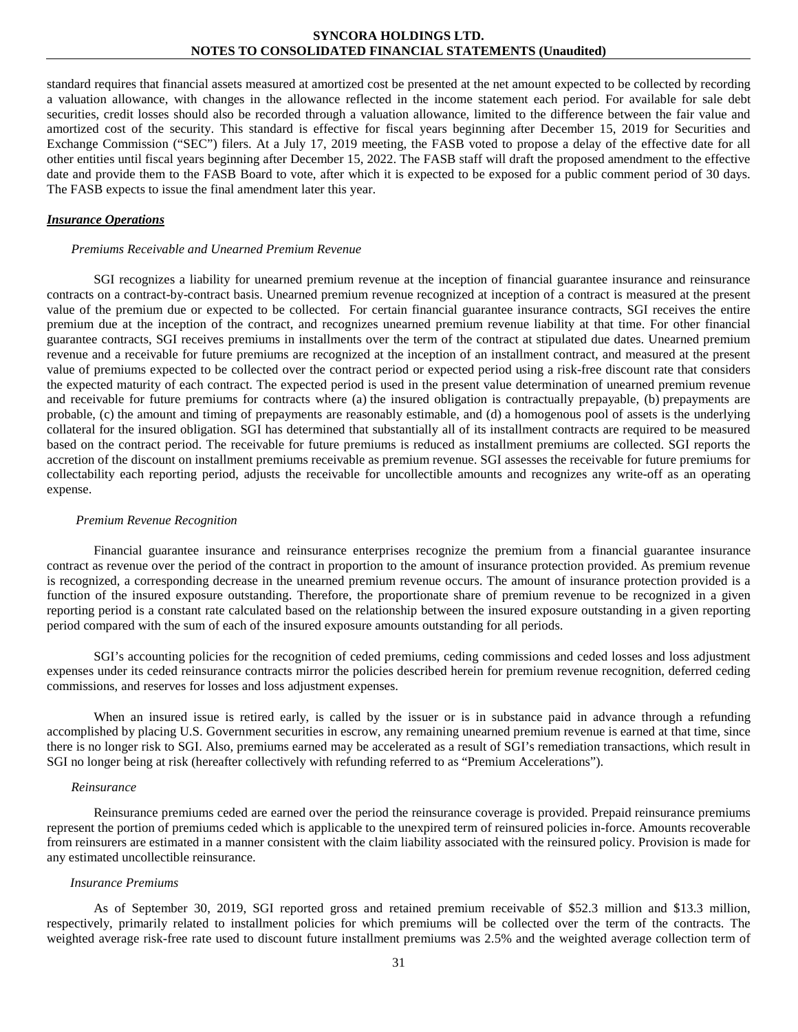standard requires that financial assets measured at amortized cost be presented at the net amount expected to be collected by recording a valuation allowance, with changes in the allowance reflected in the income statement each period. For available for sale debt securities, credit losses should also be recorded through a valuation allowance, limited to the difference between the fair value and amortized cost of the security. This standard is effective for fiscal years beginning after December 15, 2019 for Securities and Exchange Commission ("SEC") filers. At a July 17, 2019 meeting, the FASB voted to propose a delay of the effective date for all other entities until fiscal years beginning after December 15, 2022. The FASB staff will draft the proposed amendment to the effective date and provide them to the FASB Board to vote, after which it is expected to be exposed for a public comment period of 30 days. The FASB expects to issue the final amendment later this year.

***Insurance Operations***

*Premiums Receivable and Unearned Premium Revenue*

SGI recognizes a liability for unearned premium revenue at the inception of financial guarantee insurance and reinsurance contracts on a contract-by-contract basis. Unearned premium revenue recognized at inception of a contract is measured at the present value of the premium due or expected to be collected. For certain financial guarantee insurance contracts, SGI receives the entire premium due at the inception of the contract, and recognizes unearned premium revenue liability at that time. For other financial guarantee contracts, SGI receives premiums in installments over the term of the contract at stipulated due dates. Unearned premium revenue and a receivable for future premiums are recognized at the inception of an installment contract, and measured at the present value of premiums expected to be collected over the contract period or expected period using a risk-free discount rate that considers the expected maturity of each contract. The expected period is used in the present value determination of unearned premium revenue and receivable for future premiums for contracts where (a) the insured obligation is contractually prepayable, (b) prepayments are probable, (c) the amount and timing of prepayments are reasonably estimable, and (d) a homogenous pool of assets is the underlying collateral for the insured obligation. SGI has determined that substantially all of its installment contracts are required to be measured based on the contract period. The receivable for future premiums is reduced as installment premiums are collected. SGI reports the accretion of the discount on installment premiums receivable as premium revenue. SGI assesses the receivable for future premiums for collectability each reporting period, adjusts the receivable for uncollectible amounts and recognizes any write-off as an operating expense.

*Premium Revenue Recognition*

Financial guarantee insurance and reinsurance enterprises recognize the premium from a financial guarantee insurance contract as revenue over the period of the contract in proportion to the amount of insurance protection provided. As premium revenue is recognized, a corresponding decrease in the unearned premium revenue occurs. The amount of insurance protection provided is a function of the insured exposure outstanding. Therefore, the proportionate share of premium revenue to be recognized in a given reporting period is a constant rate calculated based on the relationship between the insured exposure outstanding in a given reporting period compared with the sum of each of the insured exposure amounts outstanding for all periods.

SGI's accounting policies for the recognition of ceded premiums, ceding commissions and ceded losses and loss adjustment expenses under its ceded reinsurance contracts mirror the policies described herein for premium revenue recognition, deferred ceding commissions, and reserves for losses and loss adjustment expenses.

When an insured issue is retired early, is called by the issuer or is in substance paid in advance through a refunding accomplished by placing U.S. Government securities in escrow, any remaining unearned premium revenue is earned at that time, since there is no longer risk to SGI. Also, premiums earned may be accelerated as a result of SGI's remediation transactions, which result in SGI no longer being at risk (hereafter collectively with refunding referred to as "Premium Accelerations").

*Reinsurance*

Reinsurance premiums ceded are earned over the period the reinsurance coverage is provided. Prepaid reinsurance premiums represent the portion of premiums ceded which is applicable to the unexpired term of reinsured policies in-force. Amounts recoverable from reinsurers are estimated in a manner consistent with the claim liability associated with the reinsured policy. Provision is made for any estimated uncollectible reinsurance.

*Insurance Premiums*

As of September 30, 2019, SGI reported gross and retained premium receivable of $52.3 million and $13.3 million, respectively, primarily related to installment policies for which premiums will be collected over the term of the contracts. The weighted average risk-free rate used to discount future installment premiums was 2.5% and the weighted average collection term of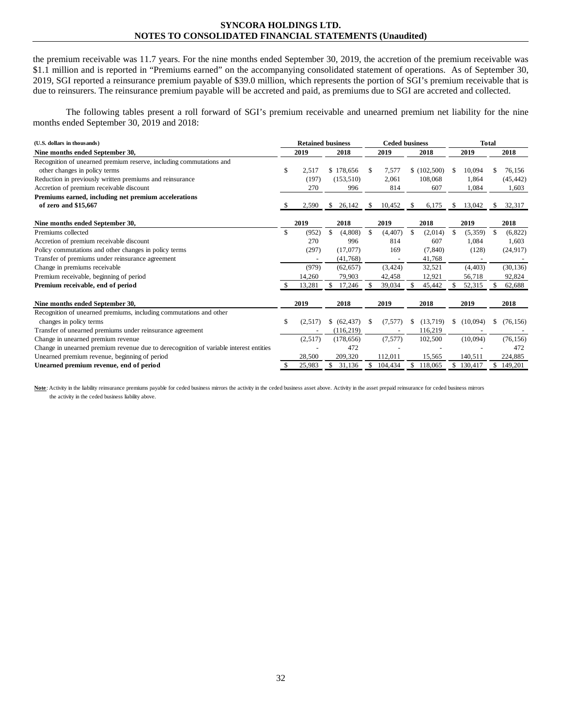the premium receivable was 11.7 years. For the nine months ended September 30, 2019, the accretion of the premium receivable was $1.1 million and is reported in "Premiums earned" on the accompanying consolidated statement of operations. As of September 30, 2019, SGI reported a reinsurance premium payable of $39.0 million, which represents the portion of SGI's premium receivable that is due to reinsurers. The reinsurance premium payable will be accreted and paid, as premiums due to SGI are accreted and collected.

The following tables present a roll forward of SGI's premium receivable and unearned premium net liability for the nine months ended September 30, 2019 and 2018:

| (U.S. dollars in thousands) | Retained business | | Ceded business | | Total | |
|---|---|---|---|---|---|---|
| **Nine months ended September 30,** | **2019** | **2018** | **2019** | **2018** | **2019** | **2018** |
| Recognition of unearned premium reserve, including commutations and other changes in policy terms | $ 2,517 | $ 178,656 | $ 7,577 | $ (102,500) | $ 10,094 | $ 76,156 |
| Reduction in previously written premiums and reinsurance | (197) | (153,510) | 2,061 | 108,068 | 1,864 | (45,442) |
| Accretion of premium receivable discount | 270 | 996 | 814 | 607 | 1,084 | 1,603 |
| **Premiums earned, including net premium accelerations of zero and $15,667** | $ 2,590 | $ 26,142 | $ 10,452 | $ 6,175 | $ 13,042 | $ 32,317 |

| **Nine months ended September 30,** | **2019** | **2018** | **2019** | **2018** | **2019** | **2018** |
|---|---|---|---|---|---|---|
| Premiums collected | $ (952) | $ (4,808) | $ (4,407) | $ (2,014) | $ (5,359) | $ (6,822) |
| Accretion of premium receivable discount | 270 | 996 | 814 | 607 | 1,084 | 1,603 |
| Policy commutations and other changes in policy terms | (297) | (17,077) | 169 | (7,840) | (128) | (24,917) |
| Transfer of premiums under reinsurance agreement | - | (41,768) | - | 41,768 | - | - |
| Change in premiums receivable | (979) | (62,657) | (3,424) | 32,521 | (4,403) | (30,136) |
| Premium receivable, beginning of period | 14,260 | 79,903 | 42,458 | 12,921 | 56,718 | 92,824 |
| **Premium receivable, end of period** | $ 13,281 | $ 17,246 | $ 39,034 | $ 45,442 | $ 52,315 | $ 62,688 |

| **Nine months ended September 30,** | **2019** | **2018** | **2019** | **2018** | **2019** | **2018** |
|---|---|---|---|---|---|---|
| Recognition of unearned premiums, including commutations and other changes in policy terms | $ (2,517) | $ (62,437) | $ (7,577) | $ (13,719) | $ (10,094) | $ (76,156) |
| Transfer of unearned premiums under reinsurance agreement | - | (116,219) | - | 116,219 | - | - |
| Change in unearned premium revenue | (2,517) | (178,656) | (7,577) | 102,500 | (10,094) | (76,156) |
| Change in unearned premium revenue due to derecognition of variable interest entities | - | 472 | - | - | - | 472 |
| Unearned premium revenue, beginning of period | 28,500 | 209,320 | 112,011 | 15,565 | 140,511 | 224,885 |
| **Unearned premium revenue, end of period** | $ 25,983 | $ 31,136 | $ 104,434 | $ 118,065 | $ 130,417 | $ 149,201 |

**Note**: Activity in the liability reinsurance premiums payable for ceded business mirrors the activity in the ceded business asset above. Activity in the asset prepaid reinsurance for ceded business mirrors the activity in the ceded business liability above.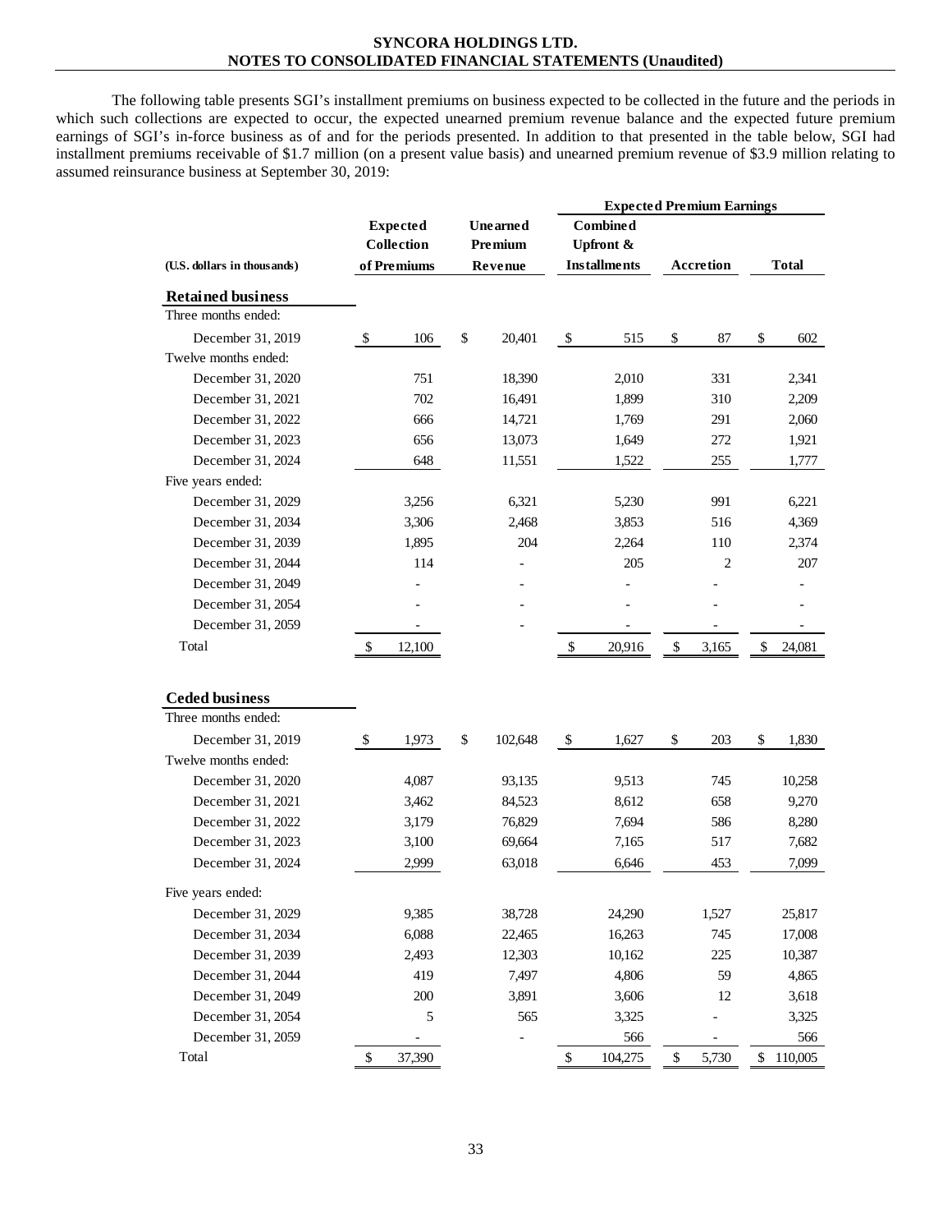The following table presents SGI's installment premiums on business expected to be collected in the future and the periods in which such collections are expected to occur, the expected unearned premium revenue balance and the expected future premium earnings of SGI's in-force business as of and for the periods presented. In addition to that presented in the table below, SGI had installment premiums receivable of $1.7 million (on a present value basis) and unearned premium revenue of $3.9 million relating to assumed reinsurance business at September 30, 2019:

| (U.S. dollars in thousands) | Expected Collection of Premiums | Unearned Premium Revenue | Expected Premium Earnings | | |
|---|---|---|---|---|---|
| | | | Combined Upfront & Installments | Accretion | Total |
| **Retained business** | | | | | |
| Three months ended: | | | | | |
| December 31, 2019 | $ 106 | $ 20,401 | $ 515 | $ 87 | $ 602 |
| Twelve months ended: | | | | | |
| December 31, 2020 | 751 | 18,390 | 2,010 | 331 | 2,341 |
| December 31, 2021 | 702 | 16,491 | 1,899 | 310 | 2,209 |
| December 31, 2022 | 666 | 14,721 | 1,769 | 291 | 2,060 |
| December 31, 2023 | 656 | 13,073 | 1,649 | 272 | 1,921 |
| December 31, 2024 | 648 | 11,551 | 1,522 | 255 | 1,777 |
| Five years ended: | | | | | |
| December 31, 2029 | 3,256 | 6,321 | 5,230 | 991 | 6,221 |
| December 31, 2034 | 3,306 | 2,468 | 3,853 | 516 | 4,369 |
| December 31, 2039 | 1,895 | 204 | 2,264 | 110 | 2,374 |
| December 31, 2044 | 114 | - | 205 | 2 | 207 |
| December 31, 2049 | - | - | - | - | - |
| December 31, 2054 | - | - | - | - | - |
| December 31, 2059 | - | - | - | - | - |
| Total | $ 12,100 | | $ 20,916 | $ 3,165 | $ 24,081 |
| **Ceded business** | | | | | |
| Three months ended: | | | | | |
| December 31, 2019 | $ 1,973 | $ 102,648 | $ 1,627 | $ 203 | $ 1,830 |
| Twelve months ended: | | | | | |
| December 31, 2020 | 4,087 | 93,135 | 9,513 | 745 | 10,258 |
| December 31, 2021 | 3,462 | 84,523 | 8,612 | 658 | 9,270 |
| December 31, 2022 | 3,179 | 76,829 | 7,694 | 586 | 8,280 |
| December 31, 2023 | 3,100 | 69,664 | 7,165 | 517 | 7,682 |
| December 31, 2024 | 2,999 | 63,018 | 6,646 | 453 | 7,099 |
| Five years ended: | | | | | |
| December 31, 2029 | 9,385 | 38,728 | 24,290 | 1,527 | 25,817 |
| December 31, 2034 | 6,088 | 22,465 | 16,263 | 745 | 17,008 |
| December 31, 2039 | 2,493 | 12,303 | 10,162 | 225 | 10,387 |
| December 31, 2044 | 419 | 7,497 | 4,806 | 59 | 4,865 |
| December 31, 2049 | 200 | 3,891 | 3,606 | 12 | 3,618 |
| December 31, 2054 | 5 | 565 | 3,325 | - | 3,325 |
| December 31, 2059 | - | - | 566 | - | 566 |
| Total | $ 37,390 | | $ 104,275 | $ 5,730 | $ 110,005 |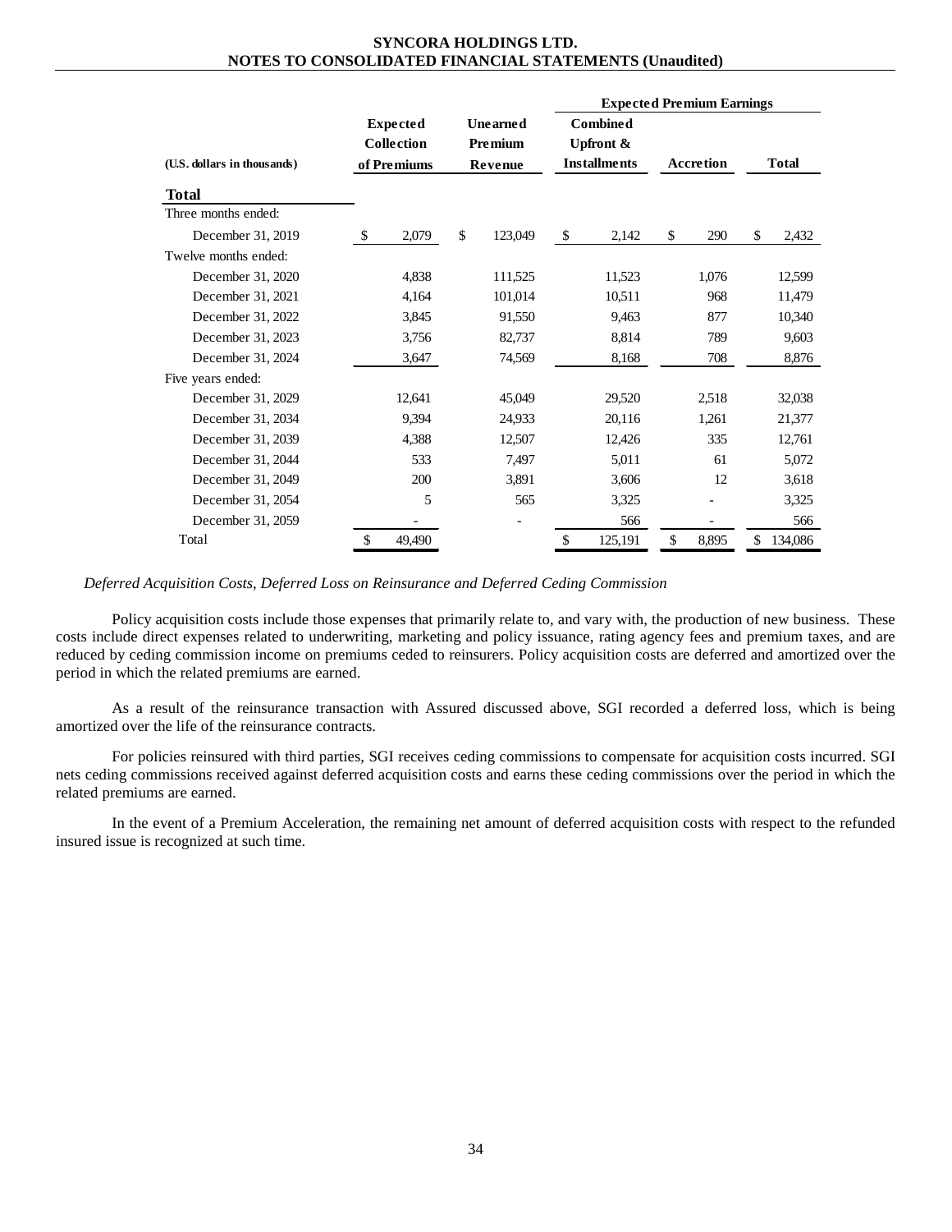| (U.S. dollars in thousands) | Expected Collection of Premiums | Unearned Premium Revenue | Expected Premium Earnings | | |
|---|---|---|---|---|---|
| | | | Combined Upfront & Installments | Accretion | Total |
| **Total** | | | | | |
| Three months ended: | | | | | |
| December 31, 2019 | $ 2,079 | $ 123,049 | $ 2,142 | $ 290 | $ 2,432 |
| Twelve months ended: | | | | | |
| December 31, 2020 | 4,838 | 111,525 | 11,523 | 1,076 | 12,599 |
| December 31, 2021 | 4,164 | 101,014 | 10,511 | 968 | 11,479 |
| December 31, 2022 | 3,845 | 91,550 | 9,463 | 877 | 10,340 |
| December 31, 2023 | 3,756 | 82,737 | 8,814 | 789 | 9,603 |
| December 31, 2024 | 3,647 | 74,569 | 8,168 | 708 | 8,876 |
| Five years ended: | | | | | |
| December 31, 2029 | 12,641 | 45,049 | 29,520 | 2,518 | 32,038 |
| December 31, 2034 | 9,394 | 24,933 | 20,116 | 1,261 | 21,377 |
| December 31, 2039 | 4,388 | 12,507 | 12,426 | 335 | 12,761 |
| December 31, 2044 | 533 | 7,497 | 5,011 | 61 | 5,072 |
| December 31, 2049 | 200 | 3,891 | 3,606 | 12 | 3,618 |
| December 31, 2054 | 5 | 565 | 3,325 | - | 3,325 |
| December 31, 2059 | - | - | 566 | - | 566 |
| Total | $ 49,490 | | $ 125,191 | $ 8,895 | $ 134,086 |

*Deferred Acquisition Costs, Deferred Loss on Reinsurance and Deferred Ceding Commission*

Policy acquisition costs include those expenses that primarily relate to, and vary with, the production of new business. These costs include direct expenses related to underwriting, marketing and policy issuance, rating agency fees and premium taxes, and are reduced by ceding commission income on premiums ceded to reinsurers. Policy acquisition costs are deferred and amortized over the period in which the related premiums are earned.

As a result of the reinsurance transaction with Assured discussed above, SGI recorded a deferred loss, which is being amortized over the life of the reinsurance contracts.

For policies reinsured with third parties, SGI receives ceding commissions to compensate for acquisition costs incurred. SGI nets ceding commissions received against deferred acquisition costs and earns these ceding commissions over the period in which the related premiums are earned.

In the event of a Premium Acceleration, the remaining net amount of deferred acquisition costs with respect to the refunded insured issue is recognized at such time.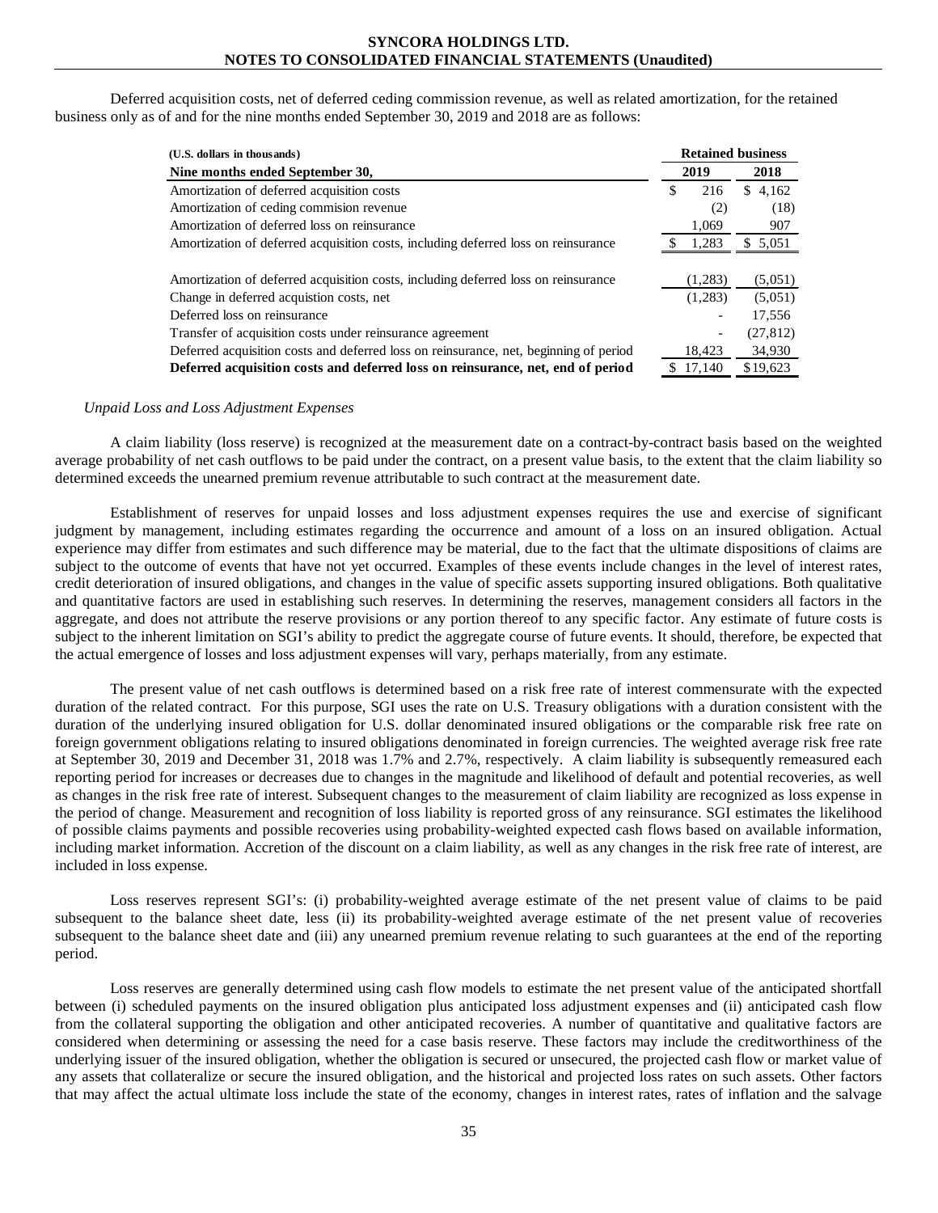Deferred acquisition costs, net of deferred ceding commission revenue, as well as related amortization, for the retained business only as of and for the nine months ended September 30, 2019 and 2018 are as follows:

| (U.S. dollars in thousands) | Retained business | |
|---|---|---|
| **Nine months ended September 30,** | **2019** | **2018** |
| Amortization of deferred acquisition costs | $ 216 | $ 4,162 |
| Amortization of ceding commision revenue | (2) | (18) |
| Amortization of deferred loss on reinsurance | 1,069 | 907 |
| Amortization of deferred acquisition costs, including deferred loss on reinsurance | $ 1,283 | $ 5,051 |
| | | |
| Amortization of deferred acquisition costs, including deferred loss on reinsurance | (1,283) | (5,051) |
| Change in deferred acquistion costs, net | (1,283) | (5,051) |
| Deferred loss on reinsurance | - | 17,556 |
| Transfer of acquisition costs under reinsurance agreement | - | (27,812) |
| Deferred acquisition costs and deferred loss on reinsurance, net, beginning of period | 18,423 | 34,930 |
| **Deferred acquisition costs and deferred loss on reinsurance, net, end of period** | $ 17,140 | $19,623 |

*Unpaid Loss and Loss Adjustment Expenses*

A claim liability (loss reserve) is recognized at the measurement date on a contract-by-contract basis based on the weighted average probability of net cash outflows to be paid under the contract, on a present value basis, to the extent that the claim liability so determined exceeds the unearned premium revenue attributable to such contract at the measurement date.

Establishment of reserves for unpaid losses and loss adjustment expenses requires the use and exercise of significant judgment by management, including estimates regarding the occurrence and amount of a loss on an insured obligation. Actual experience may differ from estimates and such difference may be material, due to the fact that the ultimate dispositions of claims are subject to the outcome of events that have not yet occurred. Examples of these events include changes in the level of interest rates, credit deterioration of insured obligations, and changes in the value of specific assets supporting insured obligations. Both qualitative and quantitative factors are used in establishing such reserves. In determining the reserves, management considers all factors in the aggregate, and does not attribute the reserve provisions or any portion thereof to any specific factor. Any estimate of future costs is subject to the inherent limitation on SGI's ability to predict the aggregate course of future events. It should, therefore, be expected that the actual emergence of losses and loss adjustment expenses will vary, perhaps materially, from any estimate.

The present value of net cash outflows is determined based on a risk free rate of interest commensurate with the expected duration of the related contract. For this purpose, SGI uses the rate on U.S. Treasury obligations with a duration consistent with the duration of the underlying insured obligation for U.S. dollar denominated insured obligations or the comparable risk free rate on foreign government obligations relating to insured obligations denominated in foreign currencies. The weighted average risk free rate at September 30, 2019 and December 31, 2018 was 1.7% and 2.7%, respectively. A claim liability is subsequently remeasured each reporting period for increases or decreases due to changes in the magnitude and likelihood of default and potential recoveries, as well as changes in the risk free rate of interest. Subsequent changes to the measurement of claim liability are recognized as loss expense in the period of change. Measurement and recognition of loss liability is reported gross of any reinsurance. SGI estimates the likelihood of possible claims payments and possible recoveries using probability-weighted expected cash flows based on available information, including market information. Accretion of the discount on a claim liability, as well as any changes in the risk free rate of interest, are included in loss expense.

Loss reserves represent SGI's: (i) probability-weighted average estimate of the net present value of claims to be paid subsequent to the balance sheet date, less (ii) its probability-weighted average estimate of the net present value of recoveries subsequent to the balance sheet date and (iii) any unearned premium revenue relating to such guarantees at the end of the reporting period.

Loss reserves are generally determined using cash flow models to estimate the net present value of the anticipated shortfall between (i) scheduled payments on the insured obligation plus anticipated loss adjustment expenses and (ii) anticipated cash flow from the collateral supporting the obligation and other anticipated recoveries. A number of quantitative and qualitative factors are considered when determining or assessing the need for a case basis reserve. These factors may include the creditworthiness of the underlying issuer of the insured obligation, whether the obligation is secured or unsecured, the projected cash flow or market value of any assets that collateralize or secure the insured obligation, and the historical and projected loss rates on such assets. Other factors that may affect the actual ultimate loss include the state of the economy, changes in interest rates, rates of inflation and the salvage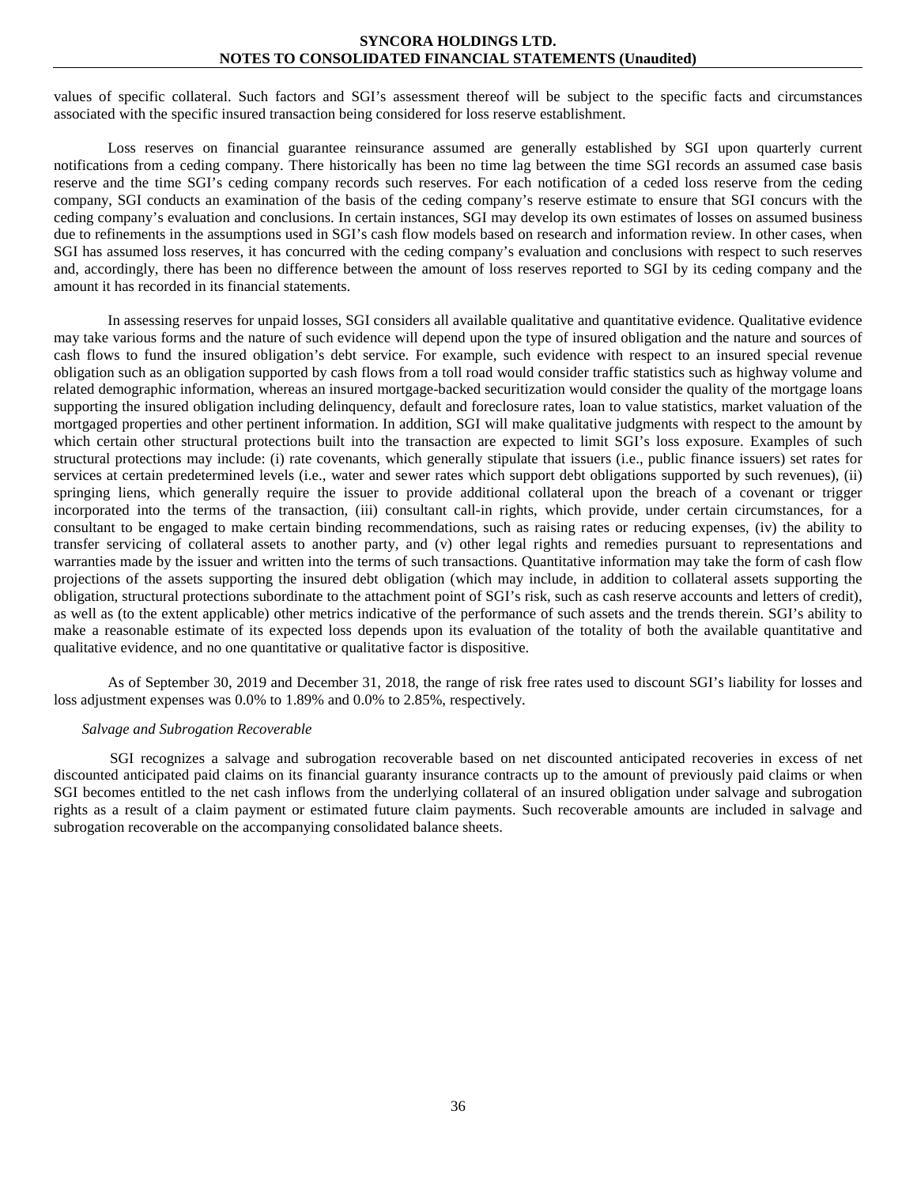values of specific collateral. Such factors and SGI's assessment thereof will be subject to the specific facts and circumstances associated with the specific insured transaction being considered for loss reserve establishment.

Loss reserves on financial guarantee reinsurance assumed are generally established by SGI upon quarterly current notifications from a ceding company. There historically has been no time lag between the time SGI records an assumed case basis reserve and the time SGI's ceding company records such reserves. For each notification of a ceded loss reserve from the ceding company, SGI conducts an examination of the basis of the ceding company's reserve estimate to ensure that SGI concurs with the ceding company's evaluation and conclusions. In certain instances, SGI may develop its own estimates of losses on assumed business due to refinements in the assumptions used in SGI's cash flow models based on research and information review. In other cases, when SGI has assumed loss reserves, it has concurred with the ceding company's evaluation and conclusions with respect to such reserves and, accordingly, there has been no difference between the amount of loss reserves reported to SGI by its ceding company and the amount it has recorded in its financial statements.

In assessing reserves for unpaid losses, SGI considers all available qualitative and quantitative evidence. Qualitative evidence may take various forms and the nature of such evidence will depend upon the type of insured obligation and the nature and sources of cash flows to fund the insured obligation's debt service. For example, such evidence with respect to an insured special revenue obligation such as an obligation supported by cash flows from a toll road would consider traffic statistics such as highway volume and related demographic information, whereas an insured mortgage-backed securitization would consider the quality of the mortgage loans supporting the insured obligation including delinquency, default and foreclosure rates, loan to value statistics, market valuation of the mortgaged properties and other pertinent information. In addition, SGI will make qualitative judgments with respect to the amount by which certain other structural protections built into the transaction are expected to limit SGI's loss exposure. Examples of such structural protections may include: (i) rate covenants, which generally stipulate that issuers (i.e., public finance issuers) set rates for services at certain predetermined levels (i.e., water and sewer rates which support debt obligations supported by such revenues), (ii) springing liens, which generally require the issuer to provide additional collateral upon the breach of a covenant or trigger incorporated into the terms of the transaction, (iii) consultant call-in rights, which provide, under certain circumstances, for a consultant to be engaged to make certain binding recommendations, such as raising rates or reducing expenses, (iv) the ability to transfer servicing of collateral assets to another party, and (v) other legal rights and remedies pursuant to representations and warranties made by the issuer and written into the terms of such transactions. Quantitative information may take the form of cash flow projections of the assets supporting the insured debt obligation (which may include, in addition to collateral assets supporting the obligation, structural protections subordinate to the attachment point of SGI's risk, such as cash reserve accounts and letters of credit), as well as (to the extent applicable) other metrics indicative of the performance of such assets and the trends therein. SGI's ability to make a reasonable estimate of its expected loss depends upon its evaluation of the totality of both the available quantitative and qualitative evidence, and no one quantitative or qualitative factor is dispositive.

As of September 30, 2019 and December 31, 2018, the range of risk free rates used to discount SGI's liability for losses and loss adjustment expenses was 0.0% to 1.89% and 0.0% to 2.85%, respectively.

*Salvage and Subrogation Recoverable*

SGI recognizes a salvage and subrogation recoverable based on net discounted anticipated recoveries in excess of net discounted anticipated paid claims on its financial guaranty insurance contracts up to the amount of previously paid claims or when SGI becomes entitled to the net cash inflows from the underlying collateral of an insured obligation under salvage and subrogation rights as a result of a claim payment or estimated future claim payments. Such recoverable amounts are included in salvage and subrogation recoverable on the accompanying consolidated balance sheets.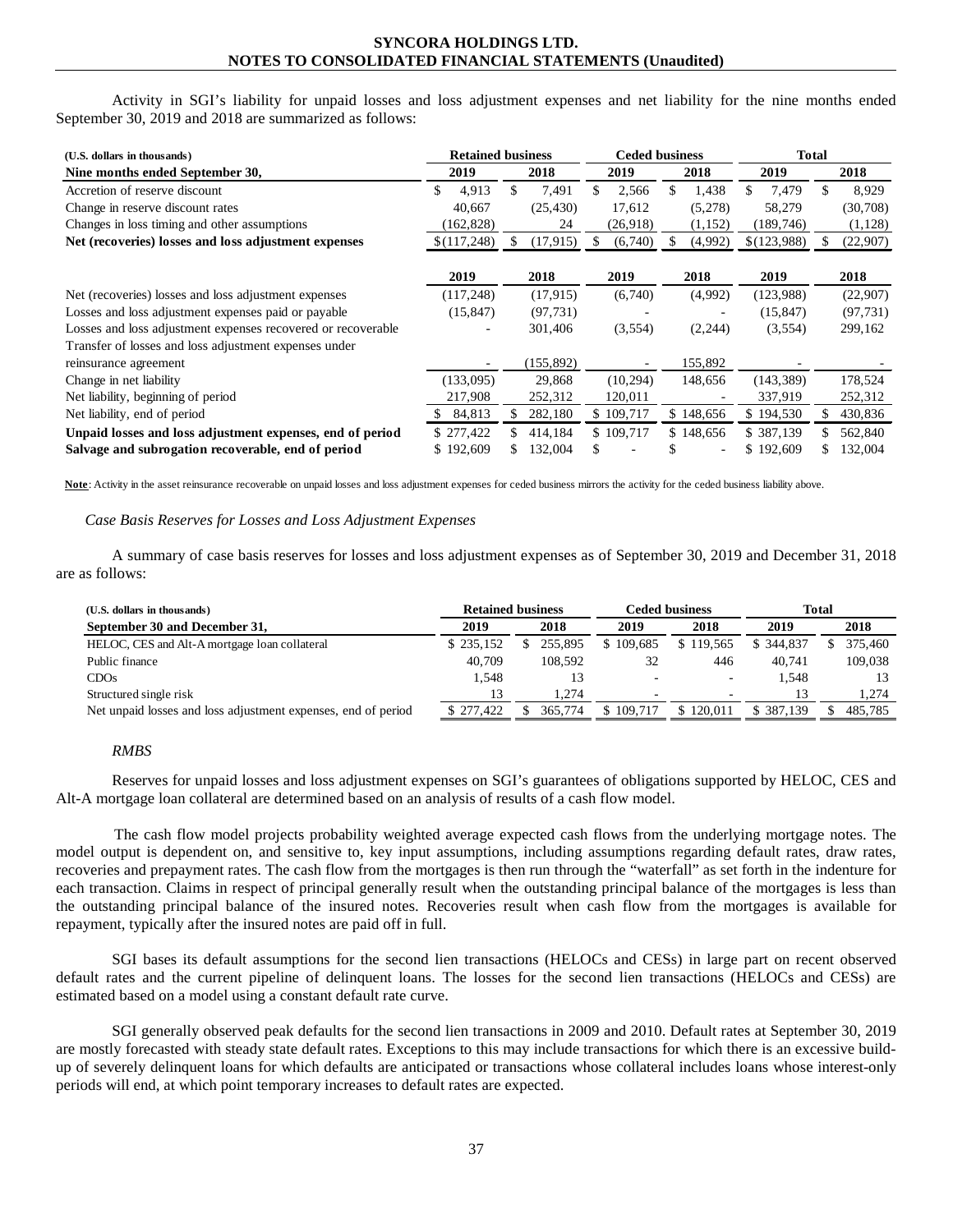Activity in SGI's liability for unpaid losses and loss adjustment expenses and net liability for the nine months ended September 30, 2019 and 2018 are summarized as follows:

| (U.S. dollars in thousands) | Retained business | | Ceded business | | Total | |
|---|---|---|---|---|---|---|
| **Nine months ended September 30,** | **2019** | **2018** | **2019** | **2018** | **2019** | **2018** |
| Accretion of reserve discount | $ 4,913 | $ 7,491 | $ 2,566 | $ 1,438 | $ 7,479 | $ 8,929 |
| Change in reserve discount rates | 40,667 | (25,430) | 17,612 | (5,278) | 58,279 | (30,708) |
| Changes in loss timing and other assumptions | (162,828) | 24 | (26,918) | (1,152) | (189,746) | (1,128) |
| **Net (recoveries) losses and loss adjustment expenses** | $(117,248) | $ (17,915) | $ (6,740) | $ (4,992) | $(123,988) | $ (22,907) |
| | **2019** | **2018** | **2019** | **2018** | **2019** | **2018** |
| Net (recoveries) losses and loss adjustment expenses | (117,248) | (17,915) | (6,740) | (4,992) | (123,988) | (22,907) |
| Losses and loss adjustment expenses paid or payable | (15,847) | (97,731) | - | - | (15,847) | (97,731) |
| Losses and loss adjustment expenses recovered or recoverable | - | 301,406 | (3,554) | (2,244) | (3,554) | 299,162 |
| Transfer of losses and loss adjustment expenses under reinsurance agreement | - | (155,892) | - | 155,892 | - | - |
| Change in net liability | (133,095) | 29,868 | (10,294) | 148,656 | (143,389) | 178,524 |
| Net liability, beginning of period | 217,908 | 252,312 | 120,011 | - | 337,919 | 252,312 |
| Net liability, end of period | $ 84,813 | $ 282,180 | $ 109,717 | $ 148,656 | $ 194,530 | $ 430,836 |
| **Unpaid losses and loss adjustment expenses, end of period** | $ 277,422 | $ 414,184 | $ 109,717 | $ 148,656 | $ 387,139 | $ 562,840 |
| **Salvage and subrogation recoverable, end of period** | $ 192,609 | $ 132,004 | $ - | $ - | $ 192,609 | $ 132,004 |

**Note**: Activity in the asset reinsurance recoverable on unpaid losses and loss adjustment expenses for ceded business mirrors the activity for the ceded business liability above.

*Case Basis Reserves for Losses and Loss Adjustment Expenses*

A summary of case basis reserves for losses and loss adjustment expenses as of September 30, 2019 and December 31, 2018 are as follows:

| (U.S. dollars in thousands) | Retained business | | Ceded business | | Total | |
|---|---|---|---|---|---|---|
| **September 30 and December 31,** | **2019** | **2018** | **2019** | **2018** | **2019** | **2018** |
| HELOC, CES and Alt-A mortgage loan collateral | $ 235,152 | $ 255,895 | $ 109,685 | $ 119,565 | $ 344,837 | $ 375,460 |
| Public finance | 40,709 | 108,592 | 32 | 446 | 40,741 | 109,038 |
| CDOs | 1,548 | 13 | - | - | 1,548 | 13 |
| Structured single risk | 13 | 1,274 | - | - | 13 | 1,274 |
| Net unpaid losses and loss adjustment expenses, end of period | $ 277,422 | $ 365,774 | $ 109,717 | $ 120,011 | $ 387,139 | $ 485,785 |

*RMBS*

Reserves for unpaid losses and loss adjustment expenses on SGI's guarantees of obligations supported by HELOC, CES and Alt-A mortgage loan collateral are determined based on an analysis of results of a cash flow model.

The cash flow model projects probability weighted average expected cash flows from the underlying mortgage notes. The model output is dependent on, and sensitive to, key input assumptions, including assumptions regarding default rates, draw rates, recoveries and prepayment rates. The cash flow from the mortgages is then run through the "waterfall" as set forth in the indenture for each transaction. Claims in respect of principal generally result when the outstanding principal balance of the mortgages is less than the outstanding principal balance of the insured notes. Recoveries result when cash flow from the mortgages is available for repayment, typically after the insured notes are paid off in full.

SGI bases its default assumptions for the second lien transactions (HELOCs and CESs) in large part on recent observed default rates and the current pipeline of delinquent loans. The losses for the second lien transactions (HELOCs and CESs) are estimated based on a model using a constant default rate curve.

SGI generally observed peak defaults for the second lien transactions in 2009 and 2010. Default rates at September 30, 2019 are mostly forecasted with steady state default rates. Exceptions to this may include transactions for which there is an excessive build-up of severely delinquent loans for which defaults are anticipated or transactions whose collateral includes loans whose interest-only periods will end, at which point temporary increases to default rates are expected.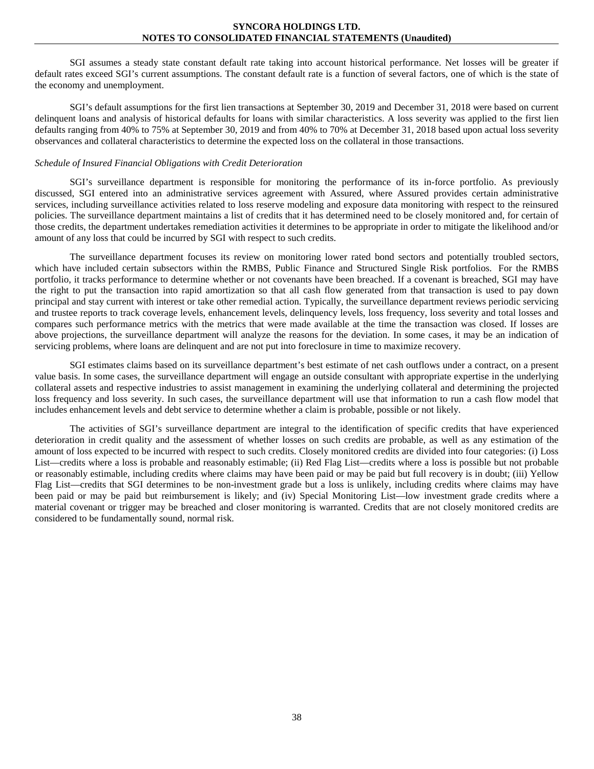SGI assumes a steady state constant default rate taking into account historical performance. Net losses will be greater if default rates exceed SGI's current assumptions. The constant default rate is a function of several factors, one of which is the state of the economy and unemployment.

SGI's default assumptions for the first lien transactions at September 30, 2019 and December 31, 2018 were based on current delinquent loans and analysis of historical defaults for loans with similar characteristics. A loss severity was applied to the first lien defaults ranging from 40% to 75% at September 30, 2019 and from 40% to 70% at December 31, 2018 based upon actual loss severity observances and collateral characteristics to determine the expected loss on the collateral in those transactions.

*Schedule of Insured Financial Obligations with Credit Deterioration*

SGI's surveillance department is responsible for monitoring the performance of its in-force portfolio. As previously discussed, SGI entered into an administrative services agreement with Assured, where Assured provides certain administrative services, including surveillance activities related to loss reserve modeling and exposure data monitoring with respect to the reinsured policies. The surveillance department maintains a list of credits that it has determined need to be closely monitored and, for certain of those credits, the department undertakes remediation activities it determines to be appropriate in order to mitigate the likelihood and/or amount of any loss that could be incurred by SGI with respect to such credits.

The surveillance department focuses its review on monitoring lower rated bond sectors and potentially troubled sectors, which have included certain subsectors within the RMBS, Public Finance and Structured Single Risk portfolios. For the RMBS portfolio, it tracks performance to determine whether or not covenants have been breached. If a covenant is breached, SGI may have the right to put the transaction into rapid amortization so that all cash flow generated from that transaction is used to pay down principal and stay current with interest or take other remedial action. Typically, the surveillance department reviews periodic servicing and trustee reports to track coverage levels, enhancement levels, delinquency levels, loss frequency, loss severity and total losses and compares such performance metrics with the metrics that were made available at the time the transaction was closed. If losses are above projections, the surveillance department will analyze the reasons for the deviation. In some cases, it may be an indication of servicing problems, where loans are delinquent and are not put into foreclosure in time to maximize recovery.

SGI estimates claims based on its surveillance department's best estimate of net cash outflows under a contract, on a present value basis. In some cases, the surveillance department will engage an outside consultant with appropriate expertise in the underlying collateral assets and respective industries to assist management in examining the underlying collateral and determining the projected loss frequency and loss severity. In such cases, the surveillance department will use that information to run a cash flow model that includes enhancement levels and debt service to determine whether a claim is probable, possible or not likely.

The activities of SGI's surveillance department are integral to the identification of specific credits that have experienced deterioration in credit quality and the assessment of whether losses on such credits are probable, as well as any estimation of the amount of loss expected to be incurred with respect to such credits. Closely monitored credits are divided into four categories: (i) Loss List—credits where a loss is probable and reasonably estimable; (ii) Red Flag List—credits where a loss is possible but not probable or reasonably estimable, including credits where claims may have been paid or may be paid but full recovery is in doubt; (iii) Yellow Flag List—credits that SGI determines to be non-investment grade but a loss is unlikely, including credits where claims may have been paid or may be paid but reimbursement is likely; and (iv) Special Monitoring List—low investment grade credits where a material covenant or trigger may be breached and closer monitoring is warranted. Credits that are not closely monitored credits are considered to be fundamentally sound, normal risk.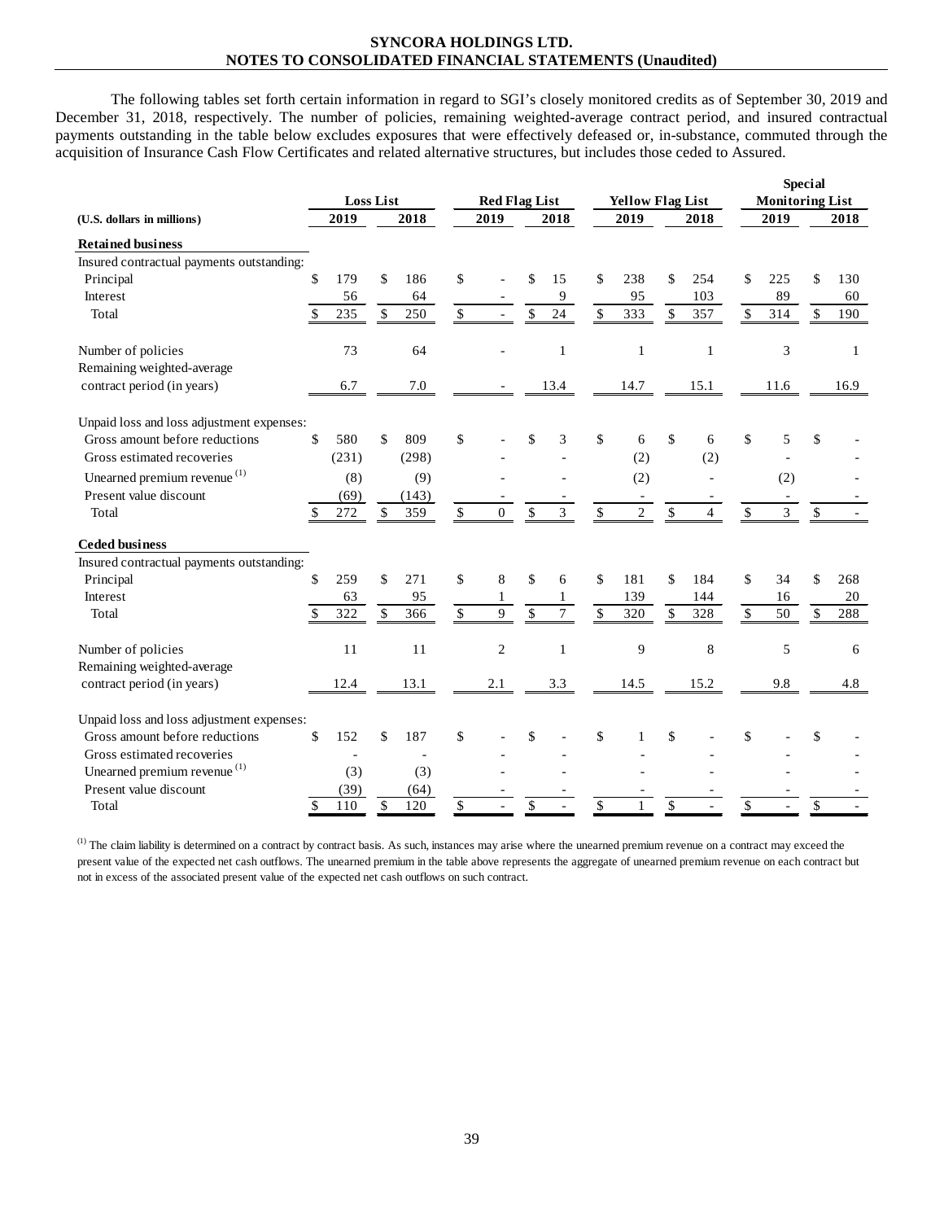**SYNCORA HOLDINGS LTD.**
**NOTES TO CONSOLIDATED FINANCIAL STATEMENTS (Unaudited)**

The following tables set forth certain information in regard to SGI's closely monitored credits as of September 30, 2019 and December 31, 2018, respectively. The number of policies, remaining weighted-average contract period, and insured contractual payments outstanding in the table below excludes exposures that were effectively defeased or, in-substance, commuted through the acquisition of Insurance Cash Flow Certificates and related alternative structures, but includes those ceded to Assured.

| | Loss List | | Red Flag List | | Yellow Flag List | | Special Monitoring List | |
|---|---|---|---|---|---|---|---|---|
| **(U.S. dollars in millions)** | **2019** | **2018** | **2019** | **2018** | **2019** | **2018** | **2019** | **2018** |
| **Retained business** | | | | | | | | |
| Insured contractual payments outstanding: | | | | | | | | |
| Principal | $ 179 | $ 186 | $ - | $ 15 | $ 238 | $ 254 | $ 225 | $ 130 |
| Interest | 56 | 64 | - | 9 | 95 | 103 | 89 | 60 |
| Total | $ 235 | $ 250 | $ - | $ 24 | $ 333 | $ 357 | $ 314 | $ 190 |
| Number of policies | 73 | 64 | - | 1 | 1 | 1 | 3 | 1 |
| Remaining weighted-average contract period (in years) | 6.7 | 7.0 | - | 13.4 | 14.7 | 15.1 | 11.6 | 16.9 |
| Unpaid loss and loss adjustment expenses: | | | | | | | | |
| Gross amount before reductions | $ 580 | $ 809 | $ - | $ 3 | $ 6 | $ 6 | $ 5 | $ - |
| Gross estimated recoveries | (231) | (298) | - | - | (2) | (2) | - | - |
| Unearned premium revenue [(1)] | (8) | (9) | - | - | (2) | - | (2) | - |
| Present value discount | (69) | (143) | - | - | - | - | - | - |
| Total | $ 272 | $ 359 | $ 0 | $ 3 | $ 2 | $ 4 | $ 3 | $ - |
| **Ceded business** | | | | | | | | |
| Insured contractual payments outstanding: | | | | | | | | |
| Principal | $ 259 | $ 271 | $ 8 | $ 6 | $ 181 | $ 184 | $ 34 | $ 268 |
| Interest | 63 | 95 | 1 | 1 | 139 | 144 | 16 | 20 |
| Total | $ 322 | $ 366 | $ 9 | $ 7 | $ 320 | $ 328 | $ 50 | $ 288 |
| Number of policies | 11 | 11 | 2 | 1 | 9 | 8 | 5 | 6 |
| Remaining weighted-average contract period (in years) | 12.4 | 13.1 | 2.1 | 3.3 | 14.5 | 15.2 | 9.8 | 4.8 |
| Unpaid loss and loss adjustment expenses: | | | | | | | | |
| Gross amount before reductions | $ 152 | $ 187 | $ - | $ - | $ 1 | $ - | $ - | $ - |
| Gross estimated recoveries | - | - | - | - | - | - | - | - |
| Unearned premium revenue [(1)] | (3) | (3) | - | - | - | - | - | - |
| Present value discount | (39) | (64) | - | - | - | - | - | - |
| Total | $ 110 | $ 120 | $ - | $ - | $ 1 | $ - | $ - | $ - |

[(1)] The claim liability is determined on a contract by contract basis. As such, instances may arise where the unearned premium revenue on a contract may exceed the present value of the expected net cash outflows. The unearned premium in the table above represents the aggregate of unearned premium revenue on each contract but not in excess of the associated present value of the expected net cash outflows on such contract.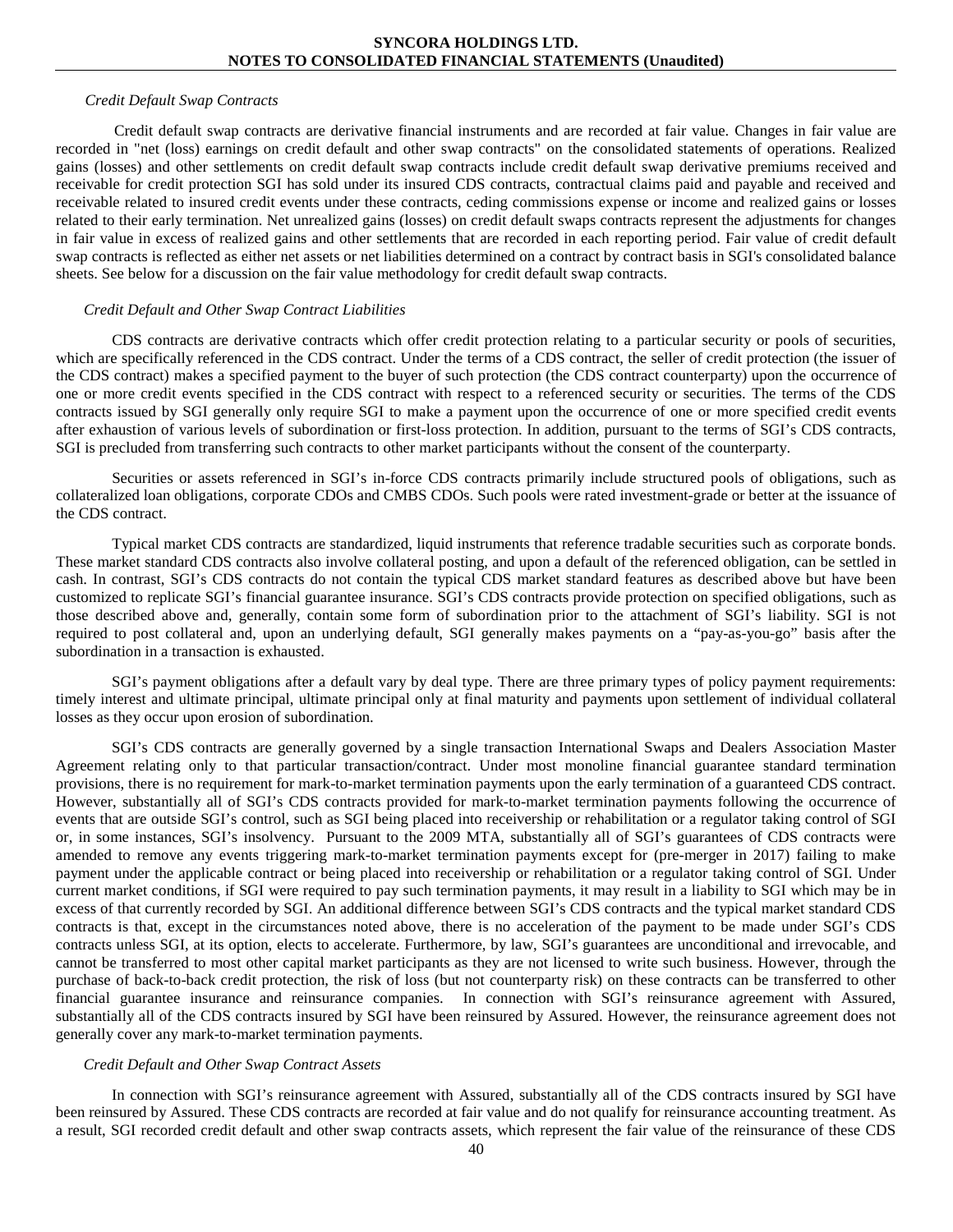*Credit Default Swap Contracts*

Credit default swap contracts are derivative financial instruments and are recorded at fair value. Changes in fair value are recorded in "net (loss) earnings on credit default and other swap contracts" on the consolidated statements of operations. Realized gains (losses) and other settlements on credit default swap contracts include credit default swap derivative premiums received and receivable for credit protection SGI has sold under its insured CDS contracts, contractual claims paid and payable and received and receivable related to insured credit events under these contracts, ceding commissions expense or income and realized gains or losses related to their early termination. Net unrealized gains (losses) on credit default swaps contracts represent the adjustments for changes in fair value in excess of realized gains and other settlements that are recorded in each reporting period. Fair value of credit default swap contracts is reflected as either net assets or net liabilities determined on a contract by contract basis in SGI's consolidated balance sheets. See below for a discussion on the fair value methodology for credit default swap contracts.

*Credit Default and Other Swap Contract Liabilities*

CDS contracts are derivative contracts which offer credit protection relating to a particular security or pools of securities, which are specifically referenced in the CDS contract. Under the terms of a CDS contract, the seller of credit protection (the issuer of the CDS contract) makes a specified payment to the buyer of such protection (the CDS contract counterparty) upon the occurrence of one or more credit events specified in the CDS contract with respect to a referenced security or securities. The terms of the CDS contracts issued by SGI generally only require SGI to make a payment upon the occurrence of one or more specified credit events after exhaustion of various levels of subordination or first-loss protection. In addition, pursuant to the terms of SGI's CDS contracts, SGI is precluded from transferring such contracts to other market participants without the consent of the counterparty.

Securities or assets referenced in SGI's in-force CDS contracts primarily include structured pools of obligations, such as collateralized loan obligations, corporate CDOs and CMBS CDOs. Such pools were rated investment-grade or better at the issuance of the CDS contract.

Typical market CDS contracts are standardized, liquid instruments that reference tradable securities such as corporate bonds. These market standard CDS contracts also involve collateral posting, and upon a default of the referenced obligation, can be settled in cash. In contrast, SGI's CDS contracts do not contain the typical CDS market standard features as described above but have been customized to replicate SGI's financial guarantee insurance. SGI's CDS contracts provide protection on specified obligations, such as those described above and, generally, contain some form of subordination prior to the attachment of SGI's liability. SGI is not required to post collateral and, upon an underlying default, SGI generally makes payments on a "pay-as-you-go" basis after the subordination in a transaction is exhausted.

SGI's payment obligations after a default vary by deal type. There are three primary types of policy payment requirements: timely interest and ultimate principal, ultimate principal only at final maturity and payments upon settlement of individual collateral losses as they occur upon erosion of subordination.

SGI's CDS contracts are generally governed by a single transaction International Swaps and Dealers Association Master Agreement relating only to that particular transaction/contract. Under most monoline financial guarantee standard termination provisions, there is no requirement for mark-to-market termination payments upon the early termination of a guaranteed CDS contract. However, substantially all of SGI's CDS contracts provided for mark-to-market termination payments following the occurrence of events that are outside SGI's control, such as SGI being placed into receivership or rehabilitation or a regulator taking control of SGI or, in some instances, SGI's insolvency. Pursuant to the 2009 MTA, substantially all of SGI's guarantees of CDS contracts were amended to remove any events triggering mark-to-market termination payments except for (pre-merger in 2017) failing to make payment under the applicable contract or being placed into receivership or rehabilitation or a regulator taking control of SGI. Under current market conditions, if SGI were required to pay such termination payments, it may result in a liability to SGI which may be in excess of that currently recorded by SGI. An additional difference between SGI's CDS contracts and the typical market standard CDS contracts is that, except in the circumstances noted above, there is no acceleration of the payment to be made under SGI's CDS contracts unless SGI, at its option, elects to accelerate. Furthermore, by law, SGI's guarantees are unconditional and irrevocable, and cannot be transferred to most other capital market participants as they are not licensed to write such business. However, through the purchase of back-to-back credit protection, the risk of loss (but not counterparty risk) on these contracts can be transferred to other financial guarantee insurance and reinsurance companies. In connection with SGI's reinsurance agreement with Assured, substantially all of the CDS contracts insured by SGI have been reinsured by Assured. However, the reinsurance agreement does not generally cover any mark-to-market termination payments.

*Credit Default and Other Swap Contract Assets*

In connection with SGI's reinsurance agreement with Assured, substantially all of the CDS contracts insured by SGI have been reinsured by Assured. These CDS contracts are recorded at fair value and do not qualify for reinsurance accounting treatment. As a result, SGI recorded credit default and other swap contracts assets, which represent the fair value of the reinsurance of these CDS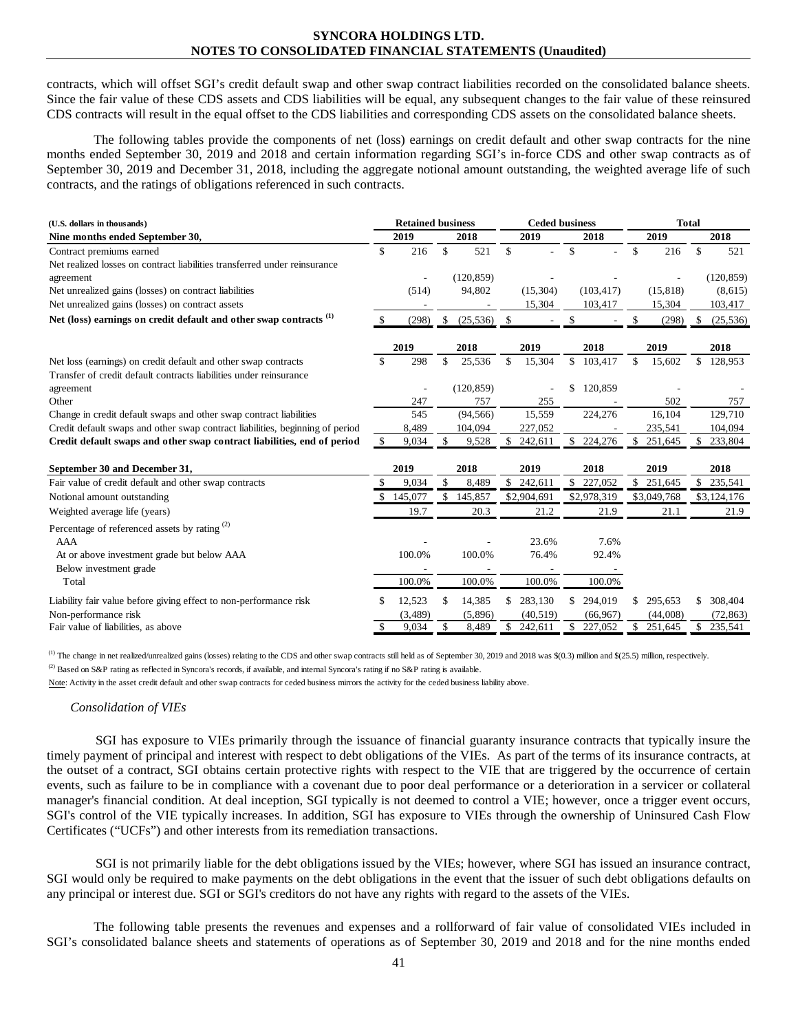contracts, which will offset SGI's credit default swap and other swap contract liabilities recorded on the consolidated balance sheets. Since the fair value of these CDS assets and CDS liabilities will be equal, any subsequent changes to the fair value of these reinsured CDS contracts will result in the equal offset to the CDS liabilities and corresponding CDS assets on the consolidated balance sheets.

The following tables provide the components of net (loss) earnings on credit default and other swap contracts for the nine months ended September 30, 2019 and 2018 and certain information regarding SGI's in-force CDS and other swap contracts as of September 30, 2019 and December 31, 2018, including the aggregate notional amount outstanding, the weighted average life of such contracts, and the ratings of obligations referenced in such contracts.

| (U.S. dollars in thousands) | Retained business | | Ceded business | | Total | |
|---|---|---|---|---|---|---|
| **Nine months ended September 30,** | **2019** | **2018** | **2019** | **2018** | **2019** | **2018** |
| Contract premiums earned | $ 216 | $ 521 | $ - | $ - | $ 216 | $ 521 |
| Net realized losses on contract liabilities transferred under reinsurance agreement | - | (120,859) | - | - | - | (120,859) |
| Net unrealized gains (losses) on contract liabilities | (514) | 94,802 | (15,304) | (103,417) | (15,818) | (8,615) |
| Net unrealized gains (losses) on contract assets | - | - | 15,304 | 103,417 | 15,304 | 103,417 |
| **Net (loss) earnings on credit default and other swap contracts (1)** | $ (298) | $ (25,536) | $ - | $ - | $ (298) | $ (25,536) |
| | **2019** | **2018** | **2019** | **2018** | **2019** | **2018** |
| Net loss (earnings) on credit default and other swap contracts | $ 298 | $ 25,536 | $ 15,304 | $ 103,417 | $ 15,602 | $ 128,953 |
| Transfer of credit default contracts liabilities under reinsurance agreement | - | (120,859) | - | $ 120,859 | - | - |
| Other | 247 | 757 | 255 | - | 502 | 757 |
| Change in credit default swaps and other swap contract liabilities | 545 | (94,566) | 15,559 | 224,276 | 16,104 | 129,710 |
| Credit default swaps and other swap contract liabilities, beginning of period | 8,489 | 104,094 | 227,052 | - | 235,541 | 104,094 |
| **Credit default swaps and other swap contract liabilities, end of period** | $ 9,034 | $ 9,528 | $ 242,611 | $ 224,276 | $ 251,645 | $ 233,804 |
| **September 30 and December 31,** | **2019** | **2018** | **2019** | **2018** | **2019** | **2018** |
| Fair value of credit default and other swap contracts | $ 9,034 | $ 8,489 | $ 242,611 | $ 227,052 | $ 251,645 | $ 235,541 |
| Notional amount outstanding | $ 145,077 | $ 145,857 | $2,904,691 | $2,978,319 | $3,049,768 | $3,124,176 |
| Weighted average life (years) | 19.7 | 20.3 | 21.2 | 21.9 | 21.1 | 21.9 |
| Percentage of referenced assets by rating (2) | | | | | | |
| AAA | - | - | 23.6% | 7.6% | | |
| At or above investment grade but below AAA | 100.0% | 100.0% | 76.4% | 92.4% | | |
| Below investment grade | - | - | - | - | | |
| Total | 100.0% | 100.0% | 100.0% | 100.0% | | |
| Liability fair value before giving effect to non-performance risk | $ 12,523 | $ 14,385 | $ 283,130 | $ 294,019 | $ 295,653 | $ 308,404 |
| Non-performance risk | (3,489) | (5,896) | (40,519) | (66,967) | (44,008) | (72,863) |
| Fair value of liabilities, as above | $ 9,034 | $ 8,489 | $ 242,611 | $ 227,052 | $ 251,645 | $ 235,541 |

(1) The change in net realized/unrealized gains (losses) relating to the CDS and other swap contracts still held as of September 30, 2019 and 2018 was $(0.3) million and $(25.5) million, respectively.

(2) Based on S&P rating as reflected in Syncora's records, if available, and internal Syncora's rating if no S&P rating is available.

Note: Activity in the asset credit default and other swap contracts for ceded business mirrors the activity for the ceded business liability above.

*Consolidation of VIEs*

SGI has exposure to VIEs primarily through the issuance of financial guaranty insurance contracts that typically insure the timely payment of principal and interest with respect to debt obligations of the VIEs. As part of the terms of its insurance contracts, at the outset of a contract, SGI obtains certain protective rights with respect to the VIE that are triggered by the occurrence of certain events, such as failure to be in compliance with a covenant due to poor deal performance or a deterioration in a servicer or collateral manager's financial condition. At deal inception, SGI typically is not deemed to control a VIE; however, once a trigger event occurs, SGI's control of the VIE typically increases. In addition, SGI has exposure to VIEs through the ownership of Uninsured Cash Flow Certificates ("UCFs") and other interests from its remediation transactions.

SGI is not primarily liable for the debt obligations issued by the VIEs; however, where SGI has issued an insurance contract, SGI would only be required to make payments on the debt obligations in the event that the issuer of such debt obligations defaults on any principal or interest due. SGI or SGI's creditors do not have any rights with regard to the assets of the VIEs.

The following table presents the revenues and expenses and a rollforward of fair value of consolidated VIEs included in SGI's consolidated balance sheets and statements of operations as of September 30, 2019 and 2018 and for the nine months ended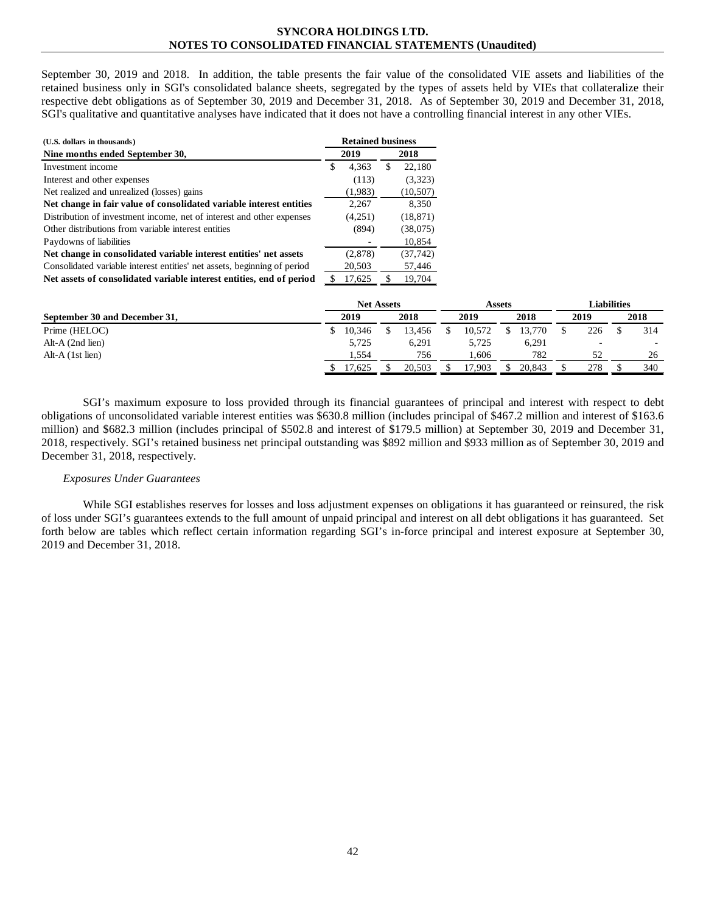September 30, 2019 and 2018. In addition, the table presents the fair value of the consolidated VIE assets and liabilities of the retained business only in SGI's consolidated balance sheets, segregated by the types of assets held by VIEs that collateralize their respective debt obligations as of September 30, 2019 and December 31, 2018. As of September 30, 2019 and December 31, 2018, SGI's qualitative and quantitative analyses have indicated that it does not have a controlling financial interest in any other VIEs.

| (U.S. dollars in thousands) | Retained business | |
|---|---|---|
| **Nine months ended September 30,** | **2019** | **2018** |
| Investment income | $ 4,363 | $ 22,180 |
| Interest and other expenses | (113) | (3,323) |
| Net realized and unrealized (losses) gains | (1,983) | (10,507) |
| **Net change in fair value of consolidated variable interest entities** | 2,267 | 8,350 |
| Distribution of investment income, net of interest and other expenses | (4,251) | (18,871) |
| Other distributions from variable interest entities | (894) | (38,075) |
| Paydowns of liabilities | - | 10,854 |
| **Net change in consolidated variable interest entities' net assets** | (2,878) | (37,742) |
| Consolidated variable interest entities' net assets, beginning of period | 20,503 | 57,446 |
| **Net assets of consolidated variable interest entities, end of period** | $ 17,625 | $ 19,704 |

| | Net Assets | | Assets | | Liabilities | |
|---|---|---|---|---|---|---|
| **September 30 and December 31,** | **2019** | **2018** | **2019** | **2018** | **2019** | **2018** |
| Prime (HELOC) | $ 10,346 | $ 13,456 | $ 10,572 | $ 13,770 | $ 226 | $ 314 |
| Alt-A (2nd lien) | 5,725 | 6,291 | 5,725 | 6,291 | - | - |
| Alt-A (1st lien) | 1,554 | 756 | 1,606 | 782 | 52 | 26 |
| | $ 17,625 | $ 20,503 | $ 17,903 | $ 20,843 | $ 278 | $ 340 |

SGI's maximum exposure to loss provided through its financial guarantees of principal and interest with respect to debt obligations of unconsolidated variable interest entities was $630.8 million (includes principal of $467.2 million and interest of $163.6 million) and $682.3 million (includes principal of $502.8 and interest of $179.5 million) at September 30, 2019 and December 31, 2018, respectively. SGI's retained business net principal outstanding was $892 million and $933 million as of September 30, 2019 and December 31, 2018, respectively.

*Exposures Under Guarantees*

While SGI establishes reserves for losses and loss adjustment expenses on obligations it has guaranteed or reinsured, the risk of loss under SGI's guarantees extends to the full amount of unpaid principal and interest on all debt obligations it has guaranteed. Set forth below are tables which reflect certain information regarding SGI's in-force principal and interest exposure at September 30, 2019 and December 31, 2018.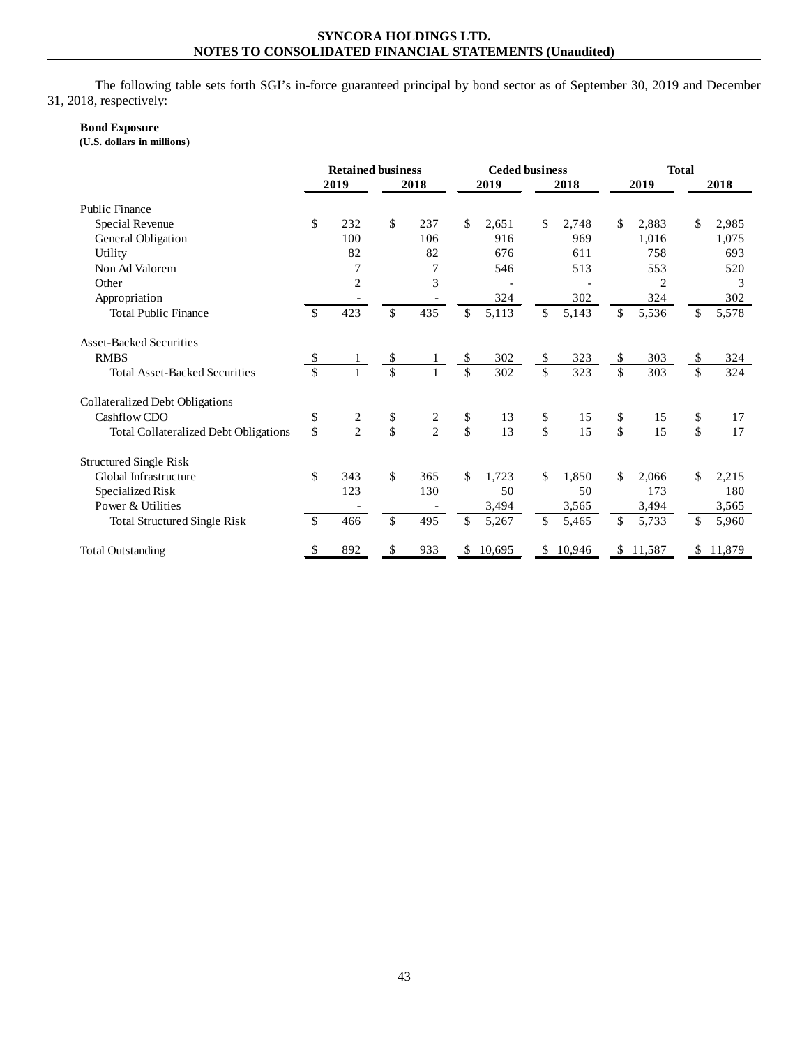The following table sets forth SGI's in-force guaranteed principal by bond sector as of September 30, 2019 and December 31, 2018, respectively:

**Bond Exposure**
**(U.S. dollars in millions)**

| | Retained business | | Ceded business | | Total | |
|---|---|---|---|---|---|---|
| | 2019 | 2018 | 2019 | 2018 | 2019 | 2018 |
| Public Finance | | | | | | |
| Special Revenue | $ 232 | $ 237 | $ 2,651 | $ 2,748 | $ 2,883 | $ 2,985 |
| General Obligation | 100 | 106 | 916 | 969 | 1,016 | 1,075 |
| Utility | 82 | 82 | 676 | 611 | 758 | 693 |
| Non Ad Valorem | 7 | 7 | 546 | 513 | 553 | 520 |
| Other | 2 | 3 | - | - | 2 | 3 |
| Appropriation | - | - | 324 | 302 | 324 | 302 |
| Total Public Finance | $ 423 | $ 435 | $ 5,113 | $ 5,143 | $ 5,536 | $ 5,578 |
| Asset-Backed Securities | | | | | | |
| RMBS | $ 1 | $ 1 | $ 302 | $ 323 | $ 303 | $ 324 |
| Total Asset-Backed Securities | $ 1 | $ 1 | $ 302 | $ 323 | $ 303 | $ 324 |
| Collateralized Debt Obligations | | | | | | |
| Cashflow CDO | $ 2 | $ 2 | $ 13 | $ 15 | $ 15 | $ 17 |
| Total Collateralized Debt Obligations | $ 2 | $ 2 | $ 13 | $ 15 | $ 15 | $ 17 |
| Structured Single Risk | | | | | | |
| Global Infrastructure | $ 343 | $ 365 | $ 1,723 | $ 1,850 | $ 2,066 | $ 2,215 |
| Specialized Risk | 123 | 130 | 50 | 50 | 173 | 180 |
| Power & Utilities | - | - | 3,494 | 3,565 | 3,494 | 3,565 |
| Total Structured Single Risk | $ 466 | $ 495 | $ 5,267 | $ 5,465 | $ 5,733 | $ 5,960 |
| Total Outstanding | $ 892 | $ 933 | $ 10,695 | $ 10,946 | $ 11,587 | $ 11,879 |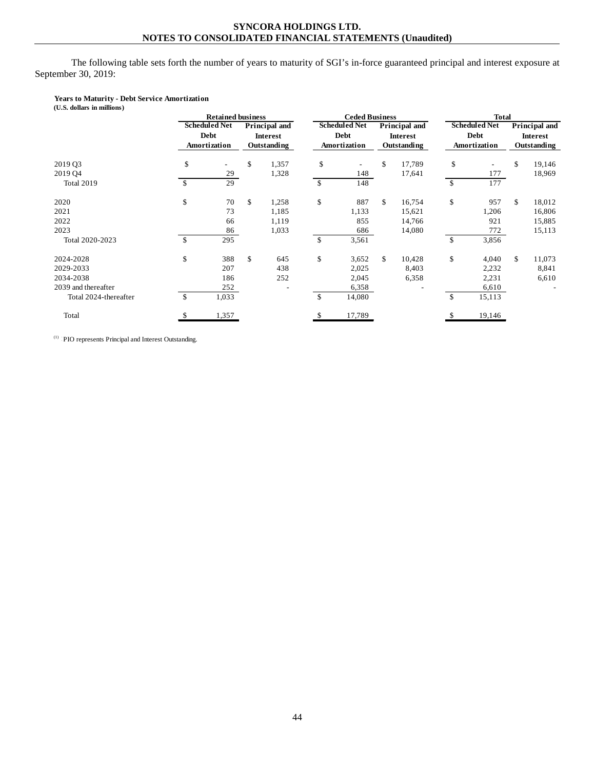The following table sets forth the number of years to maturity of SGI's in-force guaranteed principal and interest exposure at September 30, 2019:

**Years to Maturity - Debt Service Amortization**
**(U.S. dollars in millions)**

| | Retained business | | Ceded Business | | Total | |
|---|---|---|---|---|---|---|
| | Scheduled Net Debt Amortization | Principal and Interest Outstanding | Scheduled Net Debt Amortization | Principal and Interest Outstanding | Scheduled Net Debt Amortization | Principal and Interest Outstanding |
| 2019 Q3 | $ - | $ 1,357 | $ - | $ 17,789 | $ - | $ 19,146 |
| 2019 Q4 | 29 | 1,328 | 148 | 17,641 | 177 | 18,969 |
| Total 2019 | $ 29 | | $ 148 | | $ 177 | |
| 2020 | $ 70 | $ 1,258 | $ 887 | $ 16,754 | $ 957 | $ 18,012 |
| 2021 | 73 | 1,185 | 1,133 | 15,621 | 1,206 | 16,806 |
| 2022 | 66 | 1,119 | 855 | 14,766 | 921 | 15,885 |
| 2023 | 86 | 1,033 | 686 | 14,080 | 772 | 15,113 |
| Total 2020-2023 | $ 295 | | $ 3,561 | | $ 3,856 | |
| 2024-2028 | $ 388 | $ 645 | $ 3,652 | $ 10,428 | $ 4,040 | $ 11,073 |
| 2029-2033 | 207 | 438 | 2,025 | 8,403 | 2,232 | 8,841 |
| 2034-2038 | 186 | 252 | 2,045 | 6,358 | 2,231 | 6,610 |
| 2039 and thereafter | 252 | - | 6,358 | - | 6,610 | - |
| Total 2024-thereafter | $ 1,033 | | $ 14,080 | | $ 15,113 | |
| Total | $ 1,357 | | $ 17,789 | | $ 19,146 | |

(1) PIO represents Principal and Interest Outstanding.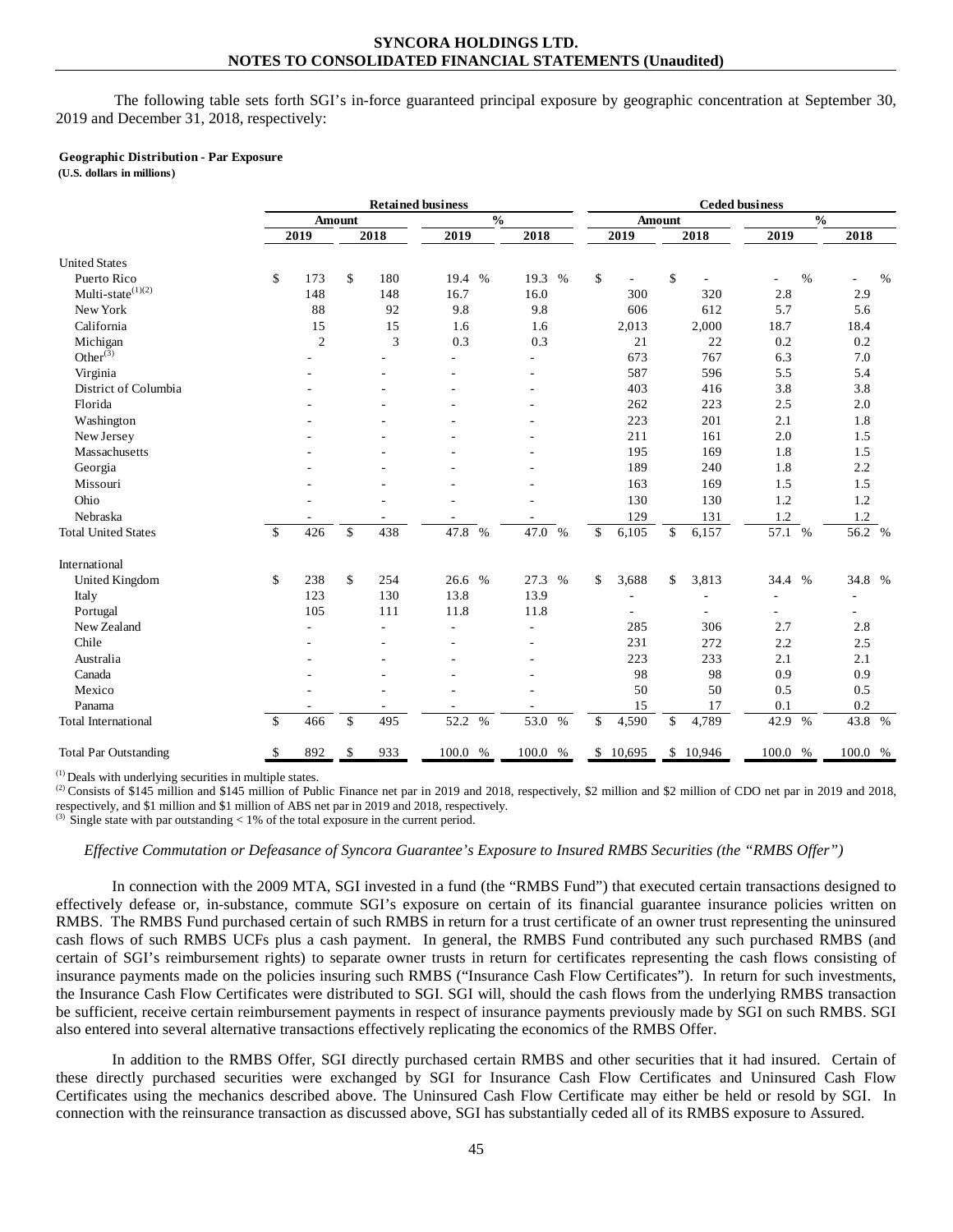The following table sets forth SGI's in-force guaranteed principal exposure by geographic concentration at September 30, 2019 and December 31, 2018, respectively:

**Geographic Distribution - Par Exposure**
**(U.S. dollars in millions)**

| | Retained business | | | | Ceded business | | | |
|---|---|---|---|---|---|---|---|---|
| | Amount | | % | | Amount | | % | |
| | 2019 | 2018 | 2019 | 2018 | 2019 | 2018 | 2019 | 2018 |
| United States | | | | | | | | |
| Puerto Rico | $ 173 | $ 180 | 19.4 % | 19.3 % | $ - | $ - | - % | - % |
| Multi-state[(1)(2)] | 148 | 148 | 16.7 | 16.0 | 300 | 320 | 2.8 | 2.9 |
| New York | 88 | 92 | 9.8 | 9.8 | 606 | 612 | 5.7 | 5.6 |
| California | 15 | 15 | 1.6 | 1.6 | 2,013 | 2,000 | 18.7 | 18.4 |
| Michigan | 2 | 3 | 0.3 | 0.3 | 21 | 22 | 0.2 | 0.2 |
| Other[(3)] | - | - | - | - | 673 | 767 | 6.3 | 7.0 |
| Virginia | - | - | - | - | 587 | 596 | 5.5 | 5.4 |
| District of Columbia | - | - | - | - | 403 | 416 | 3.8 | 3.8 |
| Florida | - | - | - | - | 262 | 223 | 2.5 | 2.0 |
| Washington | - | - | - | - | 223 | 201 | 2.1 | 1.8 |
| New Jersey | - | - | - | - | 211 | 161 | 2.0 | 1.5 |
| Massachusetts | - | - | - | - | 195 | 169 | 1.8 | 1.5 |
| Georgia | - | - | - | - | 189 | 240 | 1.8 | 2.2 |
| Missouri | - | - | - | - | 163 | 169 | 1.5 | 1.5 |
| Ohio | - | - | - | - | 130 | 130 | 1.2 | 1.2 |
| Nebraska | - | - | - | - | 129 | 131 | 1.2 | 1.2 |
| Total United States | $ 426 | $ 438 | 47.8 % | 47.0 % | $ 6,105 | $ 6,157 | 57.1 % | 56.2 % |
| International | | | | | | | | |
| United Kingdom | $ 238 | $ 254 | 26.6 % | 27.3 % | $ 3,688 | $ 3,813 | 34.4 % | 34.8 % |
| Italy | 123 | 130 | 13.8 | 13.9 | - | - | - | - |
| Portugal | 105 | 111 | 11.8 | 11.8 | - | - | - | - |
| New Zealand | - | - | - | - | 285 | 306 | 2.7 | 2.8 |
| Chile | - | - | - | - | 231 | 272 | 2.2 | 2.5 |
| Australia | - | - | - | - | 223 | 233 | 2.1 | 2.1 |
| Canada | - | - | - | - | 98 | 98 | 0.9 | 0.9 |
| Mexico | - | - | - | - | 50 | 50 | 0.5 | 0.5 |
| Panama | - | - | - | - | 15 | 17 | 0.1 | 0.2 |
| Total International | $ 466 | $ 495 | 52.2 % | 53.0 % | $ 4,590 | $ 4,789 | 42.9 % | 43.8 % |
| Total Par Outstanding | $ 892 | $ 933 | 100.0 % | 100.0 % | $ 10,695 | $ 10,946 | 100.0 % | 100.0 % |

(1) Deals with underlying securities in multiple states.
(2) Consists of $145 million and $145 million of Public Finance net par in 2019 and 2018, respectively, $2 million and $2 million of CDO net par in 2019 and 2018, respectively, and $1 million and $1 million of ABS net par in 2019 and 2018, respectively.
(3) Single state with par outstanding < 1% of the total exposure in the current period.

*Effective Commutation or Defeasance of Syncora Guarantee's Exposure to Insured RMBS Securities (the "RMBS Offer")*

In connection with the 2009 MTA, SGI invested in a fund (the "RMBS Fund") that executed certain transactions designed to effectively defease or, in-substance, commute SGI's exposure on certain of its financial guarantee insurance policies written on RMBS. The RMBS Fund purchased certain of such RMBS in return for a trust certificate of an owner trust representing the uninsured cash flows of such RMBS UCFs plus a cash payment. In general, the RMBS Fund contributed any such purchased RMBS (and certain of SGI's reimbursement rights) to separate owner trusts in return for certificates representing the cash flows consisting of insurance payments made on the policies insuring such RMBS ("Insurance Cash Flow Certificates"). In return for such investments, the Insurance Cash Flow Certificates were distributed to SGI. SGI will, should the cash flows from the underlying RMBS transaction be sufficient, receive certain reimbursement payments in respect of insurance payments previously made by SGI on such RMBS. SGI also entered into several alternative transactions effectively replicating the economics of the RMBS Offer.

In addition to the RMBS Offer, SGI directly purchased certain RMBS and other securities that it had insured. Certain of these directly purchased securities were exchanged by SGI for Insurance Cash Flow Certificates and Uninsured Cash Flow Certificates using the mechanics described above. The Uninsured Cash Flow Certificate may either be held or resold by SGI. In connection with the reinsurance transaction as discussed above, SGI has substantially ceded all of its RMBS exposure to Assured.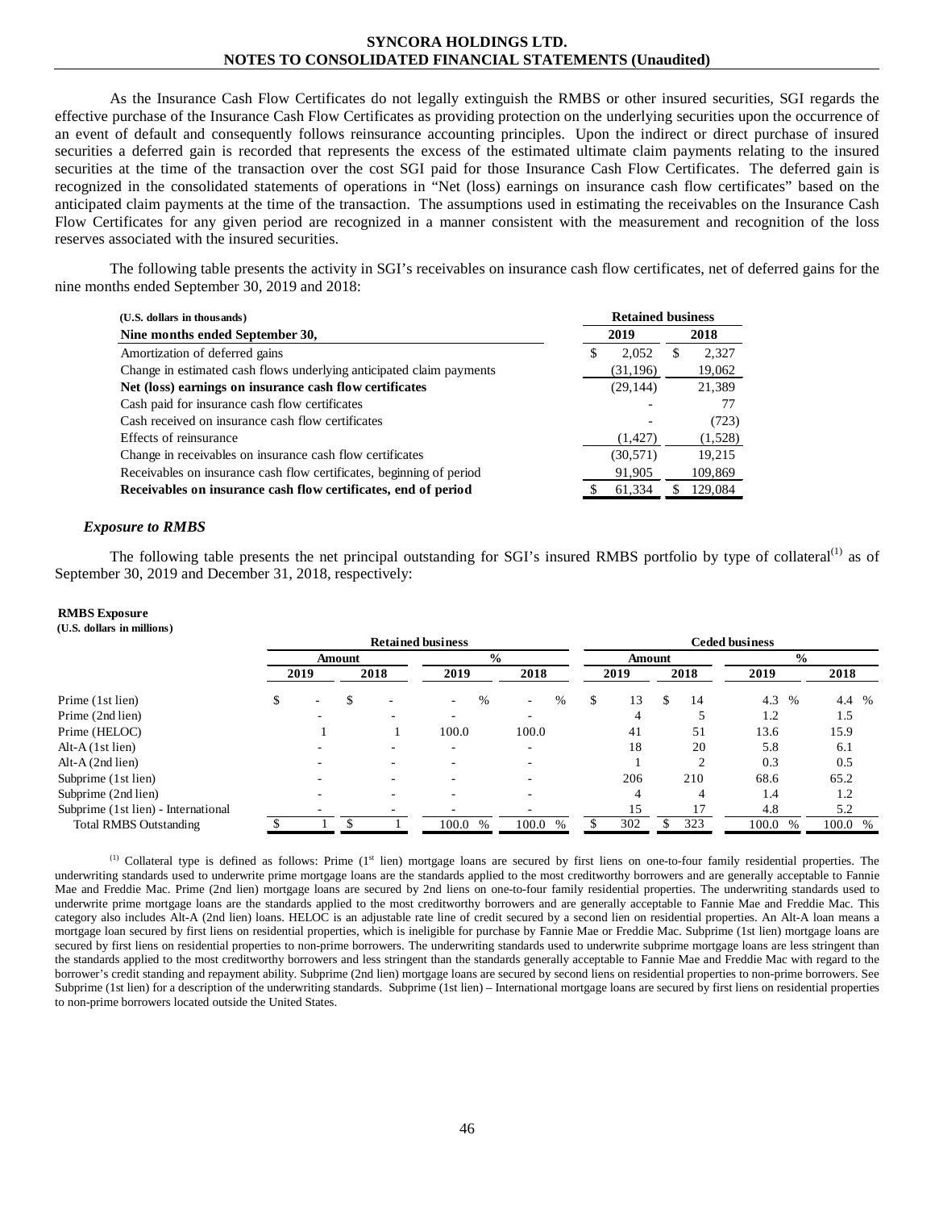As the Insurance Cash Flow Certificates do not legally extinguish the RMBS or other insured securities, SGI regards the effective purchase of the Insurance Cash Flow Certificates as providing protection on the underlying securities upon the occurrence of an event of default and consequently follows reinsurance accounting principles. Upon the indirect or direct purchase of insured securities a deferred gain is recorded that represents the excess of the estimated ultimate claim payments relating to the insured securities at the time of the transaction over the cost SGI paid for those Insurance Cash Flow Certificates. The deferred gain is recognized in the consolidated statements of operations in "Net (loss) earnings on insurance cash flow certificates" based on the anticipated claim payments at the time of the transaction. The assumptions used in estimating the receivables on the Insurance Cash Flow Certificates for any given period are recognized in a manner consistent with the measurement and recognition of the loss reserves associated with the insured securities.

The following table presents the activity in SGI's receivables on insurance cash flow certificates, net of deferred gains for the nine months ended September 30, 2019 and 2018:

| (U.S. dollars in thousands) | Retained business | |
|---|---|---|
| **Nine months ended September 30,** | **2019** | **2018** |
| Amortization of deferred gains | $ 2,052 | $ 2,327 |
| Change in estimated cash flows underlying anticipated claim payments | (31,196) | 19,062 |
| **Net (loss) earnings on insurance cash flow certificates** | (29,144) | 21,389 |
| Cash paid for insurance cash flow certificates | - | 77 |
| Cash received on insurance cash flow certificates | - | (723) |
| Effects of reinsurance | (1,427) | (1,528) |
| Change in receivables on insurance cash flow certificates | (30,571) | 19,215 |
| Receivables on insurance cash flow certificates, beginning of period | 91,905 | 109,869 |
| **Receivables on insurance cash flow certificates, end of period** | $ 61,334 | $ 129,084 |

### *Exposure to RMBS*

The following table presents the net principal outstanding for SGI's insured RMBS portfolio by type of collateral[(1)] as of September 30, 2019 and December 31, 2018, respectively:

**RMBS Exposure**
**(U.S. dollars in millions)**

| | Retained business | | | | Ceded business | | | |
|---|---|---|---|---|---|---|---|---|
| | Amount | | % | | Amount | | % | |
| | 2019 | 2018 | 2019 | 2018 | 2019 | 2018 | 2019 | 2018 |
| Prime (1st lien) | $ - | $ - | - % | - % | $ 13 | $ 14 | 4.3 % | 4.4 % |
| Prime (2nd lien) | - | - | - | - | 4 | 5 | 1.2 | 1.5 |
| Prime (HELOC) | 1 | 1 | 100.0 | 100.0 | 41 | 51 | 13.6 | 15.9 |
| Alt-A (1st lien) | - | - | - | - | 18 | 20 | 5.8 | 6.1 |
| Alt-A (2nd lien) | - | - | - | - | 1 | 2 | 0.3 | 0.5 |
| Subprime (1st lien) | - | - | - | - | 206 | 210 | 68.6 | 65.2 |
| Subprime (2nd lien) | - | - | - | - | 4 | 4 | 1.4 | 1.2 |
| Subprime (1st lien) - International | - | - | - | - | 15 | 17 | 4.8 | 5.2 |
| Total RMBS Outstanding | $ 1 | $ 1 | 100.0 % | 100.0 % | $ 302 | $ 323 | 100.0 % | 100.0 % |

[(1)] Collateral type is defined as follows: Prime (1st lien) mortgage loans are secured by first liens on one-to-four family residential properties. The underwriting standards used to underwrite prime mortgage loans are the standards applied to the most creditworthy borrowers and are generally acceptable to Fannie Mae and Freddie Mac. Prime (2nd lien) mortgage loans are secured by 2nd liens on one-to-four family residential properties. The underwriting standards used to underwrite prime mortgage loans are the standards applied to the most creditworthy borrowers and are generally acceptable to Fannie Mae and Freddie Mac. This category also includes Alt-A (2nd lien) loans. HELOC is an adjustable rate line of credit secured by a second lien on residential properties. An Alt-A loan means a mortgage loan secured by first liens on residential properties, which is ineligible for purchase by Fannie Mae or Freddie Mac. Subprime (1st lien) mortgage loans are secured by first liens on residential properties to non-prime borrowers. The underwriting standards used to underwrite subprime mortgage loans are less stringent than the standards applied to the most creditworthy borrowers and less stringent than the standards generally acceptable to Fannie Mae and Freddie Mac with regard to the borrower's credit standing and repayment ability. Subprime (2nd lien) mortgage loans are secured by second liens on residential properties to non-prime borrowers. See Subprime (1st lien) for a description of the underwriting standards. Subprime (1st lien) – International mortgage loans are secured by first liens on residential properties to non-prime borrowers located outside the United States.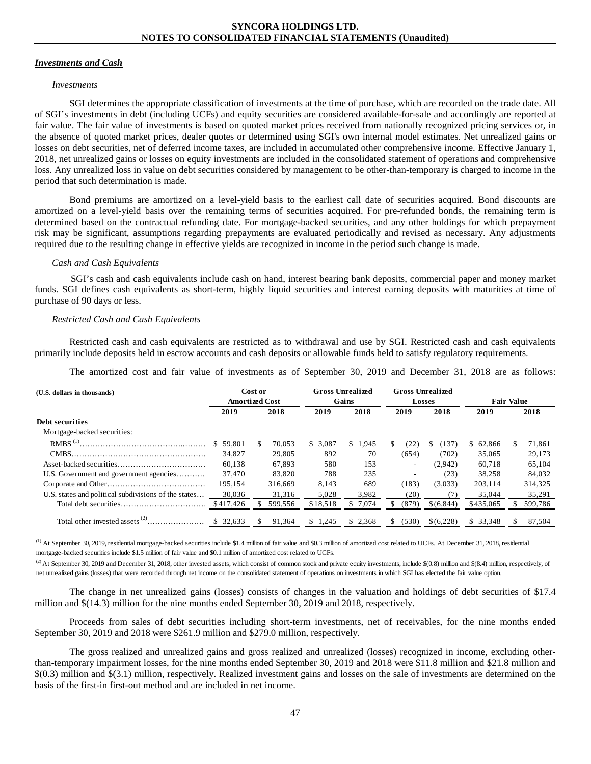### *Investments and Cash*

*Investments*

SGI determines the appropriate classification of investments at the time of purchase, which are recorded on the trade date. All of SGI's investments in debt (including UCFs) and equity securities are considered available-for-sale and accordingly are reported at fair value. The fair value of investments is based on quoted market prices received from nationally recognized pricing services or, in the absence of quoted market prices, dealer quotes or determined using SGI's own internal model estimates. Net unrealized gains or losses on debt securities, net of deferred income taxes, are included in accumulated other comprehensive income. Effective January 1, 2018, net unrealized gains or losses on equity investments are included in the consolidated statement of operations and comprehensive loss. Any unrealized loss in value on debt securities considered by management to be other-than-temporary is charged to income in the period that such determination is made.

Bond premiums are amortized on a level-yield basis to the earliest call date of securities acquired. Bond discounts are amortized on a level-yield basis over the remaining terms of securities acquired. For pre-refunded bonds, the remaining term is determined based on the contractual refunding date. For mortgage-backed securities, and any other holdings for which prepayment risk may be significant, assumptions regarding prepayments are evaluated periodically and revised as necessary. Any adjustments required due to the resulting change in effective yields are recognized in income in the period such change is made.

*Cash and Cash Equivalents*

SGI's cash and cash equivalents include cash on hand, interest bearing bank deposits, commercial paper and money market funds. SGI defines cash equivalents as short-term, highly liquid securities and interest earning deposits with maturities at time of purchase of 90 days or less.

*Restricted Cash and Cash Equivalents*

Restricted cash and cash equivalents are restricted as to withdrawal and use by SGI. Restricted cash and cash equivalents primarily include deposits held in escrow accounts and cash deposits or allowable funds held to satisfy regulatory requirements.

The amortized cost and fair value of investments as of September 30, 2019 and December 31, 2018 are as follows:

| (U.S. dollars in thousands) | Cost or Amortized Cost | | Gross Unrealized Gains | | Gross Unrealized Losses | | Fair Value | |
|---|---|---|---|---|---|---|---|---|
| | 2019 | 2018 | 2019 | 2018 | 2019 | 2018 | 2019 | 2018 |
| **Debt securities** | | | | | | | | |
| Mortgage-backed securities: | | | | | | | | |
| RMBS [(1)] | $ 59,801 | $ 70,053 | $ 3,087 | $ 1,945 | $ (22) | $ (137) | $ 62,866 | $ 71,861 |
| CMBS | 34,827 | 29,805 | 892 | 70 | (654) | (702) | 35,065 | 29,173 |
| Asset-backed securities | 60,138 | 67,893 | 580 | 153 | - | (2,942) | 60,718 | 65,104 |
| U.S. Government and government agencies | 37,470 | 83,820 | 788 | 235 | - | (23) | 38,258 | 84,032 |
| Corporate and Other | 195,154 | 316,669 | 8,143 | 689 | (183) | (3,033) | 203,114 | 314,325 |
| U.S. states and political subdivisions of the states | 30,036 | 31,316 | 5,028 | 3,982 | (20) | (7) | 35,044 | 35,291 |
| Total debt securities | $417,426 | $ 599,556 | $18,518 | $ 7,074 | $ (879) | $(6,844) | $435,065 | $ 599,786 |
| Total other invested assets [(2)] | $ 32,633 | $ 91,364 | $ 1,245 | $ 2,368 | $ (530) | $(6,228) | $ 33,348 | $ 87,504 |

[(1)] At September 30, 2019, residential mortgage-backed securities include $1.4 million of fair value and $0.3 million of amortized cost related to UCFs. At December 31, 2018, residential mortgage-backed securities include $1.5 million of fair value and $0.1 million of amortized cost related to UCFs.

[(2)] At September 30, 2019 and December 31, 2018, other invested assets, which consist of common stock and private equity investments, include $(0.8) million and $(8.4) million, respectively, of net unrealized gains (losses) that were recorded through net income on the consolidated statement of operations on investments in which SGI has elected the fair value option.

The change in net unrealized gains (losses) consists of changes in the valuation and holdings of debt securities of $17.4 million and $(14.3) million for the nine months ended September 30, 2019 and 2018, respectively.

Proceeds from sales of debt securities including short-term investments, net of receivables, for the nine months ended September 30, 2019 and 2018 were $261.9 million and $279.0 million, respectively.

The gross realized and unrealized gains and gross realized and unrealized (losses) recognized in income, excluding other-than-temporary impairment losses, for the nine months ended September 30, 2019 and 2018 were $11.8 million and $21.8 million and $(0.3) million and $(3.1) million, respectively. Realized investment gains and losses on the sale of investments are determined on the basis of the first-in first-out method and are included in net income.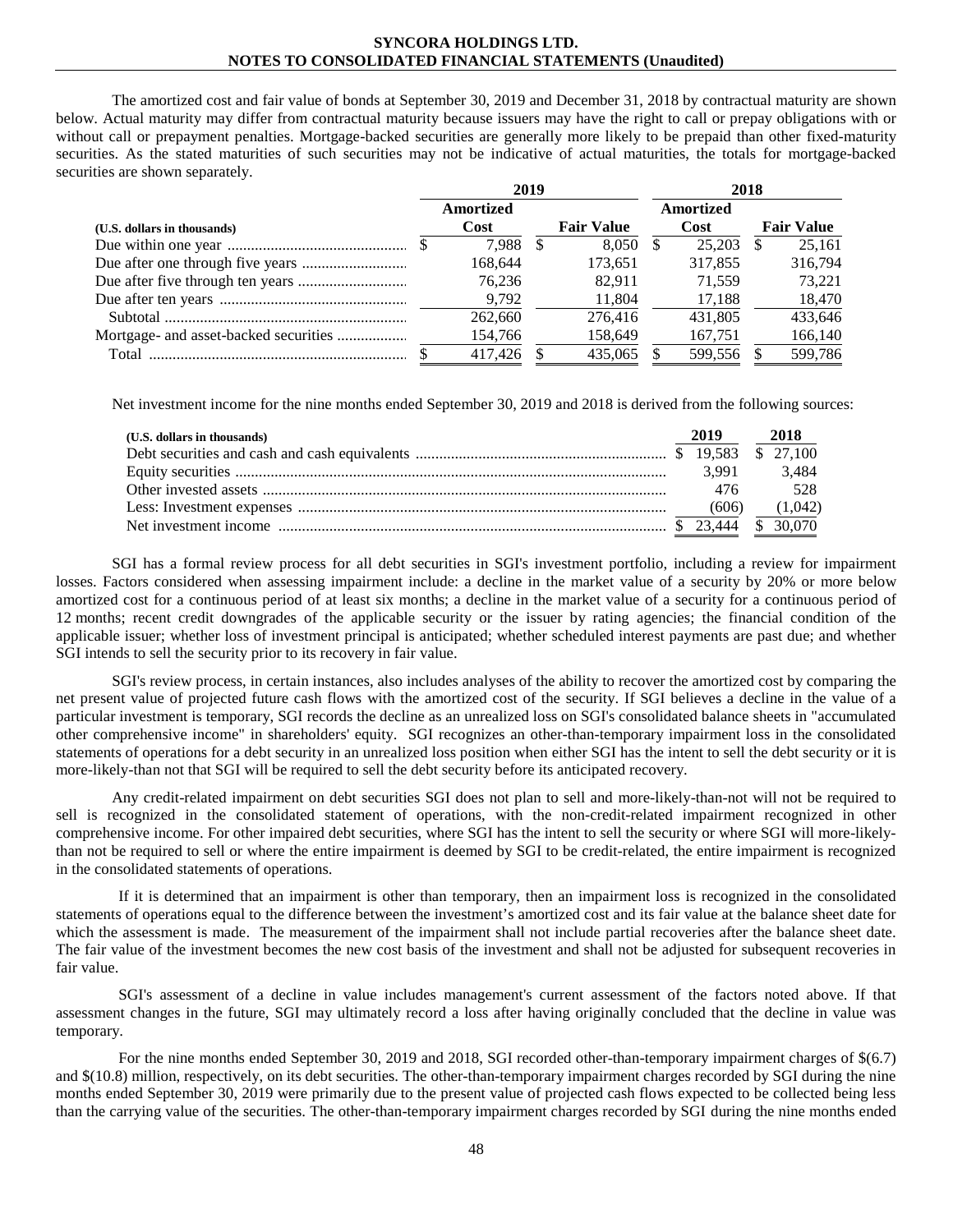The amortized cost and fair value of bonds at September 30, 2019 and December 31, 2018 by contractual maturity are shown below. Actual maturity may differ from contractual maturity because issuers may have the right to call or prepay obligations with or without call or prepayment penalties. Mortgage-backed securities are generally more likely to be prepaid than other fixed-maturity securities. As the stated maturities of such securities may not be indicative of actual maturities, the totals for mortgage-backed securities are shown separately.

| | 2019 | | 2018 | |
|---|---|---|---|---|
| (U.S. dollars in thousands) | Amortized Cost | Fair Value | Amortized Cost | Fair Value |
| Due within one year | $ 7,988 | $ 8,050 | $ 25,203 | $ 25,161 |
| Due after one through five years | 168,644 | 173,651 | 317,855 | 316,794 |
| Due after five through ten years | 76,236 | 82,911 | 71,559 | 73,221 |
| Due after ten years | 9,792 | 11,804 | 17,188 | 18,470 |
| Subtotal | 262,660 | 276,416 | 431,805 | 433,646 |
| Mortgage- and asset-backed securities | 154,766 | 158,649 | 167,751 | 166,140 |
| Total | $ 417,426 | $ 435,065 | $ 599,556 | $ 599,786 |

Net investment income for the nine months ended September 30, 2019 and 2018 is derived from the following sources:

| (U.S. dollars in thousands) | 2019 | 2018 |
|---|---|---|
| Debt securities and cash and cash equivalents | $ 19,583 | $ 27,100 |
| Equity securities | 3,991 | 3,484 |
| Other invested assets | 476 | 528 |
| Less: Investment expenses | (606) | (1,042) |
| Net investment income | $ 23,444 | $ 30,070 |

SGI has a formal review process for all debt securities in SGI's investment portfolio, including a review for impairment losses. Factors considered when assessing impairment include: a decline in the market value of a security by 20% or more below amortized cost for a continuous period of at least six months; a decline in the market value of a security for a continuous period of 12 months; recent credit downgrades of the applicable security or the issuer by rating agencies; the financial condition of the applicable issuer; whether loss of investment principal is anticipated; whether scheduled interest payments are past due; and whether SGI intends to sell the security prior to its recovery in fair value.

SGI's review process, in certain instances, also includes analyses of the ability to recover the amortized cost by comparing the net present value of projected future cash flows with the amortized cost of the security. If SGI believes a decline in the value of a particular investment is temporary, SGI records the decline as an unrealized loss on SGI's consolidated balance sheets in "accumulated other comprehensive income" in shareholders' equity. SGI recognizes an other-than-temporary impairment loss in the consolidated statements of operations for a debt security in an unrealized loss position when either SGI has the intent to sell the debt security or it is more-likely-than not that SGI will be required to sell the debt security before its anticipated recovery.

Any credit-related impairment on debt securities SGI does not plan to sell and more-likely-than-not will not be required to sell is recognized in the consolidated statement of operations, with the non-credit-related impairment recognized in other comprehensive income. For other impaired debt securities, where SGI has the intent to sell the security or where SGI will more-likely-than not be required to sell or where the entire impairment is deemed by SGI to be credit-related, the entire impairment is recognized in the consolidated statements of operations.

If it is determined that an impairment is other than temporary, then an impairment loss is recognized in the consolidated statements of operations equal to the difference between the investment's amortized cost and its fair value at the balance sheet date for which the assessment is made. The measurement of the impairment shall not include partial recoveries after the balance sheet date. The fair value of the investment becomes the new cost basis of the investment and shall not be adjusted for subsequent recoveries in fair value.

SGI's assessment of a decline in value includes management's current assessment of the factors noted above. If that assessment changes in the future, SGI may ultimately record a loss after having originally concluded that the decline in value was temporary.

For the nine months ended September 30, 2019 and 2018, SGI recorded other-than-temporary impairment charges of $(6.7) and $(10.8) million, respectively, on its debt securities. The other-than-temporary impairment charges recorded by SGI during the nine months ended September 30, 2019 were primarily due to the present value of projected cash flows expected to be collected being less than the carrying value of the securities. The other-than-temporary impairment charges recorded by SGI during the nine months ended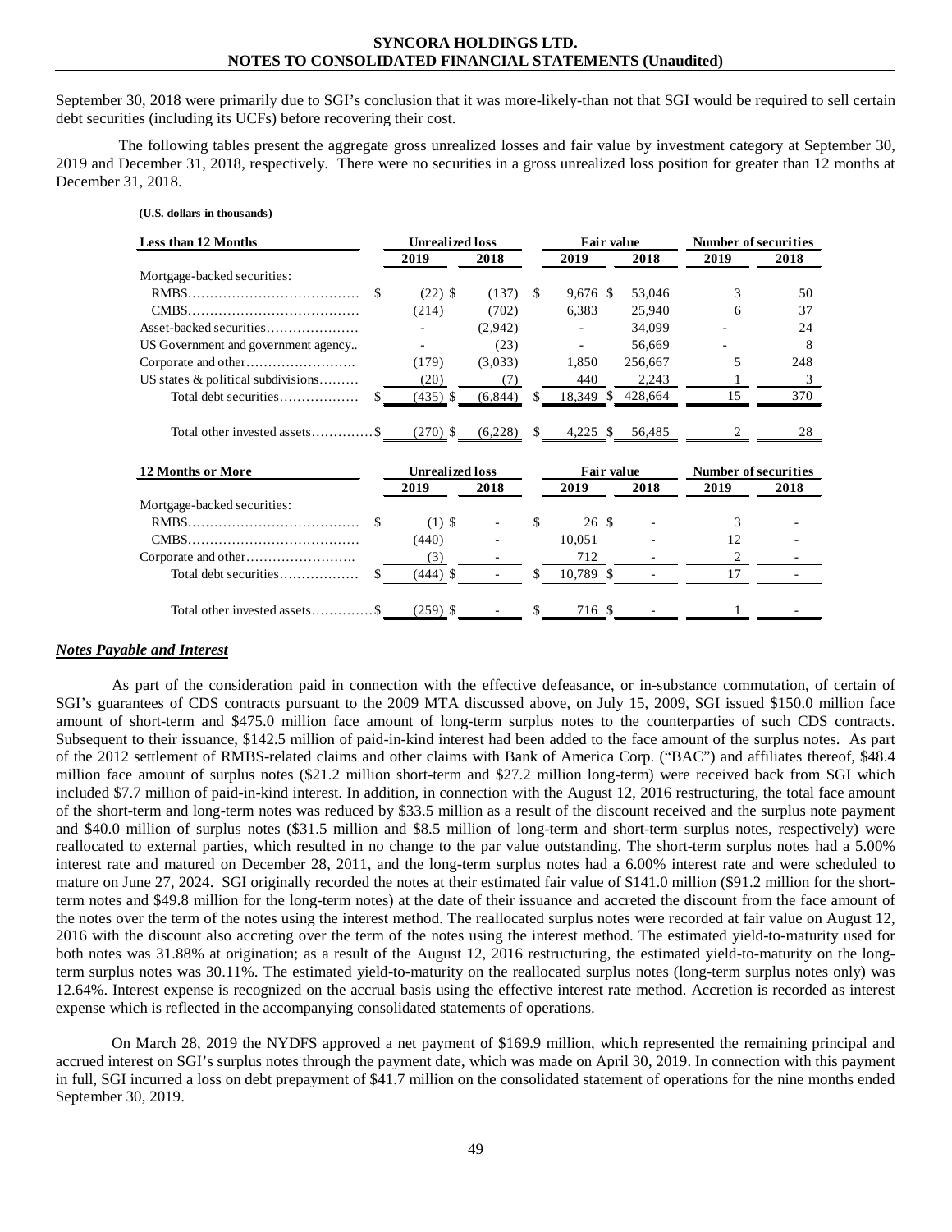September 30, 2018 were primarily due to SGI's conclusion that it was more-likely-than not that SGI would be required to sell certain debt securities (including its UCFs) before recovering their cost.

The following tables present the aggregate gross unrealized losses and fair value by investment category at September 30, 2019 and December 31, 2018, respectively. There were no securities in a gross unrealized loss position for greater than 12 months at December 31, 2018.

**(U.S. dollars in thousands)**

| Less than 12 Months | Unrealized loss | | Fair value | | Number of securities | |
|---|---|---|---|---|---|---|
| | 2019 | 2018 | 2019 | 2018 | 2019 | 2018 |
| Mortgage-backed securities: | | | | | | |
| RMBS | $ (22) | $ (137) | $ 9,676 | $ 53,046 | 3 | 50 |
| CMBS | (214) | (702) | 6,383 | 25,940 | 6 | 37 |
| Asset-backed securities | - | (2,942) | - | 34,099 | - | 24 |
| US Government and government agency | - | (23) | - | 56,669 | - | 8 |
| Corporate and other | (179) | (3,033) | 1,850 | 256,667 | 5 | 248 |
| US states & political subdivisions | (20) | (7) | 440 | 2,243 | 1 | 3 |
| Total debt securities | $ (435) | $ (6,844) | $ 18,349 | $ 428,664 | 15 | 370 |
| Total other invested assets | $ (270) | $ (6,228) | $ 4,225 | $ 56,485 | 2 | 28 |

| 12 Months or More | Unrealized loss | | Fair value | | Number of securities | |
|---|---|---|---|---|---|---|
| | 2019 | 2018 | 2019 | 2018 | 2019 | 2018 |
| Mortgage-backed securities: | | | | | | |
| RMBS | $ (1) | $ - | $ 26 | $ - | 3 | - |
| CMBS | (440) | - | 10,051 | - | 12 | - |
| Corporate and other | (3) | - | 712 | - | 2 | - |
| Total debt securities | $ (444) | $ - | $ 10,789 | $ - | 17 | - |
| Total other invested assets | $ (259) | $ - | $ 716 | $ - | 1 | - |

***Notes Payable and Interest***

As part of the consideration paid in connection with the effective defeasance, or in-substance commutation, of certain of SGI's guarantees of CDS contracts pursuant to the 2009 MTA discussed above, on July 15, 2009, SGI issued $150.0 million face amount of short-term and $475.0 million face amount of long-term surplus notes to the counterparties of such CDS contracts. Subsequent to their issuance, $142.5 million of paid-in-kind interest had been added to the face amount of the surplus notes. As part of the 2012 settlement of RMBS-related claims and other claims with Bank of America Corp. ("BAC") and affiliates thereof, $48.4 million face amount of surplus notes ($21.2 million short-term and $27.2 million long-term) were received back from SGI which included $7.7 million of paid-in-kind interest. In addition, in connection with the August 12, 2016 restructuring, the total face amount of the short-term and long-term notes was reduced by $33.5 million as a result of the discount received and the surplus note payment and $40.0 million of surplus notes ($31.5 million and $8.5 million of long-term and short-term surplus notes, respectively) were reallocated to external parties, which resulted in no change to the par value outstanding. The short-term surplus notes had a 5.00% interest rate and matured on December 28, 2011, and the long-term surplus notes had a 6.00% interest rate and were scheduled to mature on June 27, 2024. SGI originally recorded the notes at their estimated fair value of $141.0 million ($91.2 million for the short-term notes and $49.8 million for the long-term notes) at the date of their issuance and accreted the discount from the face amount of the notes over the term of the notes using the interest method. The reallocated surplus notes were recorded at fair value on August 12, 2016 with the discount also accreting over the term of the notes using the interest method. The estimated yield-to-maturity used for both notes was 31.88% at origination; as a result of the August 12, 2016 restructuring, the estimated yield-to-maturity on the long-term surplus notes was 30.11%. The estimated yield-to-maturity on the reallocated surplus notes (long-term surplus notes only) was 12.64%. Interest expense is recognized on the accrual basis using the effective interest rate method. Accretion is recorded as interest expense which is reflected in the accompanying consolidated statements of operations.

On March 28, 2019 the NYDFS approved a net payment of $169.9 million, which represented the remaining principal and accrued interest on SGI's surplus notes through the payment date, which was made on April 30, 2019. In connection with this payment in full, SGI incurred a loss on debt prepayment of $41.7 million on the consolidated statement of operations for the nine months ended September 30, 2019.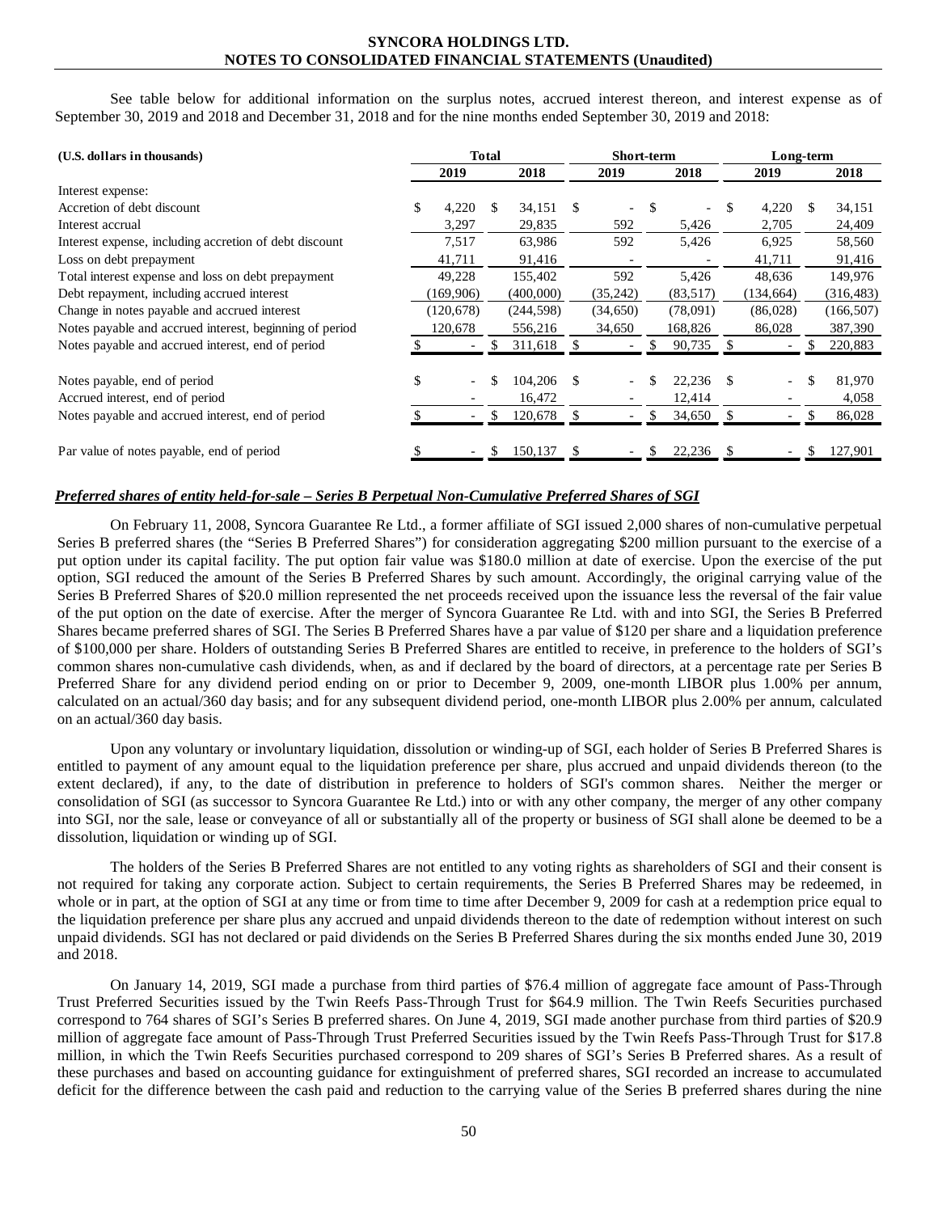See table below for additional information on the surplus notes, accrued interest thereon, and interest expense as of September 30, 2019 and 2018 and December 31, 2018 and for the nine months ended September 30, 2019 and 2018:

| (U.S. dollars in thousands) | Total | | Short-term | | Long-term | |
|---|---|---|---|---|---|---|
| | 2019 | 2018 | 2019 | 2018 | 2019 | 2018 |
| Interest expense: | | | | | | |
| Accretion of debt discount | $ 4,220 | $ 34,151 | $ - | $ - | $ 4,220 | $ 34,151 |
| Interest accrual | 3,297 | 29,835 | 592 | 5,426 | 2,705 | 24,409 |
| Interest expense, including accretion of debt discount | 7,517 | 63,986 | 592 | 5,426 | 6,925 | 58,560 |
| Loss on debt prepayment | 41,711 | 91,416 | - | - | 41,711 | 91,416 |
| Total interest expense and loss on debt prepayment | 49,228 | 155,402 | 592 | 5,426 | 48,636 | 149,976 |
| Debt repayment, including accrued interest | (169,906) | (400,000) | (35,242) | (83,517) | (134,664) | (316,483) |
| Change in notes payable and accrued interest | (120,678) | (244,598) | (34,650) | (78,091) | (86,028) | (166,507) |
| Notes payable and accrued interest, beginning of period | 120,678 | 556,216 | 34,650 | 168,826 | 86,028 | 387,390 |
| Notes payable and accrued interest, end of period | $ - | $ 311,618 | $ - | $ 90,735 | $ - | $ 220,883 |
| | | | | | | |
| Notes payable, end of period | $ - | $ 104,206 | $ - | $ 22,236 | $ - | $ 81,970 |
| Accrued interest, end of period | - | 16,472 | - | 12,414 | - | 4,058 |
| Notes payable and accrued interest, end of period | $ - | $ 120,678 | $ - | $ 34,650 | $ - | $ 86,028 |
| | | | | | | |
| Par value of notes payable, end of period | $ - | $ 150,137 | $ - | $ 22,236 | $ - | $ 127,901 |

***Preferred shares of entity held-for-sale – Series B Perpetual Non-Cumulative Preferred Shares of SGI***

On February 11, 2008, Syncora Guarantee Re Ltd., a former affiliate of SGI issued 2,000 shares of non-cumulative perpetual Series B preferred shares (the "Series B Preferred Shares") for consideration aggregating $200 million pursuant to the exercise of a put option under its capital facility. The put option fair value was $180.0 million at date of exercise. Upon the exercise of the put option, SGI reduced the amount of the Series B Preferred Shares by such amount. Accordingly, the original carrying value of the Series B Preferred Shares of $20.0 million represented the net proceeds received upon the issuance less the reversal of the fair value of the put option on the date of exercise. After the merger of Syncora Guarantee Re Ltd. with and into SGI, the Series B Preferred Shares became preferred shares of SGI. The Series B Preferred Shares have a par value of $120 per share and a liquidation preference of $100,000 per share. Holders of outstanding Series B Preferred Shares are entitled to receive, in preference to the holders of SGI's common shares non-cumulative cash dividends, when, as and if declared by the board of directors, at a percentage rate per Series B Preferred Share for any dividend period ending on or prior to December 9, 2009, one-month LIBOR plus 1.00% per annum, calculated on an actual/360 day basis; and for any subsequent dividend period, one-month LIBOR plus 2.00% per annum, calculated on an actual/360 day basis.

Upon any voluntary or involuntary liquidation, dissolution or winding-up of SGI, each holder of Series B Preferred Shares is entitled to payment of any amount equal to the liquidation preference per share, plus accrued and unpaid dividends thereon (to the extent declared), if any, to the date of distribution in preference to holders of SGI's common shares. Neither the merger or consolidation of SGI (as successor to Syncora Guarantee Re Ltd.) into or with any other company, the merger of any other company into SGI, nor the sale, lease or conveyance of all or substantially all of the property or business of SGI shall alone be deemed to be a dissolution, liquidation or winding up of SGI.

The holders of the Series B Preferred Shares are not entitled to any voting rights as shareholders of SGI and their consent is not required for taking any corporate action. Subject to certain requirements, the Series B Preferred Shares may be redeemed, in whole or in part, at the option of SGI at any time or from time to time after December 9, 2009 for cash at a redemption price equal to the liquidation preference per share plus any accrued and unpaid dividends thereon to the date of redemption without interest on such unpaid dividends. SGI has not declared or paid dividends on the Series B Preferred Shares during the six months ended June 30, 2019 and 2018.

On January 14, 2019, SGI made a purchase from third parties of $76.4 million of aggregate face amount of Pass-Through Trust Preferred Securities issued by the Twin Reefs Pass-Through Trust for $64.9 million. The Twin Reefs Securities purchased correspond to 764 shares of SGI's Series B preferred shares. On June 4, 2019, SGI made another purchase from third parties of $20.9 million of aggregate face amount of Pass-Through Trust Preferred Securities issued by the Twin Reefs Pass-Through Trust for $17.8 million, in which the Twin Reefs Securities purchased correspond to 209 shares of SGI's Series B Preferred shares. As a result of these purchases and based on accounting guidance for extinguishment of preferred shares, SGI recorded an increase to accumulated deficit for the difference between the cash paid and reduction to the carrying value of the Series B preferred shares during the nine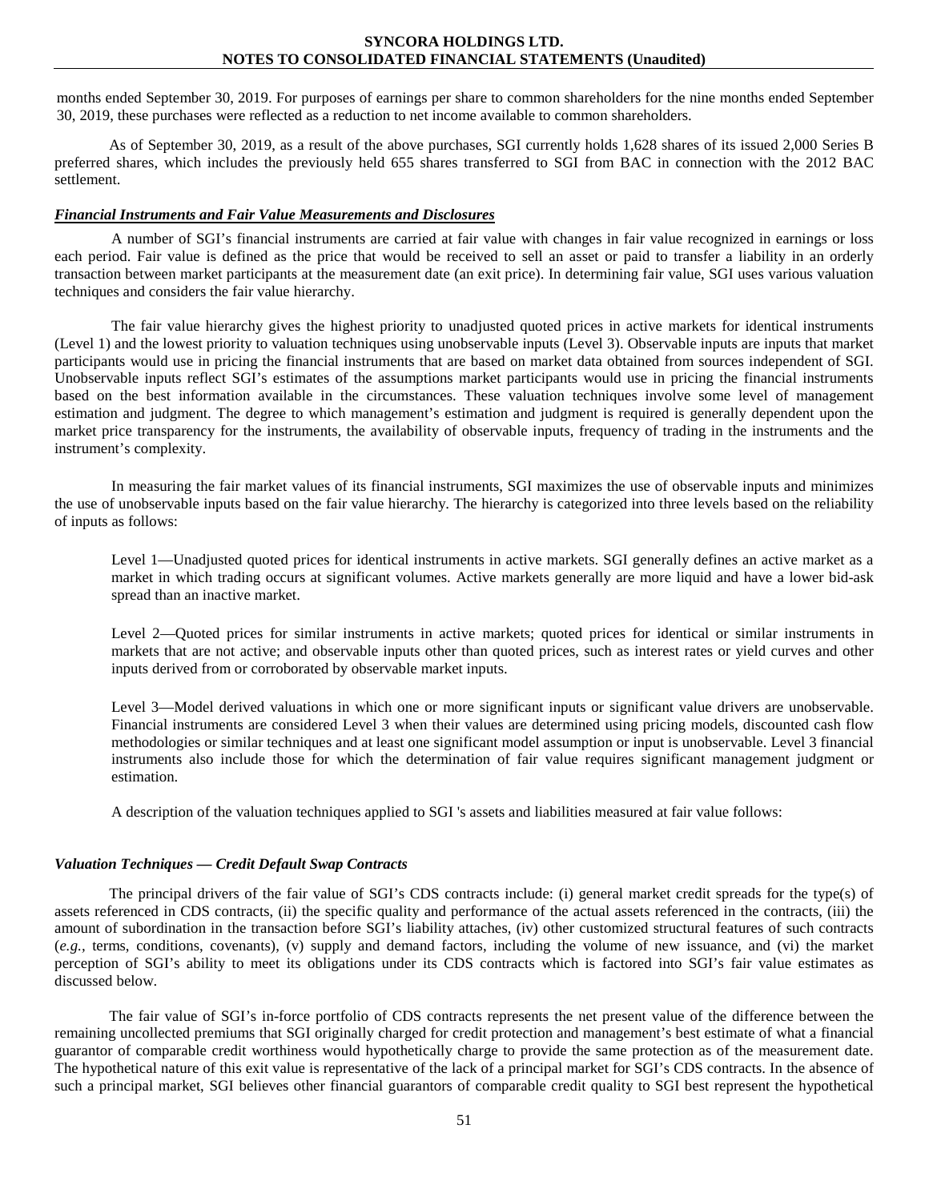months ended September 30, 2019. For purposes of earnings per share to common shareholders for the nine months ended September 30, 2019, these purchases were reflected as a reduction to net income available to common shareholders.

As of September 30, 2019, as a result of the above purchases, SGI currently holds 1,628 shares of its issued 2,000 Series B preferred shares, which includes the previously held 655 shares transferred to SGI from BAC in connection with the 2012 BAC settlement.

***Financial Instruments and Fair Value Measurements and Disclosures***

A number of SGI's financial instruments are carried at fair value with changes in fair value recognized in earnings or loss each period. Fair value is defined as the price that would be received to sell an asset or paid to transfer a liability in an orderly transaction between market participants at the measurement date (an exit price). In determining fair value, SGI uses various valuation techniques and considers the fair value hierarchy.

The fair value hierarchy gives the highest priority to unadjusted quoted prices in active markets for identical instruments (Level 1) and the lowest priority to valuation techniques using unobservable inputs (Level 3). Observable inputs are inputs that market participants would use in pricing the financial instruments that are based on market data obtained from sources independent of SGI. Unobservable inputs reflect SGI's estimates of the assumptions market participants would use in pricing the financial instruments based on the best information available in the circumstances. These valuation techniques involve some level of management estimation and judgment. The degree to which management's estimation and judgment is required is generally dependent upon the market price transparency for the instruments, the availability of observable inputs, frequency of trading in the instruments and the instrument's complexity.

In measuring the fair market values of its financial instruments, SGI maximizes the use of observable inputs and minimizes the use of unobservable inputs based on the fair value hierarchy. The hierarchy is categorized into three levels based on the reliability of inputs as follows:

Level 1—Unadjusted quoted prices for identical instruments in active markets. SGI generally defines an active market as a market in which trading occurs at significant volumes. Active markets generally are more liquid and have a lower bid-ask spread than an inactive market.

Level 2—Quoted prices for similar instruments in active markets; quoted prices for identical or similar instruments in markets that are not active; and observable inputs other than quoted prices, such as interest rates or yield curves and other inputs derived from or corroborated by observable market inputs.

Level 3—Model derived valuations in which one or more significant inputs or significant value drivers are unobservable. Financial instruments are considered Level 3 when their values are determined using pricing models, discounted cash flow methodologies or similar techniques and at least one significant model assumption or input is unobservable. Level 3 financial instruments also include those for which the determination of fair value requires significant management judgment or estimation.

A description of the valuation techniques applied to SGI 's assets and liabilities measured at fair value follows:

***Valuation Techniques — Credit Default Swap Contracts***

The principal drivers of the fair value of SGI's CDS contracts include: (i) general market credit spreads for the type(s) of assets referenced in CDS contracts, (ii) the specific quality and performance of the actual assets referenced in the contracts, (iii) the amount of subordination in the transaction before SGI's liability attaches, (iv) other customized structural features of such contracts (*e.g.*, terms, conditions, covenants), (v) supply and demand factors, including the volume of new issuance, and (vi) the market perception of SGI's ability to meet its obligations under its CDS contracts which is factored into SGI's fair value estimates as discussed below.

The fair value of SGI's in-force portfolio of CDS contracts represents the net present value of the difference between the remaining uncollected premiums that SGI originally charged for credit protection and management's best estimate of what a financial guarantor of comparable credit worthiness would hypothetically charge to provide the same protection as of the measurement date. The hypothetical nature of this exit value is representative of the lack of a principal market for SGI's CDS contracts. In the absence of such a principal market, SGI believes other financial guarantors of comparable credit quality to SGI best represent the hypothetical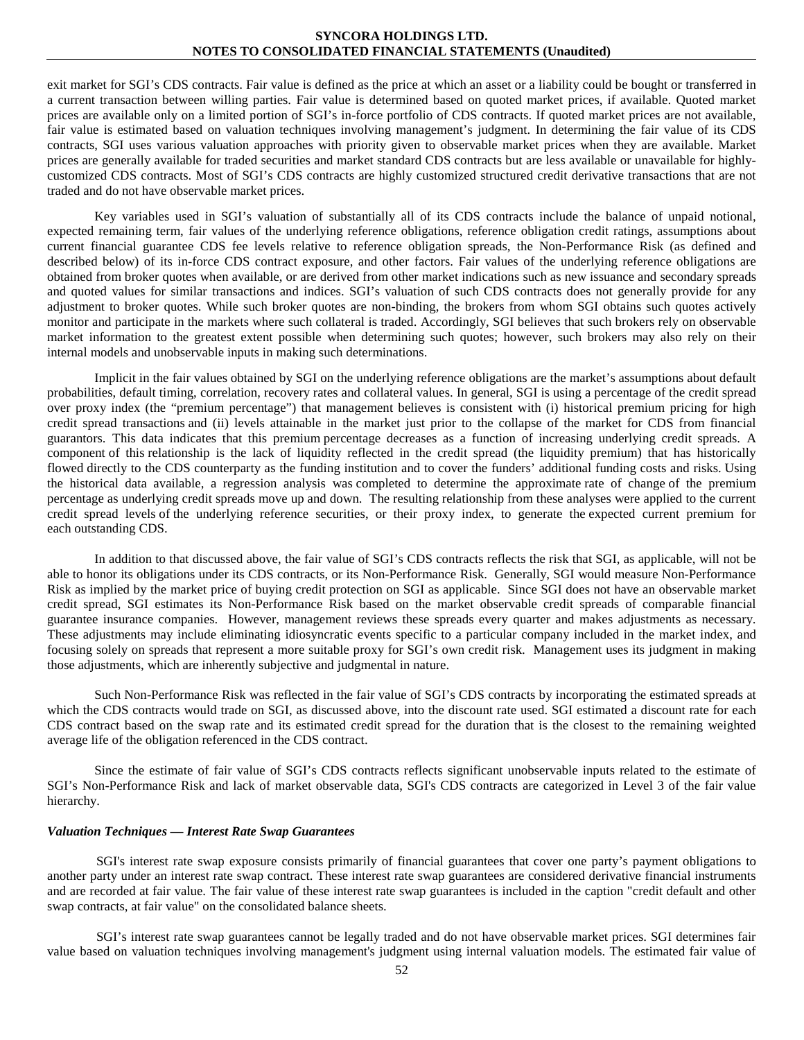exit market for SGI's CDS contracts. Fair value is defined as the price at which an asset or a liability could be bought or transferred in a current transaction between willing parties. Fair value is determined based on quoted market prices, if available. Quoted market prices are available only on a limited portion of SGI's in-force portfolio of CDS contracts. If quoted market prices are not available, fair value is estimated based on valuation techniques involving management's judgment. In determining the fair value of its CDS contracts, SGI uses various valuation approaches with priority given to observable market prices when they are available. Market prices are generally available for traded securities and market standard CDS contracts but are less available or unavailable for highly-customized CDS contracts. Most of SGI's CDS contracts are highly customized structured credit derivative transactions that are not traded and do not have observable market prices.

Key variables used in SGI's valuation of substantially all of its CDS contracts include the balance of unpaid notional, expected remaining term, fair values of the underlying reference obligations, reference obligation credit ratings, assumptions about current financial guarantee CDS fee levels relative to reference obligation spreads, the Non-Performance Risk (as defined and described below) of its in-force CDS contract exposure, and other factors. Fair values of the underlying reference obligations are obtained from broker quotes when available, or are derived from other market indications such as new issuance and secondary spreads and quoted values for similar transactions and indices. SGI's valuation of such CDS contracts does not generally provide for any adjustment to broker quotes. While such broker quotes are non-binding, the brokers from whom SGI obtains such quotes actively monitor and participate in the markets where such collateral is traded. Accordingly, SGI believes that such brokers rely on observable market information to the greatest extent possible when determining such quotes; however, such brokers may also rely on their internal models and unobservable inputs in making such determinations.

Implicit in the fair values obtained by SGI on the underlying reference obligations are the market's assumptions about default probabilities, default timing, correlation, recovery rates and collateral values. In general, SGI is using a percentage of the credit spread over proxy index (the "premium percentage") that management believes is consistent with (i) historical premium pricing for high credit spread transactions and (ii) levels attainable in the market just prior to the collapse of the market for CDS from financial guarantors. This data indicates that this premium percentage decreases as a function of increasing underlying credit spreads. A component of this relationship is the lack of liquidity reflected in the credit spread (the liquidity premium) that has historically flowed directly to the CDS counterparty as the funding institution and to cover the funders' additional funding costs and risks. Using the historical data available, a regression analysis was completed to determine the approximate rate of change of the premium percentage as underlying credit spreads move up and down. The resulting relationship from these analyses were applied to the current credit spread levels of the underlying reference securities, or their proxy index, to generate the expected current premium for each outstanding CDS.

In addition to that discussed above, the fair value of SGI's CDS contracts reflects the risk that SGI, as applicable, will not be able to honor its obligations under its CDS contracts, or its Non-Performance Risk. Generally, SGI would measure Non-Performance Risk as implied by the market price of buying credit protection on SGI as applicable. Since SGI does not have an observable market credit spread, SGI estimates its Non-Performance Risk based on the market observable credit spreads of comparable financial guarantee insurance companies. However, management reviews these spreads every quarter and makes adjustments as necessary. These adjustments may include eliminating idiosyncratic events specific to a particular company included in the market index, and focusing solely on spreads that represent a more suitable proxy for SGI's own credit risk. Management uses its judgment in making those adjustments, which are inherently subjective and judgmental in nature.

Such Non-Performance Risk was reflected in the fair value of SGI's CDS contracts by incorporating the estimated spreads at which the CDS contracts would trade on SGI, as discussed above, into the discount rate used. SGI estimated a discount rate for each CDS contract based on the swap rate and its estimated credit spread for the duration that is the closest to the remaining weighted average life of the obligation referenced in the CDS contract.

Since the estimate of fair value of SGI's CDS contracts reflects significant unobservable inputs related to the estimate of SGI's Non-Performance Risk and lack of market observable data, SGI's CDS contracts are categorized in Level 3 of the fair value hierarchy.

***Valuation Techniques — Interest Rate Swap Guarantees***

SGI's interest rate swap exposure consists primarily of financial guarantees that cover one party's payment obligations to another party under an interest rate swap contract. These interest rate swap guarantees are considered derivative financial instruments and are recorded at fair value. The fair value of these interest rate swap guarantees is included in the caption "credit default and other swap contracts, at fair value" on the consolidated balance sheets.

SGI's interest rate swap guarantees cannot be legally traded and do not have observable market prices. SGI determines fair value based on valuation techniques involving management's judgment using internal valuation models. The estimated fair value of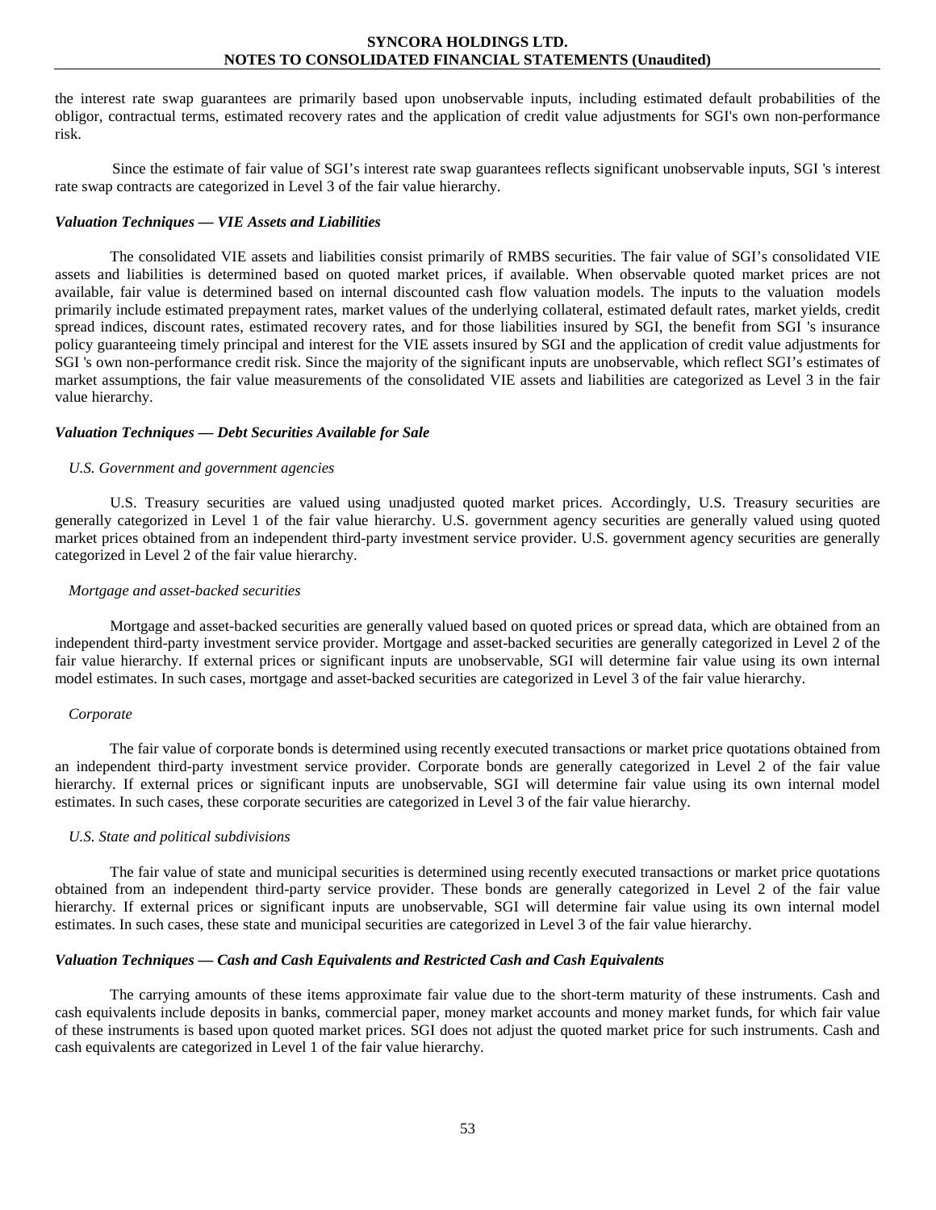the interest rate swap guarantees are primarily based upon unobservable inputs, including estimated default probabilities of the obligor, contractual terms, estimated recovery rates and the application of credit value adjustments for SGI's own non-performance risk.

Since the estimate of fair value of SGI's interest rate swap guarantees reflects significant unobservable inputs, SGI 's interest rate swap contracts are categorized in Level 3 of the fair value hierarchy.

***Valuation Techniques — VIE Assets and Liabilities***

The consolidated VIE assets and liabilities consist primarily of RMBS securities. The fair value of SGI's consolidated VIE assets and liabilities is determined based on quoted market prices, if available. When observable quoted market prices are not available, fair value is determined based on internal discounted cash flow valuation models. The inputs to the valuation models primarily include estimated prepayment rates, market values of the underlying collateral, estimated default rates, market yields, credit spread indices, discount rates, estimated recovery rates, and for those liabilities insured by SGI, the benefit from SGI 's insurance policy guaranteeing timely principal and interest for the VIE assets insured by SGI and the application of credit value adjustments for SGI 's own non-performance credit risk. Since the majority of the significant inputs are unobservable, which reflect SGI's estimates of market assumptions, the fair value measurements of the consolidated VIE assets and liabilities are categorized as Level 3 in the fair value hierarchy.

***Valuation Techniques — Debt Securities Available for Sale***

*U.S. Government and government agencies*

U.S. Treasury securities are valued using unadjusted quoted market prices. Accordingly, U.S. Treasury securities are generally categorized in Level 1 of the fair value hierarchy. U.S. government agency securities are generally valued using quoted market prices obtained from an independent third-party investment service provider. U.S. government agency securities are generally categorized in Level 2 of the fair value hierarchy.

*Mortgage and asset-backed securities*

Mortgage and asset-backed securities are generally valued based on quoted prices or spread data, which are obtained from an independent third-party investment service provider. Mortgage and asset-backed securities are generally categorized in Level 2 of the fair value hierarchy. If external prices or significant inputs are unobservable, SGI will determine fair value using its own internal model estimates. In such cases, mortgage and asset-backed securities are categorized in Level 3 of the fair value hierarchy.

*Corporate*

The fair value of corporate bonds is determined using recently executed transactions or market price quotations obtained from an independent third-party investment service provider. Corporate bonds are generally categorized in Level 2 of the fair value hierarchy. If external prices or significant inputs are unobservable, SGI will determine fair value using its own internal model estimates. In such cases, these corporate securities are categorized in Level 3 of the fair value hierarchy.

*U.S. State and political subdivisions*

The fair value of state and municipal securities is determined using recently executed transactions or market price quotations obtained from an independent third-party service provider. These bonds are generally categorized in Level 2 of the fair value hierarchy. If external prices or significant inputs are unobservable, SGI will determine fair value using its own internal model estimates. In such cases, these state and municipal securities are categorized in Level 3 of the fair value hierarchy.

***Valuation Techniques — Cash and Cash Equivalents and Restricted Cash and Cash Equivalents***

The carrying amounts of these items approximate fair value due to the short-term maturity of these instruments. Cash and cash equivalents include deposits in banks, commercial paper, money market accounts and money market funds, for which fair value of these instruments is based upon quoted market prices. SGI does not adjust the quoted market price for such instruments. Cash and cash equivalents are categorized in Level 1 of the fair value hierarchy.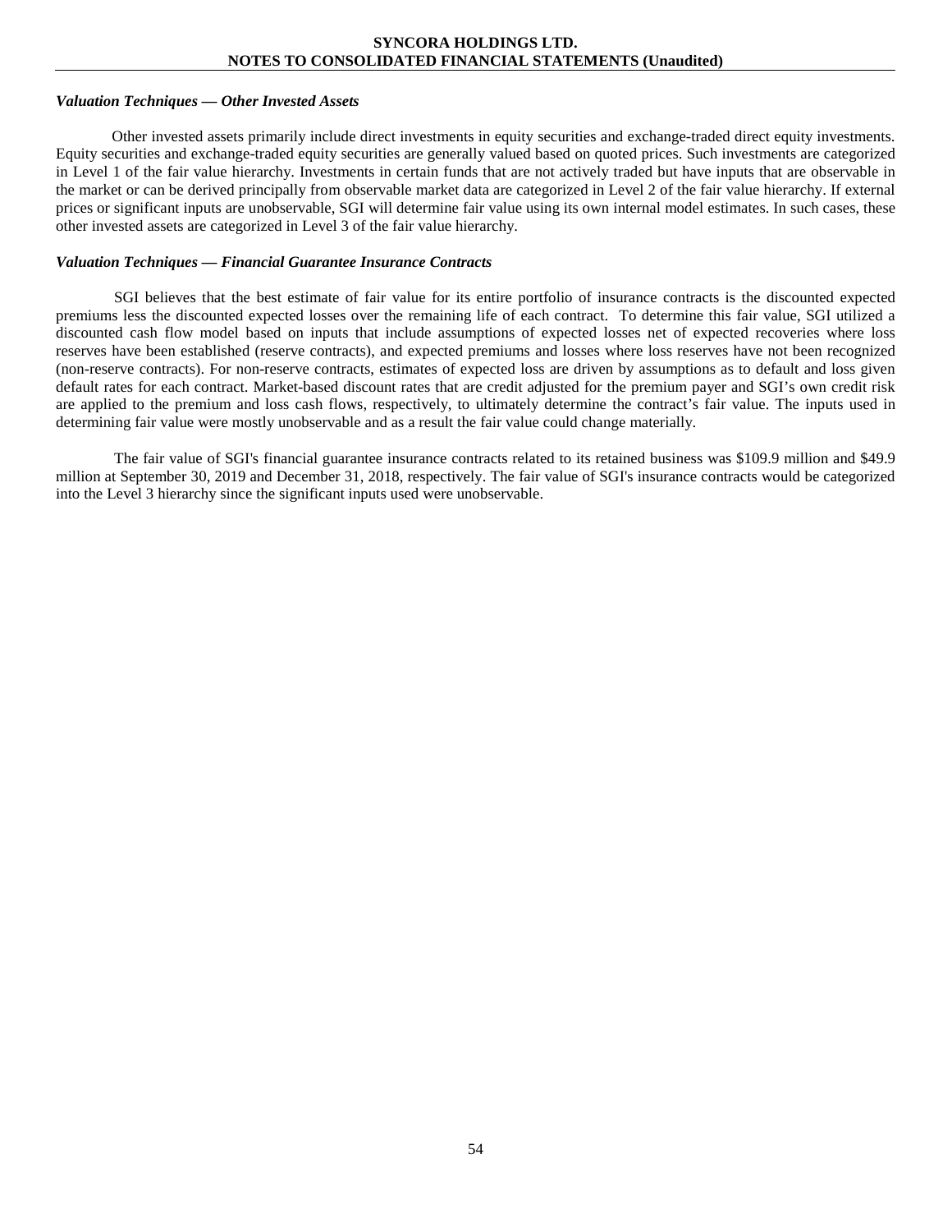***Valuation Techniques — Other Invested Assets***

Other invested assets primarily include direct investments in equity securities and exchange-traded direct equity investments. Equity securities and exchange-traded equity securities are generally valued based on quoted prices. Such investments are categorized in Level 1 of the fair value hierarchy. Investments in certain funds that are not actively traded but have inputs that are observable in the market or can be derived principally from observable market data are categorized in Level 2 of the fair value hierarchy. If external prices or significant inputs are unobservable, SGI will determine fair value using its own internal model estimates. In such cases, these other invested assets are categorized in Level 3 of the fair value hierarchy.

***Valuation Techniques — Financial Guarantee Insurance Contracts***

SGI believes that the best estimate of fair value for its entire portfolio of insurance contracts is the discounted expected premiums less the discounted expected losses over the remaining life of each contract. To determine this fair value, SGI utilized a discounted cash flow model based on inputs that include assumptions of expected losses net of expected recoveries where loss reserves have been established (reserve contracts), and expected premiums and losses where loss reserves have not been recognized (non-reserve contracts). For non-reserve contracts, estimates of expected loss are driven by assumptions as to default and loss given default rates for each contract. Market-based discount rates that are credit adjusted for the premium payer and SGI's own credit risk are applied to the premium and loss cash flows, respectively, to ultimately determine the contract's fair value. The inputs used in determining fair value were mostly unobservable and as a result the fair value could change materially.

The fair value of SGI's financial guarantee insurance contracts related to its retained business was $109.9 million and $49.9 million at September 30, 2019 and December 31, 2018, respectively. The fair value of SGI's insurance contracts would be categorized into the Level 3 hierarchy since the significant inputs used were unobservable.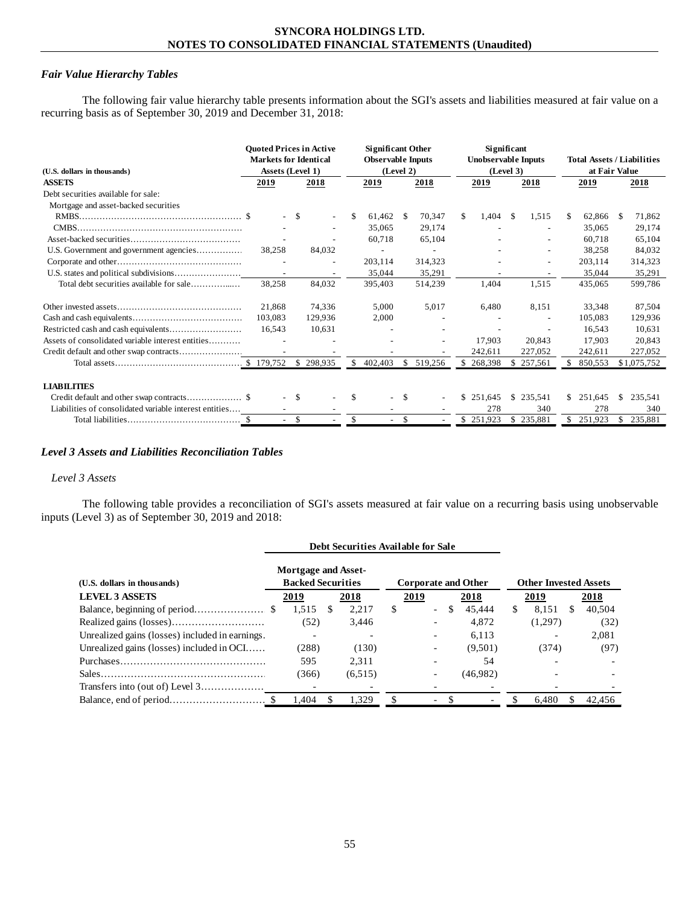### *Fair Value Hierarchy Tables*

The following fair value hierarchy table presents information about the SGI's assets and liabilities measured at fair value on a recurring basis as of September 30, 2019 and December 31, 2018:

| (U.S. dollars in thousands) | Quoted Prices in Active Markets for Identical Assets (Level 1) | | Significant Other Observable Inputs (Level 2) | | Significant Unobservable Inputs (Level 3) | | Total Assets / Liabilities at Fair Value | |
|---|---|---|---|---|---|---|---|---|
| **ASSETS** | 2019 | 2018 | 2019 | 2018 | 2019 | 2018 | 2019 | 2018 |
| Debt securities available for sale: | | | | | | | | |
| Mortgage and asset-backed securities | | | | | | | | |
| RMBS | $ - | $ - | $ 61,462 | $ 70,347 | $ 1,404 | $ 1,515 | $ 62,866 | $ 71,862 |
| CMBS | - | - | 35,065 | 29,174 | - | - | 35,065 | 29,174 |
| Asset-backed securities | - | - | 60,718 | 65,104 | - | - | 60,718 | 65,104 |
| U.S. Government and government agencies | 38,258 | 84,032 | - | - | - | - | 38,258 | 84,032 |
| Corporate and other | - | - | 203,114 | 314,323 | - | - | 203,114 | 314,323 |
| U.S. states and political subdivisions | - | - | 35,044 | 35,291 | - | - | 35,044 | 35,291 |
| Total debt securities available for sale | 38,258 | 84,032 | 395,403 | 514,239 | 1,404 | 1,515 | 435,065 | 599,786 |
| Other invested assets | 21,868 | 74,336 | 5,000 | 5,017 | 6,480 | 8,151 | 33,348 | 87,504 |
| Cash and cash equivalents | 103,083 | 129,936 | 2,000 | - | - | - | 105,083 | 129,936 |
| Restricted cash and cash equivalents | 16,543 | 10,631 | - | - | - | - | 16,543 | 10,631 |
| Assets of consolidated variable interest entities | - | - | - | - | 17,903 | 20,843 | 17,903 | 20,843 |
| Credit default and other swap contracts | - | - | - | - | 242,611 | 227,052 | 242,611 | 227,052 |
| Total assets | $ 179,752 | $ 298,935 | $ 402,403 | $ 519,256 | $ 268,398 | $ 257,561 | $ 850,553 | $1,075,752 |
| **LIABILITIES** | | | | | | | | |
| Credit default and other swap contracts | $ - | $ - | $ - | $ - | $ 251,645 | $ 235,541 | $ 251,645 | $ 235,541 |
| Liabilities of consolidated variable interest entities | - | - | - | - | 278 | 340 | 278 | 340 |
| Total liabilities | $ - | $ - | $ - | $ - | $ 251,923 | $ 235,881 | $ 251,923 | $ 235,881 |

### *Level 3 Assets and Liabilities Reconciliation Tables*

*Level 3 Assets*

The following table provides a reconciliation of SGI's assets measured at fair value on a recurring basis using unobservable inputs (Level 3) as of September 30, 2019 and 2018:

| | Debt Securities Available for Sale | | | | | |
|---|---|---|---|---|---|---|
| (U.S. dollars in thousands) | Mortgage and Asset-Backed Securities | | Corporate and Other | | Other Invested Assets | |
| **LEVEL 3 ASSETS** | 2019 | 2018 | 2019 | 2018 | 2019 | 2018 |
| Balance, beginning of period | $ 1,515 | $ 2,217 | $ - | $ 45,444 | $ 8,151 | $ 40,504 |
| Realized gains (losses) | (52) | 3,446 | - | 4,872 | (1,297) | (32) |
| Unrealized gains (losses) included in earnings | - | - | - | 6,113 | - | 2,081 |
| Unrealized gains (losses) included in OCI | (288) | (130) | - | (9,501) | (374) | (97) |
| Purchases | 595 | 2,311 | - | 54 | - | - |
| Sales | (366) | (6,515) | - | (46,982) | - | - |
| Transfers into (out of) Level 3 | - | - | - | - | - | - |
| Balance, end of period | $ 1,404 | $ 1,329 | $ - | $ - | $ 6,480 | $ 42,456 |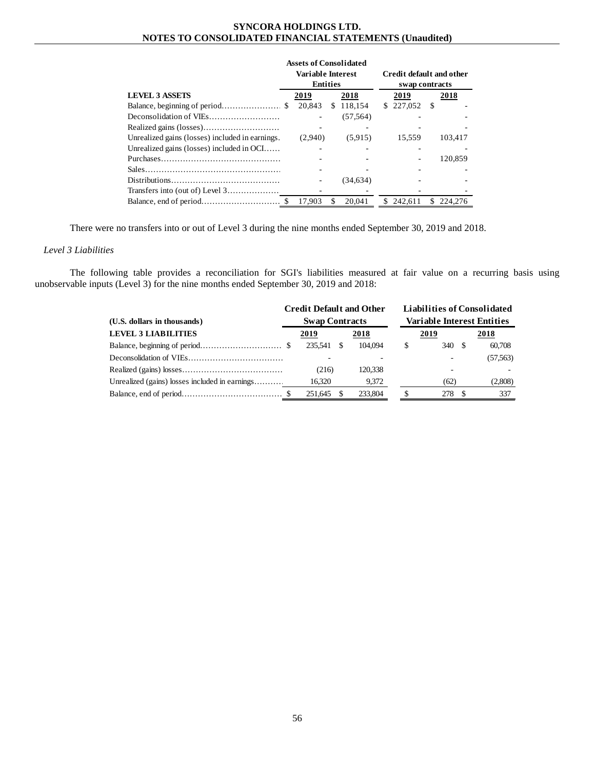| LEVEL 3 ASSETS | Assets of Consolidated Variable Interest Entities | | Credit default and other swap contracts | |
|---|---|---|---|---|
| | 2019 | 2018 | 2019 | 2018 |
| Balance, beginning of period | $ 20,843 | $ 118,154 | $ 227,052 | $ - |
| Deconsolidation of VIEs | - | (57,564) | - | - |
| Realized gains (losses) | - | - | - | - |
| Unrealized gains (losses) included in earnings | (2,940) | (5,915) | 15,559 | 103,417 |
| Unrealized gains (losses) included in OCI | - | - | - | - |
| Purchases | - | - | - | 120,859 |
| Sales | - | - | - | - |
| Distributions | - | (34,634) | - | - |
| Transfers into (out of) Level 3 | - | - | - | - |
| Balance, end of period | $ 17,903 | $ 20,041 | $ 242,611 | $ 224,276 |

There were no transfers into or out of Level 3 during the nine months ended September 30, 2019 and 2018.

*Level 3 Liabilities*

The following table provides a reconciliation for SGI's liabilities measured at fair value on a recurring basis using unobservable inputs (Level 3) for the nine months ended September 30, 2019 and 2018:

| (U.S. dollars in thousands) | Credit Default and Other Swap Contracts | | Liabilities of Consolidated Variable Interest Entities | |
|---|---|---|---|---|
| LEVEL 3 LIABILITIES | 2019 | 2018 | 2019 | 2018 |
| Balance, beginning of period | $ 235,541 | $ 104,094 | $ 340 | $ 60,708 |
| Deconsolidation of VIEs | - | - | - | (57,563) |
| Realized (gains) losses | (216) | 120,338 | - | - |
| Unrealized (gains) losses included in earnings | 16,320 | 9,372 | (62) | (2,808) |
| Balance, end of period | $ 251,645 | $ 233,804 | $ 278 | $ 337 |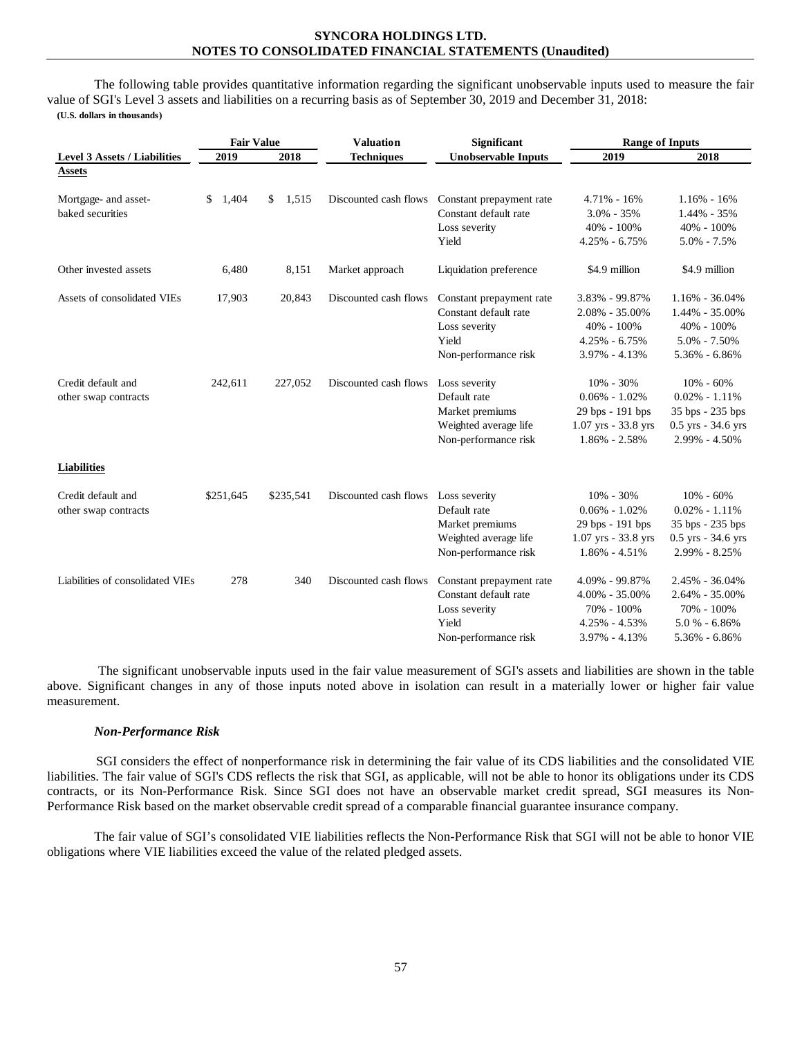The following table provides quantitative information regarding the significant unobservable inputs used to measure the fair value of SGI's Level 3 assets and liabilities on a recurring basis as of September 30, 2019 and December 31, 2018:

**(U.S. dollars in thousands)**

| Level 3 Assets / Liabilities | Fair Value | | Valuation Techniques | Significant Unobservable Inputs | Range of Inputs | |
|---|---|---|---|---|---|---|
| | 2019 | 2018 | | | 2019 | 2018 |
| **Assets** | | | | | | |
| Mortgage- and asset-baked securities | $ 1,404 | $ 1,515 | Discounted cash flows | Constant prepayment rate | 4.71% - 16% | 1.16% - 16% |
| | | | | Constant default rate | 3.0% - 35% | 1.44% - 35% |
| | | | | Loss severity | 40% - 100% | 40% - 100% |
| | | | | Yield | 4.25% - 6.75% | 5.0% - 7.5% |
| Other invested assets | 6,480 | 8,151 | Market approach | Liquidation preference | $4.9 million | $4.9 million |
| Assets of consolidated VIEs | 17,903 | 20,843 | Discounted cash flows | Constant prepayment rate | 3.83% - 99.87% | 1.16% - 36.04% |
| | | | | Constant default rate | 2.08% - 35.00% | 1.44% - 35.00% |
| | | | | Loss severity | 40% - 100% | 40% - 100% |
| | | | | Yield | 4.25% - 6.75% | 5.0% - 7.50% |
| | | | | Non-performance risk | 3.97% - 4.13% | 5.36% - 6.86% |
| Credit default and other swap contracts | 242,611 | 227,052 | Discounted cash flows | Loss severity | 10% - 30% | 10% - 60% |
| | | | | Default rate | 0.06% - 1.02% | 0.02% - 1.11% |
| | | | | Market premiums | 29 bps - 191 bps | 35 bps - 235 bps |
| | | | | Weighted average life | 1.07 yrs - 33.8 yrs | 0.5 yrs - 34.6 yrs |
| | | | | Non-performance risk | 1.86% - 2.58% | 2.99% - 4.50% |
| **Liabilities** | | | | | | |
| Credit default and other swap contracts | $251,645 | $235,541 | Discounted cash flows | Loss severity | 10% - 30% | 10% - 60% |
| | | | | Default rate | 0.06% - 1.02% | 0.02% - 1.11% |
| | | | | Market premiums | 29 bps - 191 bps | 35 bps - 235 bps |
| | | | | Weighted average life | 1.07 yrs - 33.8 yrs | 0.5 yrs - 34.6 yrs |
| | | | | Non-performance risk | 1.86% - 4.51% | 2.99% - 8.25% |
| Liabilities of consolidated VIEs | 278 | 340 | Discounted cash flows | Constant prepayment rate | 4.09% - 99.87% | 2.45% - 36.04% |
| | | | | Constant default rate | 4.00% - 35.00% | 2.64% - 35.00% |
| | | | | Loss severity | 70% - 100% | 70% - 100% |
| | | | | Yield | 4.25% - 4.53% | 5.0 % - 6.86% |
| | | | | Non-performance risk | 3.97% - 4.13% | 5.36% - 6.86% |

The significant unobservable inputs used in the fair value measurement of SGI's assets and liabilities are shown in the table above. Significant changes in any of those inputs noted above in isolation can result in a materially lower or higher fair value measurement.

***Non-Performance Risk***

SGI considers the effect of nonperformance risk in determining the fair value of its CDS liabilities and the consolidated VIE liabilities. The fair value of SGI's CDS reflects the risk that SGI, as applicable, will not be able to honor its obligations under its CDS contracts, or its Non-Performance Risk. Since SGI does not have an observable market credit spread, SGI measures its Non-Performance Risk based on the market observable credit spread of a comparable financial guarantee insurance company.

The fair value of SGI's consolidated VIE liabilities reflects the Non-Performance Risk that SGI will not be able to honor VIE obligations where VIE liabilities exceed the value of the related pledged assets.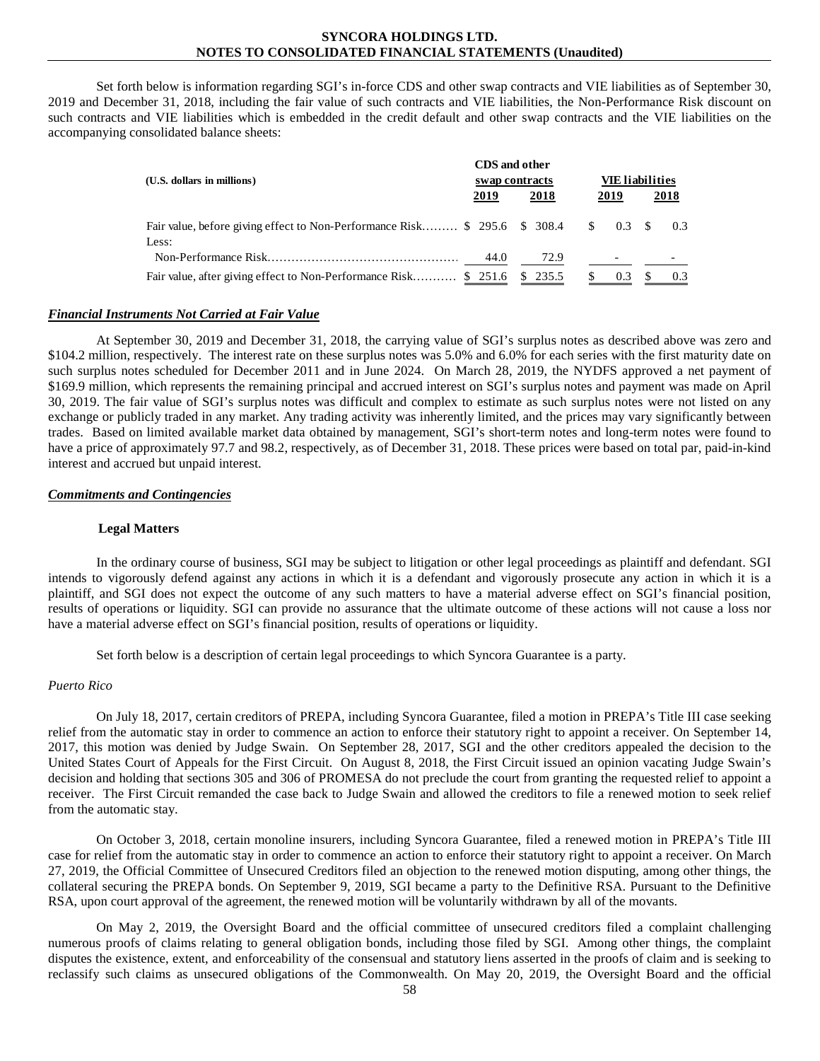Set forth below is information regarding SGI's in-force CDS and other swap contracts and VIE liabilities as of September 30, 2019 and December 31, 2018, including the fair value of such contracts and VIE liabilities, the Non-Performance Risk discount on such contracts and VIE liabilities which is embedded in the credit default and other swap contracts and the VIE liabilities on the accompanying consolidated balance sheets:

| (U.S. dollars in millions) | CDS and other swap contracts | | VIE liabilities | |
|---|---|---|---|---|
| | 2019 | 2018 | 2019 | 2018 |
| Fair value, before giving effect to Non-Performance Risk……… | $ 295.6 | $ 308.4 | $ 0.3 | $ 0.3 |
| Less: | | | | |
| Non-Performance Risk………………………………………… | 44.0 | 72.9 | - | - |
| Fair value, after giving effect to Non-Performance Risk……….. | $ 251.6 | $ 235.5 | $ 0.3 | $ 0.3 |

***Financial Instruments Not Carried at Fair Value***

At September 30, 2019 and December 31, 2018, the carrying value of SGI's surplus notes as described above was zero and $104.2 million, respectively. The interest rate on these surplus notes was 5.0% and 6.0% for each series with the first maturity date on such surplus notes scheduled for December 2011 and in June 2024. On March 28, 2019, the NYDFS approved a net payment of $169.9 million, which represents the remaining principal and accrued interest on SGI's surplus notes and payment was made on April 30, 2019. The fair value of SGI's surplus notes was difficult and complex to estimate as such surplus notes were not listed on any exchange or publicly traded in any market. Any trading activity was inherently limited, and the prices may vary significantly between trades. Based on limited available market data obtained by management, SGI's short-term notes and long-term notes were found to have a price of approximately 97.7 and 98.2, respectively, as of December 31, 2018. These prices were based on total par, paid-in-kind interest and accrued but unpaid interest.

***Commitments and Contingencies***

**Legal Matters**

In the ordinary course of business, SGI may be subject to litigation or other legal proceedings as plaintiff and defendant. SGI intends to vigorously defend against any actions in which it is a defendant and vigorously prosecute any action in which it is a plaintiff, and SGI does not expect the outcome of any such matters to have a material adverse effect on SGI's financial position, results of operations or liquidity. SGI can provide no assurance that the ultimate outcome of these actions will not cause a loss nor have a material adverse effect on SGI's financial position, results of operations or liquidity.

Set forth below is a description of certain legal proceedings to which Syncora Guarantee is a party.

*Puerto Rico*

On July 18, 2017, certain creditors of PREPA, including Syncora Guarantee, filed a motion in PREPA's Title III case seeking relief from the automatic stay in order to commence an action to enforce their statutory right to appoint a receiver. On September 14, 2017, this motion was denied by Judge Swain. On September 28, 2017, SGI and the other creditors appealed the decision to the United States Court of Appeals for the First Circuit. On August 8, 2018, the First Circuit issued an opinion vacating Judge Swain's decision and holding that sections 305 and 306 of PROMESA do not preclude the court from granting the requested relief to appoint a receiver. The First Circuit remanded the case back to Judge Swain and allowed the creditors to file a renewed motion to seek relief from the automatic stay.

On October 3, 2018, certain monoline insurers, including Syncora Guarantee, filed a renewed motion in PREPA's Title III case for relief from the automatic stay in order to commence an action to enforce their statutory right to appoint a receiver. On March 27, 2019, the Official Committee of Unsecured Creditors filed an objection to the renewed motion disputing, among other things, the collateral securing the PREPA bonds. On September 9, 2019, SGI became a party to the Definitive RSA. Pursuant to the Definitive RSA, upon court approval of the agreement, the renewed motion will be voluntarily withdrawn by all of the movants.

On May 2, 2019, the Oversight Board and the official committee of unsecured creditors filed a complaint challenging numerous proofs of claims relating to general obligation bonds, including those filed by SGI. Among other things, the complaint disputes the existence, extent, and enforceability of the consensual and statutory liens asserted in the proofs of claim and is seeking to reclassify such claims as unsecured obligations of the Commonwealth. On May 20, 2019, the Oversight Board and the official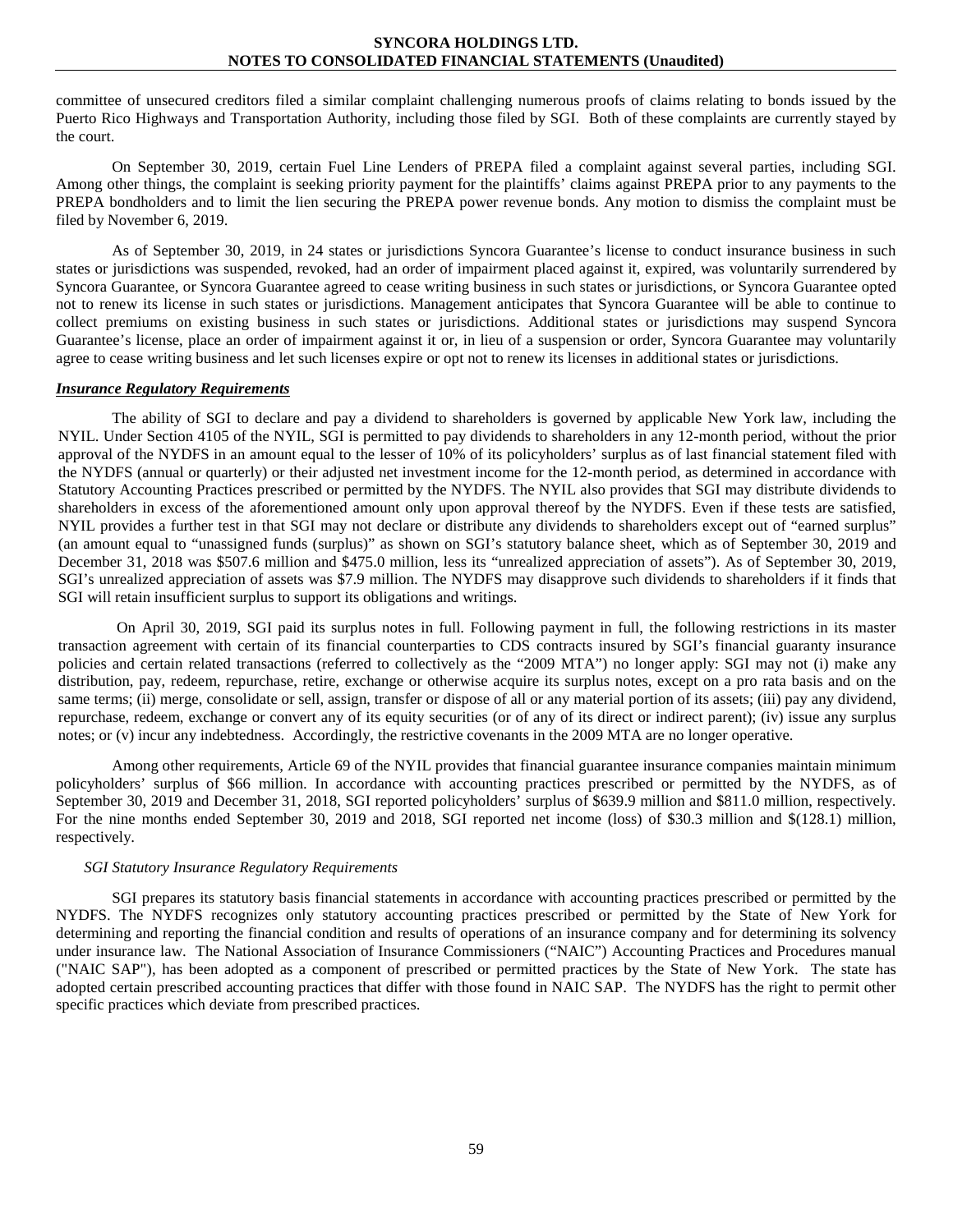committee of unsecured creditors filed a similar complaint challenging numerous proofs of claims relating to bonds issued by the Puerto Rico Highways and Transportation Authority, including those filed by SGI. Both of these complaints are currently stayed by the court.

On September 30, 2019, certain Fuel Line Lenders of PREPA filed a complaint against several parties, including SGI. Among other things, the complaint is seeking priority payment for the plaintiffs' claims against PREPA prior to any payments to the PREPA bondholders and to limit the lien securing the PREPA power revenue bonds. Any motion to dismiss the complaint must be filed by November 6, 2019.

As of September 30, 2019, in 24 states or jurisdictions Syncora Guarantee's license to conduct insurance business in such states or jurisdictions was suspended, revoked, had an order of impairment placed against it, expired, was voluntarily surrendered by Syncora Guarantee, or Syncora Guarantee agreed to cease writing business in such states or jurisdictions, or Syncora Guarantee opted not to renew its license in such states or jurisdictions. Management anticipates that Syncora Guarantee will be able to continue to collect premiums on existing business in such states or jurisdictions. Additional states or jurisdictions may suspend Syncora Guarantee's license, place an order of impairment against it or, in lieu of a suspension or order, Syncora Guarantee may voluntarily agree to cease writing business and let such licenses expire or opt not to renew its licenses in additional states or jurisdictions.

***Insurance Regulatory Requirements***

The ability of SGI to declare and pay a dividend to shareholders is governed by applicable New York law, including the NYIL. Under Section 4105 of the NYIL, SGI is permitted to pay dividends to shareholders in any 12-month period, without the prior approval of the NYDFS in an amount equal to the lesser of 10% of its policyholders' surplus as of last financial statement filed with the NYDFS (annual or quarterly) or their adjusted net investment income for the 12-month period, as determined in accordance with Statutory Accounting Practices prescribed or permitted by the NYDFS. The NYIL also provides that SGI may distribute dividends to shareholders in excess of the aforementioned amount only upon approval thereof by the NYDFS. Even if these tests are satisfied, NYIL provides a further test in that SGI may not declare or distribute any dividends to shareholders except out of "earned surplus" (an amount equal to "unassigned funds (surplus)" as shown on SGI's statutory balance sheet, which as of September 30, 2019 and December 31, 2018 was $507.6 million and $475.0 million, less its "unrealized appreciation of assets"). As of September 30, 2019, SGI's unrealized appreciation of assets was $7.9 million. The NYDFS may disapprove such dividends to shareholders if it finds that SGI will retain insufficient surplus to support its obligations and writings.

On April 30, 2019, SGI paid its surplus notes in full. Following payment in full, the following restrictions in its master transaction agreement with certain of its financial counterparties to CDS contracts insured by SGI's financial guaranty insurance policies and certain related transactions (referred to collectively as the "2009 MTA") no longer apply: SGI may not (i) make any distribution, pay, redeem, repurchase, retire, exchange or otherwise acquire its surplus notes, except on a pro rata basis and on the same terms; (ii) merge, consolidate or sell, assign, transfer or dispose of all or any material portion of its assets; (iii) pay any dividend, repurchase, redeem, exchange or convert any of its equity securities (or of any of its direct or indirect parent); (iv) issue any surplus notes; or (v) incur any indebtedness. Accordingly, the restrictive covenants in the 2009 MTA are no longer operative.

Among other requirements, Article 69 of the NYIL provides that financial guarantee insurance companies maintain minimum policyholders' surplus of $66 million. In accordance with accounting practices prescribed or permitted by the NYDFS, as of September 30, 2019 and December 31, 2018, SGI reported policyholders' surplus of $639.9 million and $811.0 million, respectively. For the nine months ended September 30, 2019 and 2018, SGI reported net income (loss) of $30.3 million and $(128.1) million, respectively.

*SGI Statutory Insurance Regulatory Requirements*

SGI prepares its statutory basis financial statements in accordance with accounting practices prescribed or permitted by the NYDFS. The NYDFS recognizes only statutory accounting practices prescribed or permitted by the State of New York for determining and reporting the financial condition and results of operations of an insurance company and for determining its solvency under insurance law. The National Association of Insurance Commissioners ("NAIC") Accounting Practices and Procedures manual ("NAIC SAP"), has been adopted as a component of prescribed or permitted practices by the State of New York. The state has adopted certain prescribed accounting practices that differ with those found in NAIC SAP. The NYDFS has the right to permit other specific practices which deviate from prescribed practices.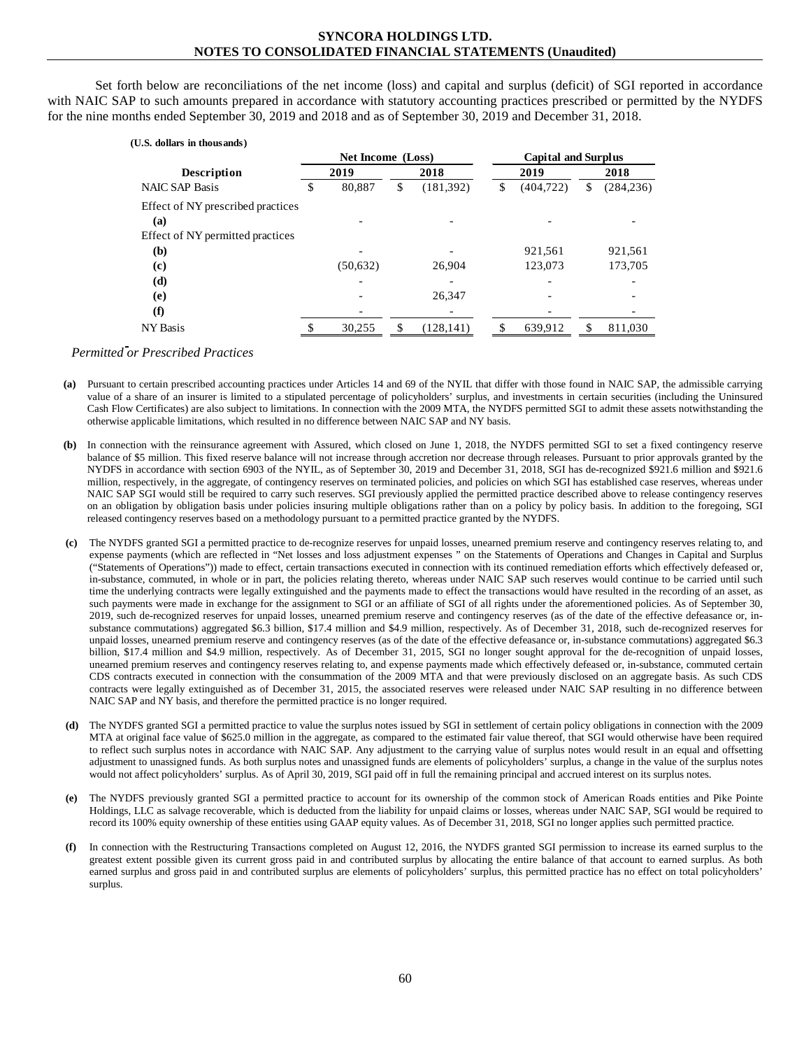Set forth below are reconciliations of the net income (loss) and capital and surplus (deficit) of SGI reported in accordance with NAIC SAP to such amounts prepared in accordance with statutory accounting practices prescribed or permitted by the NYDFS for the nine months ended September 30, 2019 and 2018 and as of September 30, 2019 and December 31, 2018.

**(U.S. dollars in thousands)**

| | Net Income (Loss) | | Capital and Surplus | |
|---|---|---|---|---|
| **Description** | **2019** | **2018** | **2019** | **2018** |
| NAIC SAP Basis | $ 80,887 | $ (181,392) | $ (404,722) | $ (284,236) |
| Effect of NY prescribed practices | | | | |
| **(a)** | - | - | - | - |
| Effect of NY permitted practices | | | | |
| **(b)** | - | - | 921,561 | 921,561 |
| **(c)** | (50,632) | 26,904 | 123,073 | 173,705 |
| **(d)** | - | - | - | - |
| **(e)** | - | 26,347 | - | - |
| **(f)** | - | - | - | - |
| NY Basis | $ 30,255 | $ (128,141) | $ 639,912 | $ 811,030 |

*Permitted or Prescribed Practices*

**(a)** Pursuant to certain prescribed accounting practices under Articles 14 and 69 of the NYIL that differ with those found in NAIC SAP, the admissible carrying value of a share of an insurer is limited to a stipulated percentage of policyholders' surplus, and investments in certain securities (including the Uninsured Cash Flow Certificates) are also subject to limitations. In connection with the 2009 MTA, the NYDFS permitted SGI to admit these assets notwithstanding the otherwise applicable limitations, which resulted in no difference between NAIC SAP and NY basis.

**(b)** In connection with the reinsurance agreement with Assured, which closed on June 1, 2018, the NYDFS permitted SGI to set a fixed contingency reserve balance of $5 million. This fixed reserve balance will not increase through accretion nor decrease through releases. Pursuant to prior approvals granted by the NYDFS in accordance with section 6903 of the NYIL, as of September 30, 2019 and December 31, 2018, SGI has de-recognized $921.6 million and $921.6 million, respectively, in the aggregate, of contingency reserves on terminated policies, and policies on which SGI has established case reserves, whereas under NAIC SAP SGI would still be required to carry such reserves. SGI previously applied the permitted practice described above to release contingency reserves on an obligation by obligation basis under policies insuring multiple obligations rather than on a policy by policy basis. In addition to the foregoing, SGI released contingency reserves based on a methodology pursuant to a permitted practice granted by the NYDFS.

**(c)** The NYDFS granted SGI a permitted practice to de-recognize reserves for unpaid losses, unearned premium reserve and contingency reserves relating to, and expense payments (which are reflected in "Net losses and loss adjustment expenses " on the Statements of Operations and Changes in Capital and Surplus ("Statements of Operations")) made to effect, certain transactions executed in connection with its continued remediation efforts which effectively defeased or, in-substance, commuted, in whole or in part, the policies relating thereto, whereas under NAIC SAP such reserves would continue to be carried until such time the underlying contracts were legally extinguished and the payments made to effect the transactions would have resulted in the recording of an asset, as such payments were made in exchange for the assignment to SGI or an affiliate of SGI of all rights under the aforementioned policies. As of September 30, 2019, such de-recognized reserves for unpaid losses, unearned premium reserve and contingency reserves (as of the date of the effective defeasance or, in-substance commutations) aggregated $6.3 billion, $17.4 million and $4.9 million, respectively. As of December 31, 2018, such de-recognized reserves for unpaid losses, unearned premium reserve and contingency reserves (as of the date of the effective defeasance or, in-substance commutations) aggregated $6.3 billion, $17.4 million and $4.9 million, respectively. As of December 31, 2015, SGI no longer sought approval for the de-recognition of unpaid losses, unearned premium reserves and contingency reserves relating to, and expense payments made which effectively defeased or, in-substance, commuted certain CDS contracts executed in connection with the consummation of the 2009 MTA and that were previously disclosed on an aggregate basis. As such CDS contracts were legally extinguished as of December 31, 2015, the associated reserves were released under NAIC SAP resulting in no difference between NAIC SAP and NY basis, and therefore the permitted practice is no longer required.

**(d)** The NYDFS granted SGI a permitted practice to value the surplus notes issued by SGI in settlement of certain policy obligations in connection with the 2009 MTA at original face value of $625.0 million in the aggregate, as compared to the estimated fair value thereof, that SGI would otherwise have been required to reflect such surplus notes in accordance with NAIC SAP. Any adjustment to the carrying value of surplus notes would result in an equal and offsetting adjustment to unassigned funds. As both surplus notes and unassigned funds are elements of policyholders' surplus, a change in the value of the surplus notes would not affect policyholders' surplus. As of April 30, 2019, SGI paid off in full the remaining principal and accrued interest on its surplus notes.

**(e)** The NYDFS previously granted SGI a permitted practice to account for its ownership of the common stock of American Roads entities and Pike Pointe Holdings, LLC as salvage recoverable, which is deducted from the liability for unpaid claims or losses, whereas under NAIC SAP, SGI would be required to record its 100% equity ownership of these entities using GAAP equity values. As of December 31, 2018, SGI no longer applies such permitted practice.

**(f)** In connection with the Restructuring Transactions completed on August 12, 2016, the NYDFS granted SGI permission to increase its earned surplus to the greatest extent possible given its current gross paid in and contributed surplus by allocating the entire balance of that account to earned surplus. As both earned surplus and gross paid in and contributed surplus are elements of policyholders' surplus, this permitted practice has no effect on total policyholders' surplus.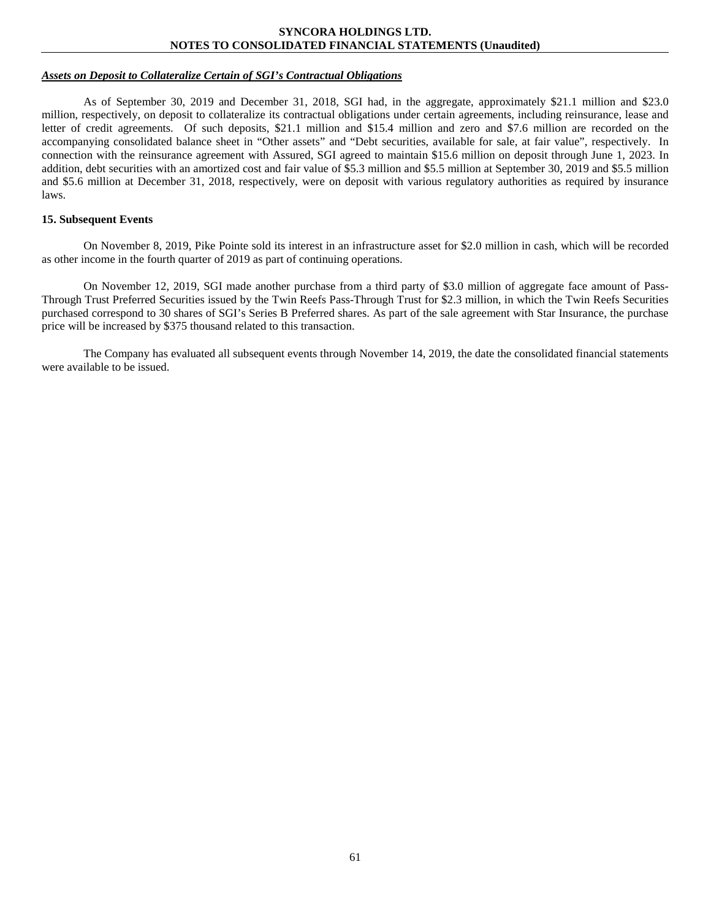***Assets on Deposit to Collateralize Certain of SGI's Contractual Obligations***

As of September 30, 2019 and December 31, 2018, SGI had, in the aggregate, approximately $21.1 million and $23.0 million, respectively, on deposit to collateralize its contractual obligations under certain agreements, including reinsurance, lease and letter of credit agreements. Of such deposits, $21.1 million and $15.4 million and zero and $7.6 million are recorded on the accompanying consolidated balance sheet in "Other assets" and "Debt securities, available for sale, at fair value", respectively. In connection with the reinsurance agreement with Assured, SGI agreed to maintain $15.6 million on deposit through June 1, 2023. In addition, debt securities with an amortized cost and fair value of $5.3 million and $5.5 million at September 30, 2019 and $5.5 million and $5.6 million at December 31, 2018, respectively, were on deposit with various regulatory authorities as required by insurance laws.

**15. Subsequent Events**

On November 8, 2019, Pike Pointe sold its interest in an infrastructure asset for $2.0 million in cash, which will be recorded as other income in the fourth quarter of 2019 as part of continuing operations.

On November 12, 2019, SGI made another purchase from a third party of $3.0 million of aggregate face amount of Pass-Through Trust Preferred Securities issued by the Twin Reefs Pass-Through Trust for $2.3 million, in which the Twin Reefs Securities purchased correspond to 30 shares of SGI's Series B Preferred shares. As part of the sale agreement with Star Insurance, the purchase price will be increased by $375 thousand related to this transaction.

The Company has evaluated all subsequent events through November 14, 2019, the date the consolidated financial statements were available to be issued.